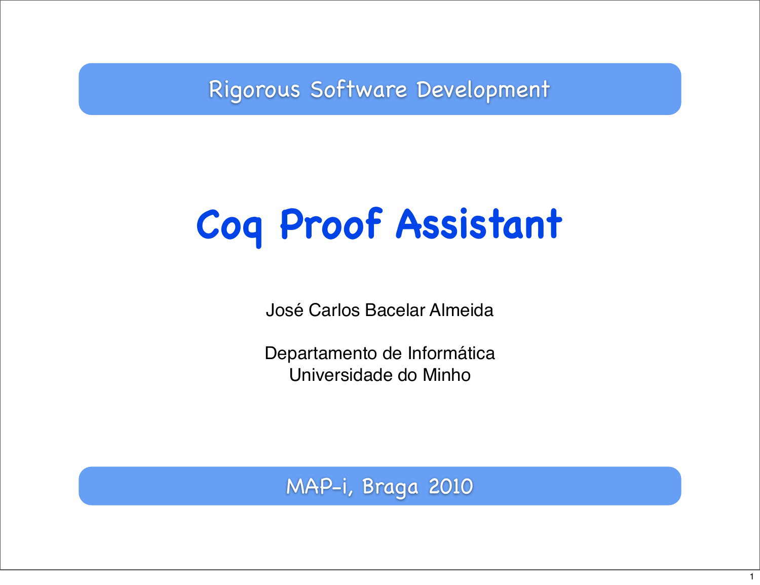Rigorous Software Development

# Coq Proof Assistant

José Carlos Bacelar Almeida

Departamento de Informática
Universidade do Minho

MAP-i, Braga 2010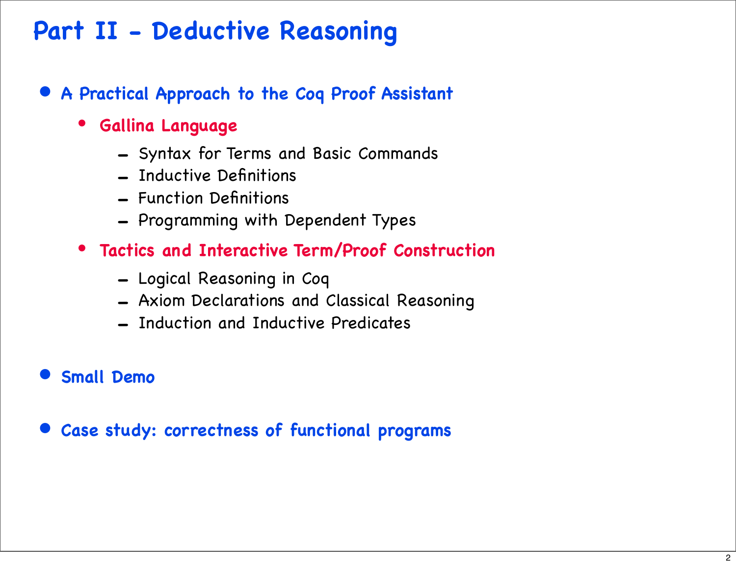# Part II - Deductive Reasoning

- **A Practical Approach to the Coq Proof Assistant**
  - **Gallina Language**
    - Syntax for Terms and Basic Commands
    - Inductive Definitions
    - Function Definitions
    - Programming with Dependent Types
  - **Tactics and Interactive Term/Proof Construction**
    - Logical Reasoning in Coq
    - Axiom Declarations and Classical Reasoning
    - Induction and Inductive Predicates

- **Small Demo**

- **Case study: correctness of functional programs**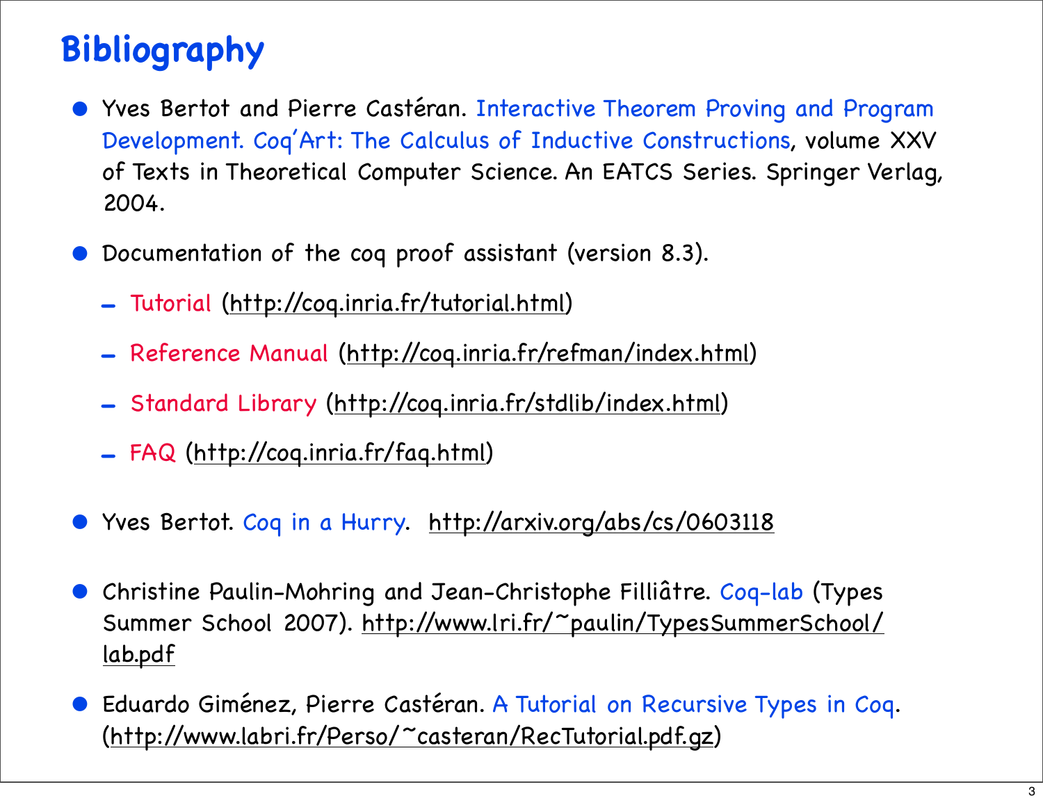# Bibliography

- Yves Bertot and Pierre Castéran. Interactive Theorem Proving and Program Development. Coq'Art: The Calculus of Inductive Constructions, volume XXV of Texts in Theoretical Computer Science. An EATCS Series. Springer Verlag, 2004.
- Documentation of the coq proof assistant (version 8.3).
  - Tutorial (http://coq.inria.fr/tutorial.html)
  - Reference Manual (http://coq.inria.fr/refman/index.html)
  - Standard Library (http://coq.inria.fr/stdlib/index.html)
  - FAQ (http://coq.inria.fr/faq.html)
- Yves Bertot. Coq in a Hurry. http://arxiv.org/abs/cs/0603118
- Christine Paulin-Mohring and Jean-Christophe Filliâtre. Coq-lab (Types Summer School 2007). http://www.lri.fr/~paulin/TypesSummerSchool/lab.pdf
- Eduardo Giménez, Pierre Castéran. A Tutorial on Recursive Types in Coq. (http://www.labri.fr/Perso/~casteran/RecTutorial.pdf.gz)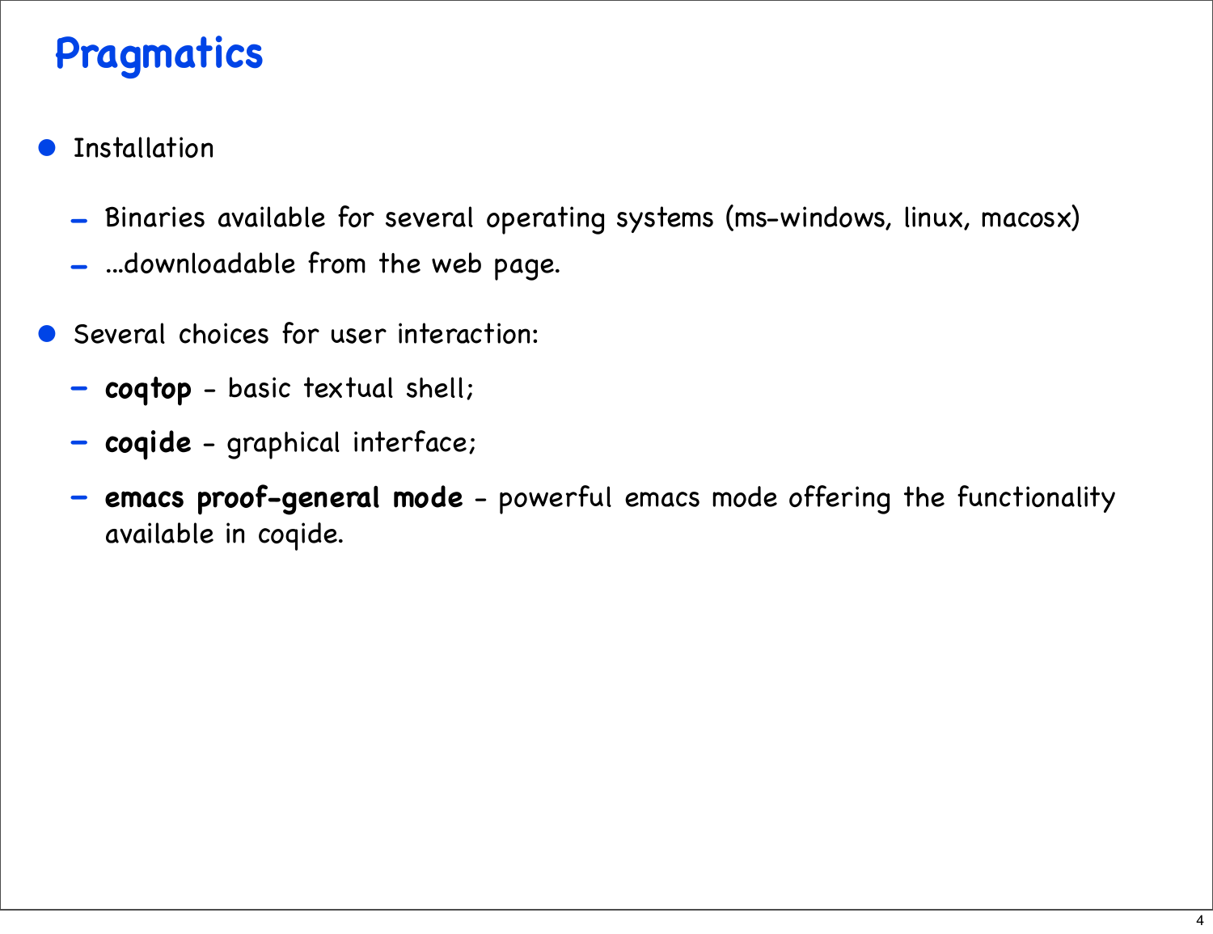# Pragmatics

- Installation
  - Binaries available for several operating systems (ms-windows, linux, macosx)
  - ...downloadable from the web page.
- Several choices for user interaction:
  - **coqtop** - basic textual shell;
  - **coqide** - graphical interface;
  - **emacs proof-general mode** - powerful emacs mode offering the functionality available in coqide.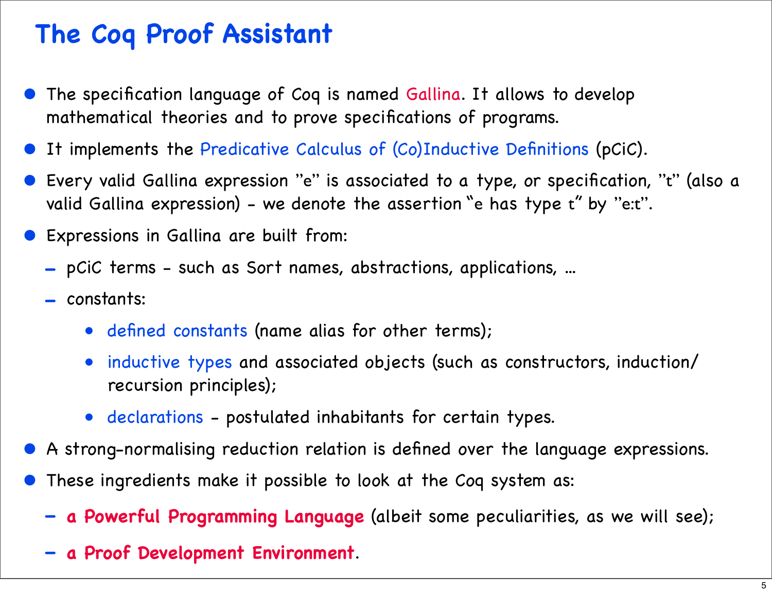# The Coq Proof Assistant

- The specification language of Coq is named Gallina. It allows to develop mathematical theories and to prove specifications of programs.
- It implements the Predicative Calculus of (Co)Inductive Definitions (pCiC).
- Every valid Gallina expression "e" is associated to a type, or specification, "t" (also a valid Gallina expression) - we denote the assertion "e has type t" by "e:t".
- Expressions in Gallina are built from:
  - pCiC terms - such as Sort names, abstractions, applications, ...
  - constants:
    - defined constants (name alias for other terms);
    - inductive types and associated objects (such as constructors, induction/recursion principles);
    - declarations - postulated inhabitants for certain types.
- A strong-normalising reduction relation is defined over the language expressions.
- These ingredients make it possible to look at the Coq system as:
  - **a Powerful Programming Language** (albeit some peculiarities, as we will see);
  - **a Proof Development Environment**.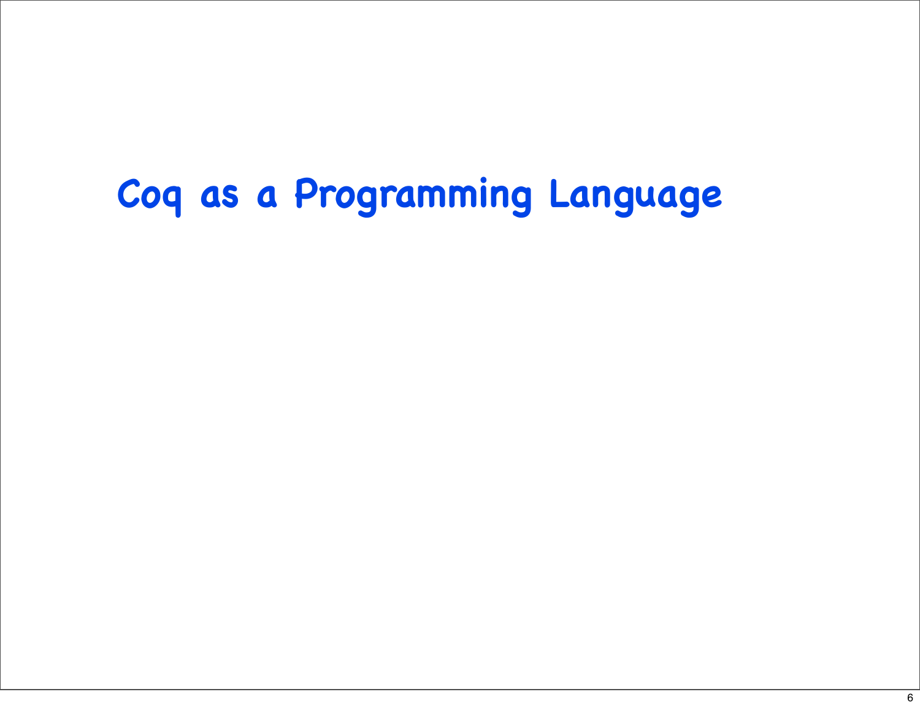# Coq as a Programming Language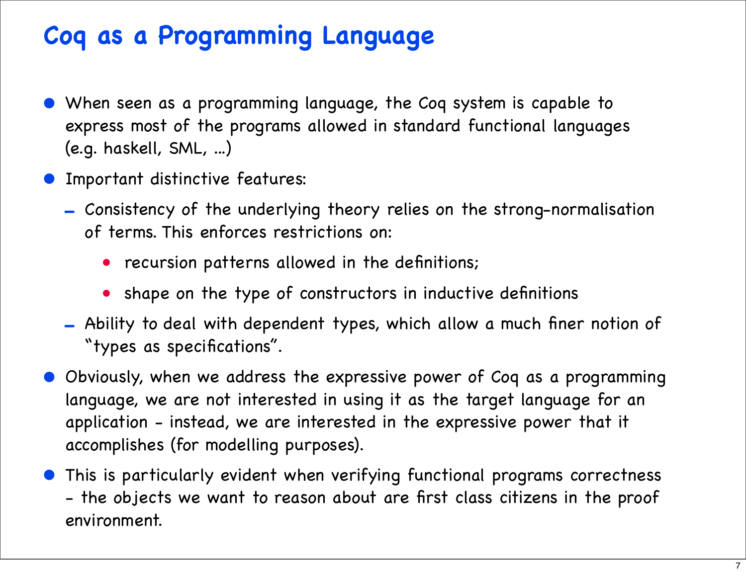# Coq as a Programming Language

- When seen as a programming language, the Coq system is capable to express most of the programs allowed in standard functional languages (e.g. haskell, SML, ...)
- Important distinctive features:
  - Consistency of the underlying theory relies on the strong-normalisation of terms. This enforces restrictions on:
    - recursion patterns allowed in the definitions;
    - shape on the type of constructors in inductive definitions
  - Ability to deal with dependent types, which allow a much finer notion of "types as specifications".
- Obviously, when we address the expressive power of Coq as a programming language, we are not interested in using it as the target language for an application - instead, we are interested in the expressive power that it accomplishes (for modelling purposes).
- This is particularly evident when verifying functional programs correctness - the objects we want to reason about are first class citizens in the proof environment.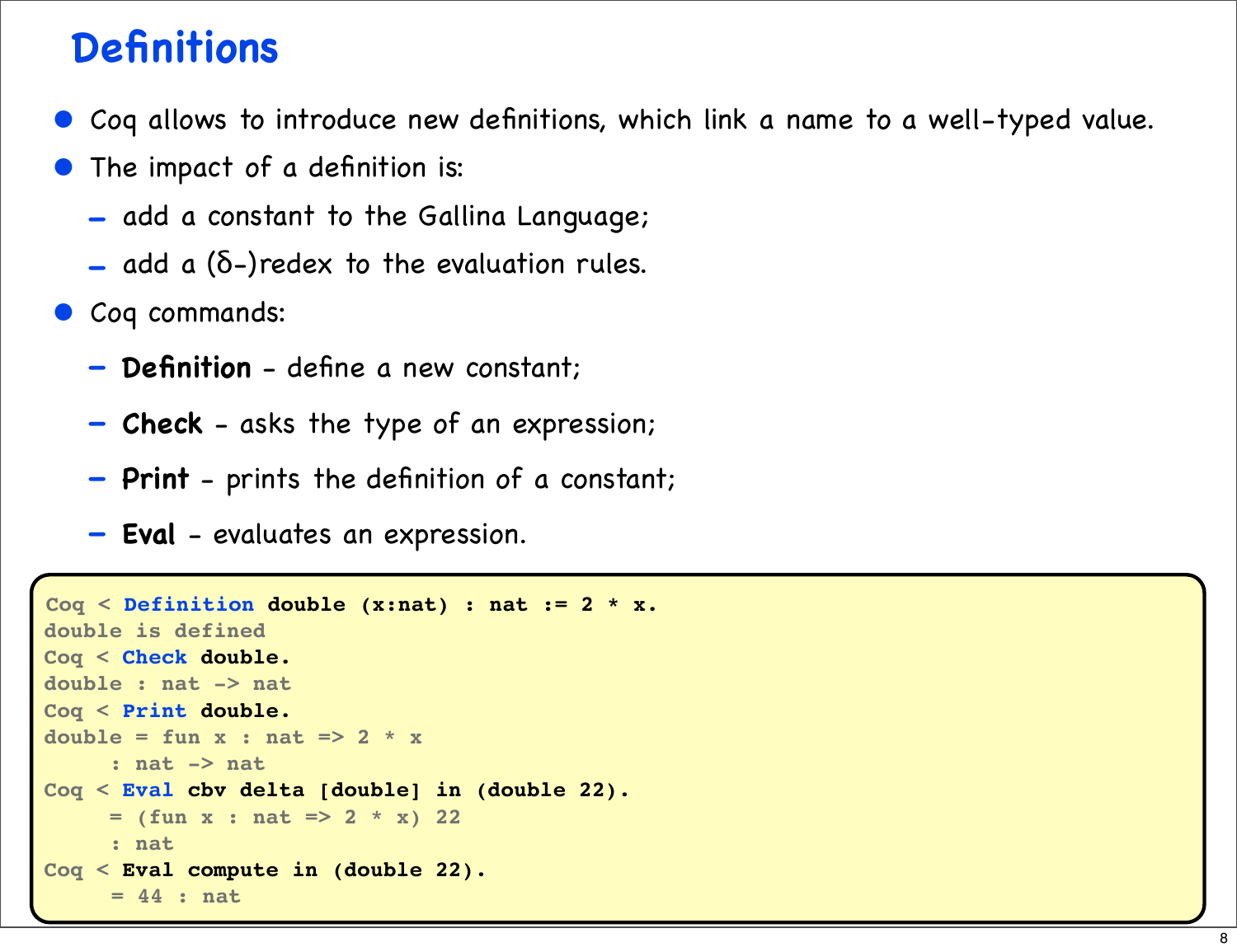# Definitions

- Coq allows to introduce new definitions, which link a name to a well-typed value.
- The impact of a definition is:
  - add a constant to the Gallina Language;
  - add a (δ-)redex to the evaluation rules.
- Coq commands:
  - **Definition** - define a new constant;
  - **Check** - asks the type of an expression;
  - **Print** - prints the definition of a constant;
  - **Eval** - evaluates an expression.

```
Coq < Definition double (x:nat) : nat := 2 * x.
double is defined
Coq < Check double.
double : nat -> nat
Coq < Print double.
double = fun x : nat => 2 * x
     : nat -> nat
Coq < Eval cbv delta [double] in (double 22).
     = (fun x : nat => 2 * x) 22
     : nat
Coq < Eval compute in (double 22).
     = 44 : nat
```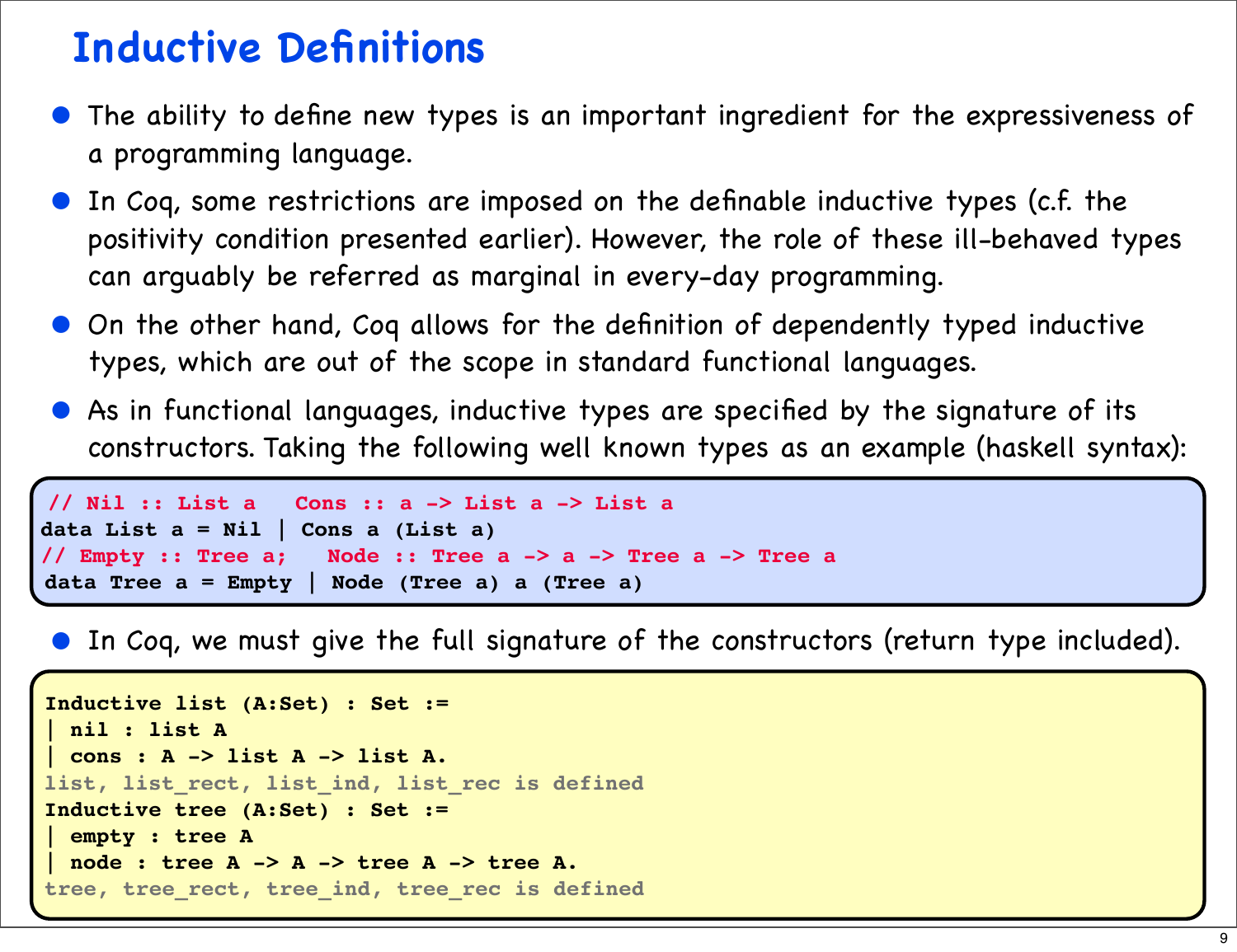# Inductive Definitions

- The ability to define new types is an important ingredient for the expressiveness of a programming language.
- In Coq, some restrictions are imposed on the definable inductive types (c.f. the positivity condition presented earlier). However, the role of these ill-behaved types can arguably be referred as marginal in every-day programming.
- On the other hand, Coq allows for the definition of dependently typed inductive types, which are out of the scope in standard functional languages.
- As in functional languages, inductive types are specified by the signature of its constructors. Taking the following well known types as an example (haskell syntax):

```
// Nil :: List a   Cons :: a -> List a -> List a
data List a = Nil | Cons a (List a)
// Empty :: Tree a;   Node :: Tree a -> a -> Tree a -> Tree a
data Tree a = Empty | Node (Tree a) a (Tree a)
```

- In Coq, we must give the full signature of the constructors (return type included).

```
Inductive list (A:Set) : Set :=
| nil : list A
| cons : A -> list A -> list A.
list, list_rect, list_ind, list_rec is defined
Inductive tree (A:Set) : Set :=
| empty : tree A
| node : tree A -> A -> tree A -> tree A.
tree, tree_rect, tree_ind, tree_rec is defined
```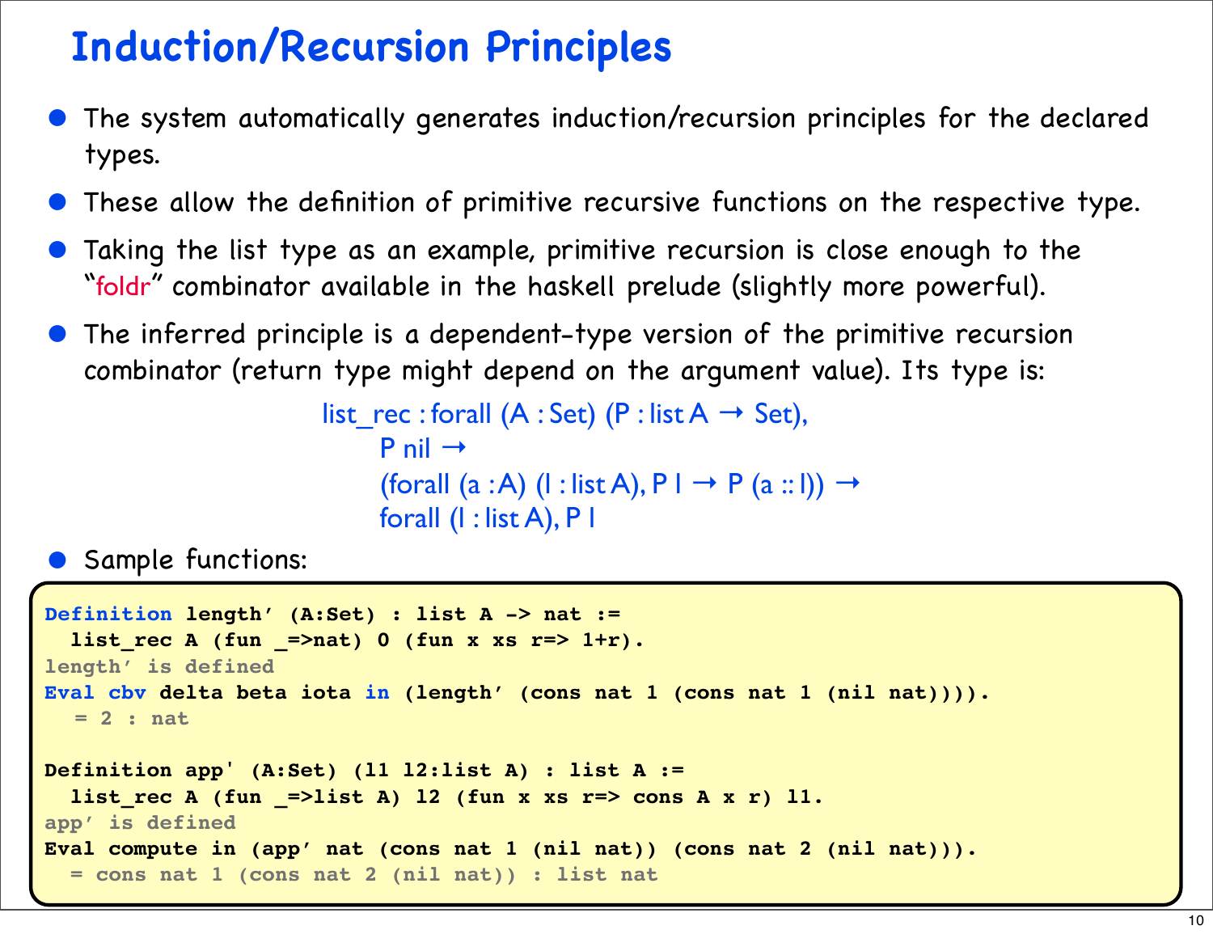# Induction/Recursion Principles

- The system automatically generates induction/recursion principles for the declared types.
- These allow the definition of primitive recursive functions on the respective type.
- Taking the list type as an example, primitive recursion is close enough to the "foldr" combinator available in the haskell prelude (slightly more powerful).
- The inferred principle is a dependent-type version of the primitive recursion combinator (return type might depend on the argument value). Its type is:

```
list_rec : forall (A : Set) (P : list A → Set),
    P nil →
    (forall (a :A) (l : list A), P l → P (a :: l)) →
    forall (l : list A), P l
```

- Sample functions:

```
Definition length' (A:Set) : list A -> nat :=
  list_rec A (fun _=>nat) 0 (fun x xs r=> 1+r).
length' is defined
Eval cbv delta beta iota in (length' (cons nat 1 (cons nat 1 (nil nat)))).
   = 2 : nat

Definition app' (A:Set) (l1 l2:list A) : list A :=
  list_rec A (fun _=>list A) l2 (fun x xs r=> cons A x r) l1.
app' is defined
Eval compute in (app' nat (cons nat 1 (nil nat)) (cons nat 2 (nil nat))).
  = cons nat 1 (cons nat 2 (nil nat)) : list nat
```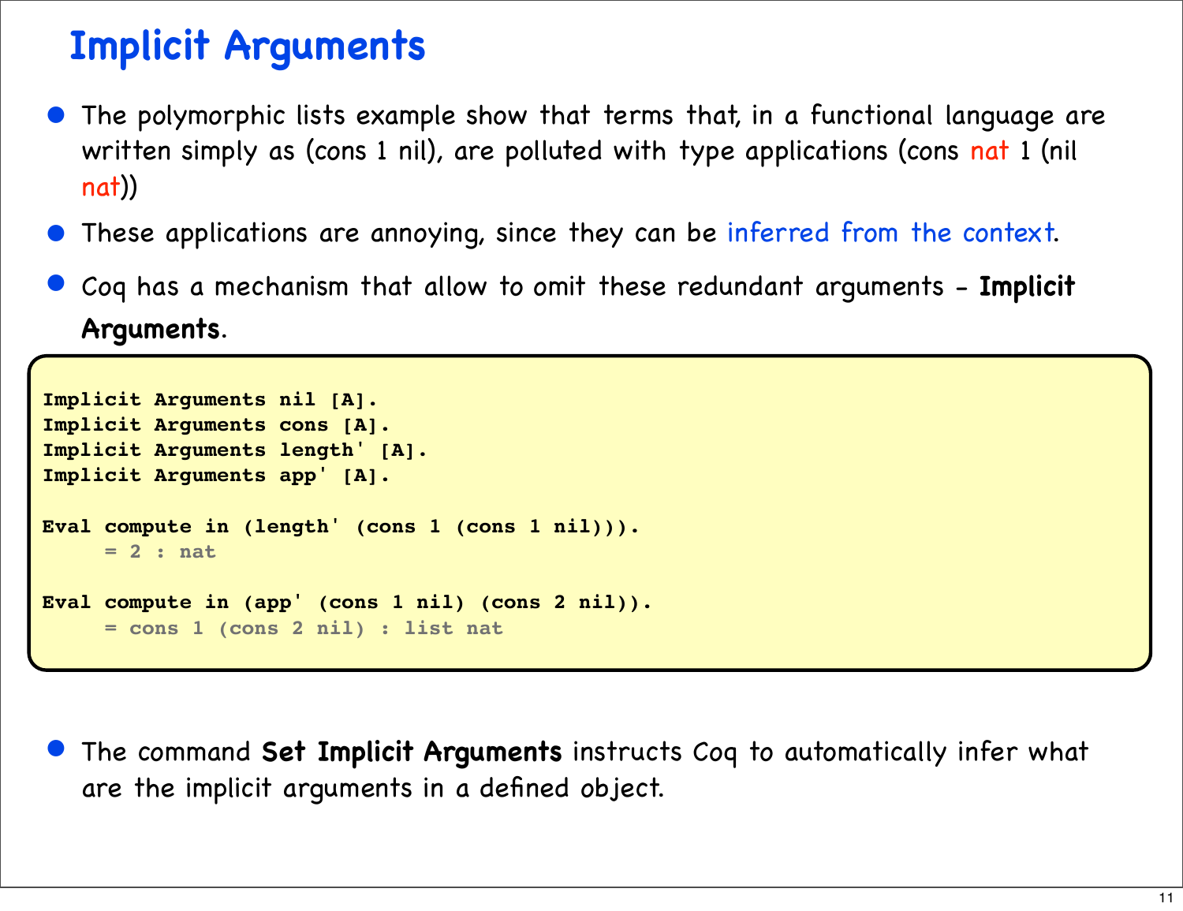# Implicit Arguments

- The polymorphic lists example show that terms that, in a functional language are written simply as (cons 1 nil), are polluted with type applications (cons nat 1 (nil nat))
- These applications are annoying, since they can be inferred from the context.
- Coq has a mechanism that allow to omit these redundant arguments - **Implicit Arguments**.

```
Implicit Arguments nil [A].
Implicit Arguments cons [A].
Implicit Arguments length' [A].
Implicit Arguments app' [A].

Eval compute in (length' (cons 1 (cons 1 nil))).
     = 2 : nat

Eval compute in (app' (cons 1 nil) (cons 2 nil)).
     = cons 1 (cons 2 nil) : list nat
```

- The command **Set Implicit Arguments** instructs Coq to automatically infer what are the implicit arguments in a defined object.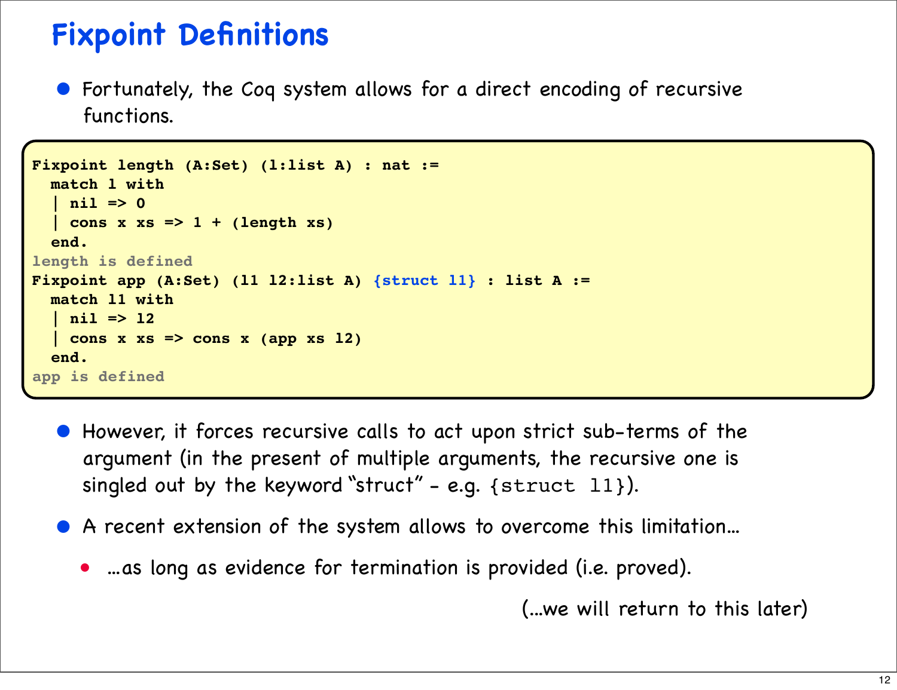# Fixpoint Definitions

- Fortunately, the Coq system allows for a direct encoding of recursive functions.

```
Fixpoint length (A:Set) (l:list A) : nat :=
  match l with
  | nil => 0
  | cons x xs => 1 + (length xs)
  end.
length is defined
Fixpoint app (A:Set) (l1 l2:list A) {struct l1} : list A :=
  match l1 with
  | nil => l2
  | cons x xs => cons x (app xs l2)
  end.
app is defined
```

- However, it forces recursive calls to act upon strict sub-terms of the argument (in the present of multiple arguments, the recursive one is singled out by the keyword "struct" - e.g. `{struct l1}`).
- A recent extension of the system allows to overcome this limitation...
  - ...as long as evidence for termination is provided (i.e. proved).

(...we will return to this later)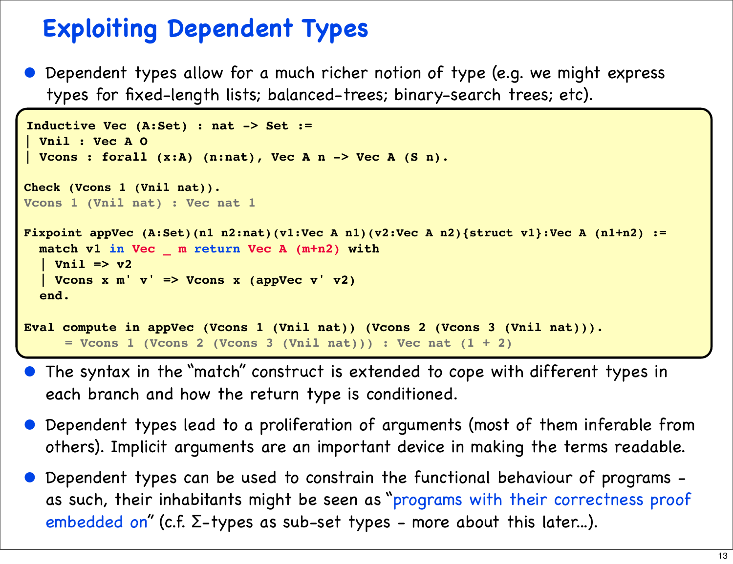# Exploiting Dependent Types

- Dependent types allow for a much richer notion of type (e.g. we might express types for fixed-length lists; balanced-trees; binary-search trees; etc).

```
Inductive Vec (A:Set) : nat -> Set :=
| Vnil : Vec A O
| Vcons : forall (x:A) (n:nat), Vec A n -> Vec A (S n).

Check (Vcons 1 (Vnil nat)).
Vcons 1 (Vnil nat) : Vec nat 1

Fixpoint appVec (A:Set)(n1 n2:nat)(v1:Vec A n1)(v2:Vec A n2){struct v1}:Vec A (n1+n2) :=
  match v1 in Vec _ m return Vec A (m+n2) with
  | Vnil => v2
  | Vcons x m' v' => Vcons x (appVec v' v2)
  end.

Eval compute in appVec (Vcons 1 (Vnil nat)) (Vcons 2 (Vcons 3 (Vnil nat))).
     = Vcons 1 (Vcons 2 (Vcons 3 (Vnil nat))) : Vec nat (1 + 2)
```

- The syntax in the "match" construct is extended to cope with different types in each branch and how the return type is conditioned.
- Dependent types lead to a proliferation of arguments (most of them inferable from others). Implicit arguments are an important device in making the terms readable.
- Dependent types can be used to constrain the functional behaviour of programs - as such, their inhabitants might be seen as "programs with their correctness proof embedded on" (c.f. Σ-types as sub-set types - more about this later...).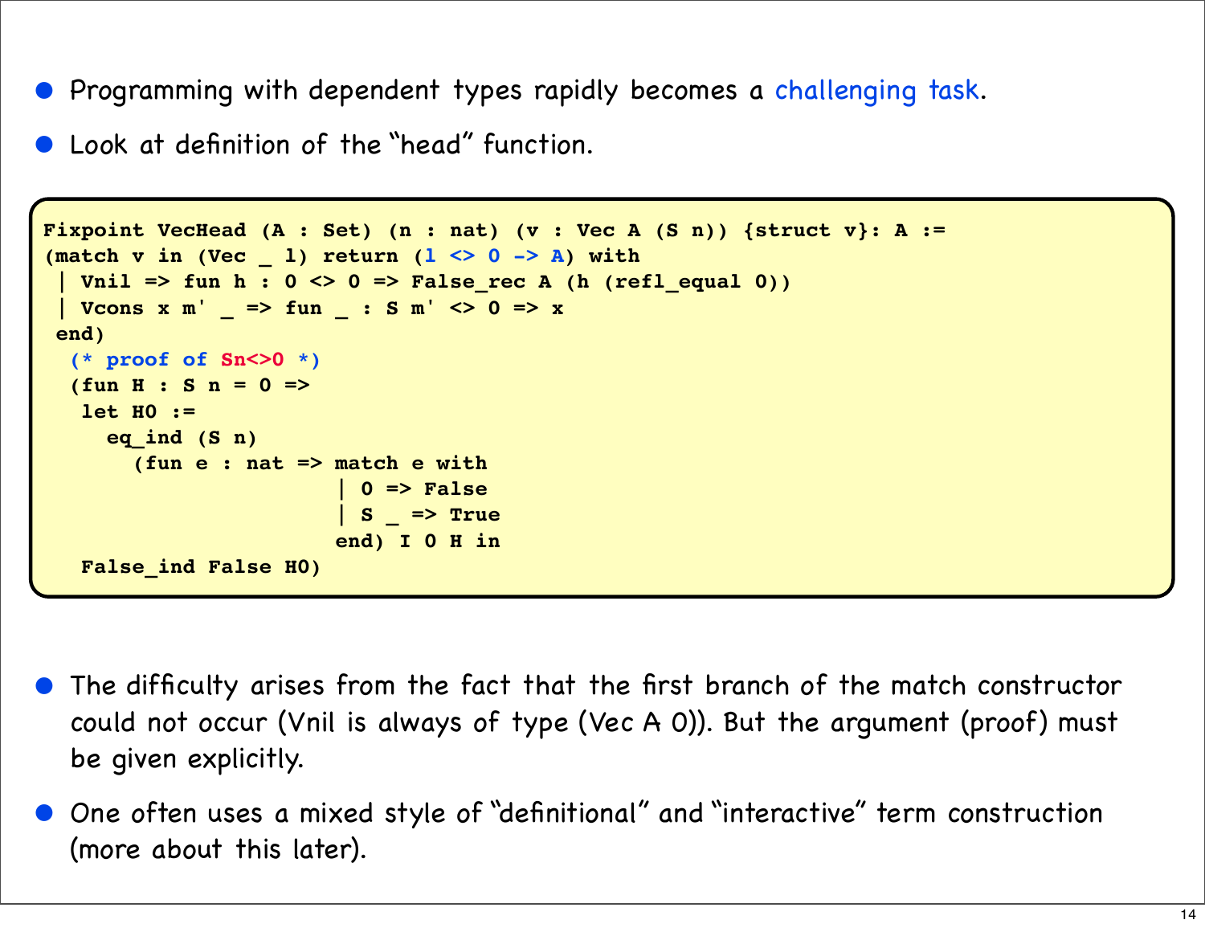- Programming with dependent types rapidly becomes a challenging task.
- Look at definition of the "head" function.

```
Fixpoint VecHead (A : Set) (n : nat) (v : Vec A (S n)) {struct v}: A :=
(match v in (Vec _ l) return (l <> 0 -> A) with
 | Vnil => fun h : 0 <> 0 => False_rec A (h (refl_equal 0))
 | Vcons x m' _ => fun _ : S m' <> 0 => x
 end)
  (* proof of Sn<>0 *)
  (fun H : S n = 0 =>
   let H0 :=
     eq_ind (S n)
       (fun e : nat => match e with
                       | 0 => False
                       | S _ => True
                       end) I 0 H in
   False_ind False H0)
```

- The difficulty arises from the fact that the first branch of the match constructor could not occur (Vnil is always of type (Vec A 0)). But the argument (proof) must be given explicitly.
- One often uses a mixed style of "definitional" and "interactive" term construction (more about this later).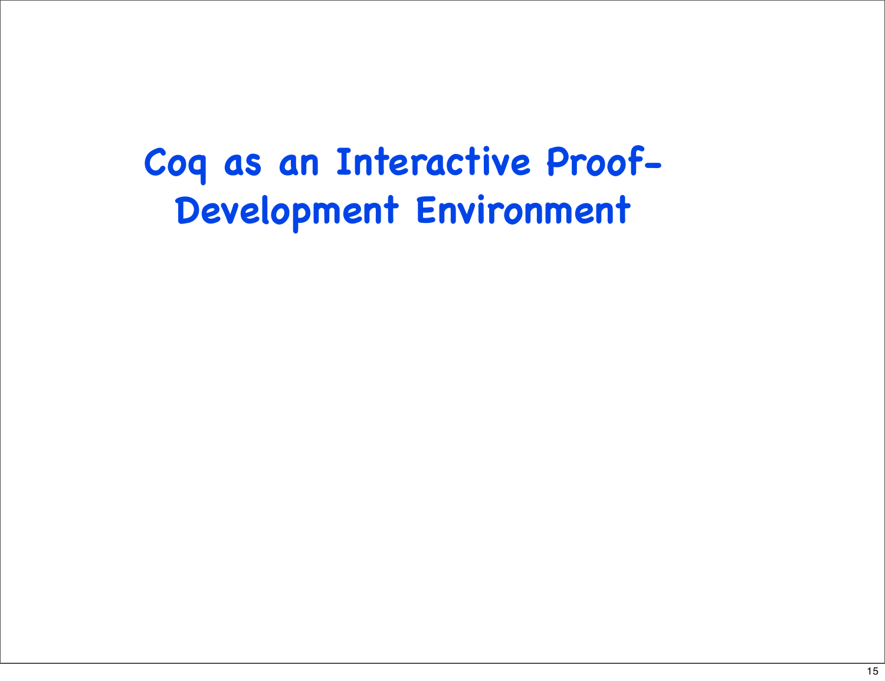# Coq as an Interactive Proof-Development Environment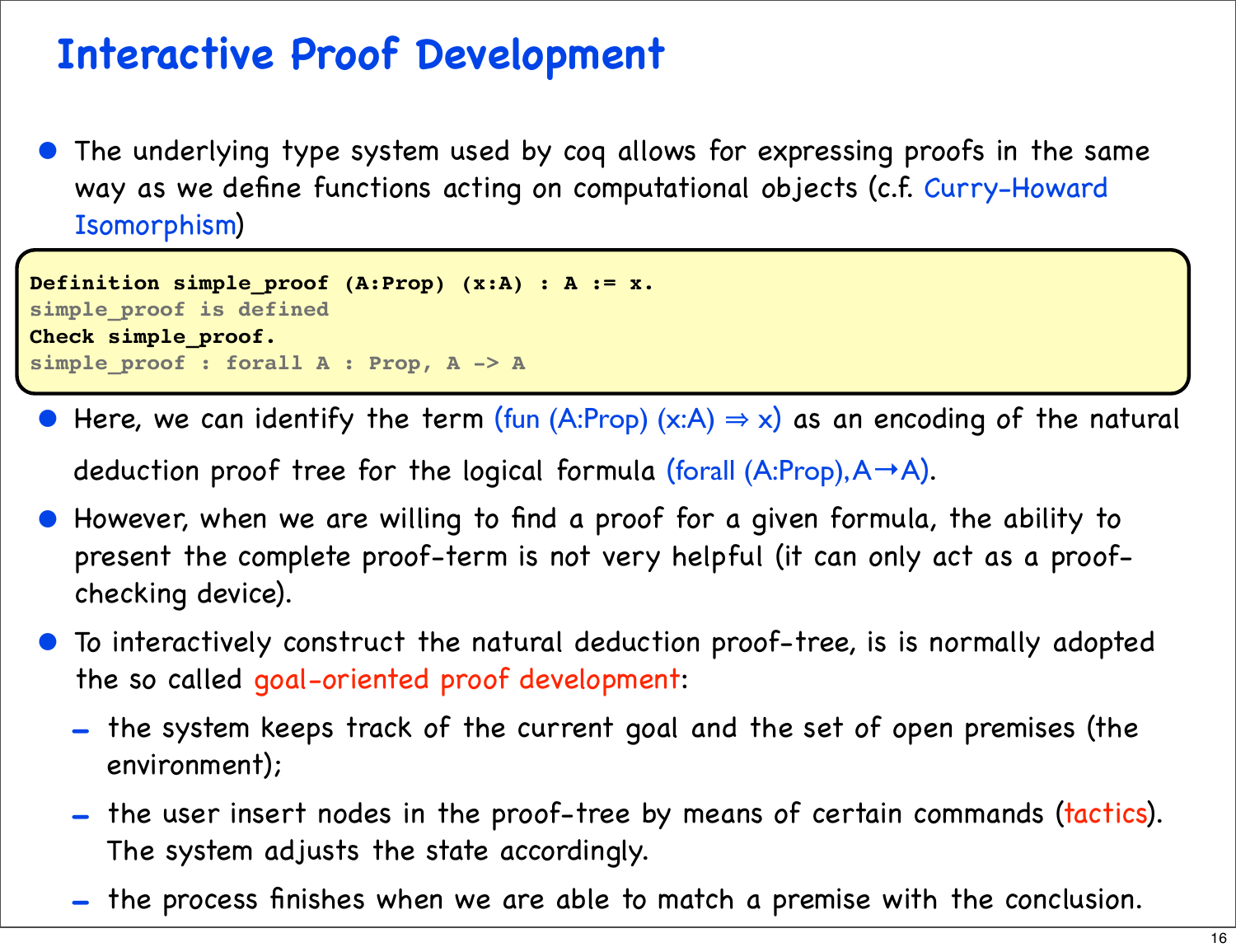# Interactive Proof Development

- The underlying type system used by coq allows for expressing proofs in the same way as we define functions acting on computational objects (c.f. Curry-Howard Isomorphism)

```
Definition simple_proof (A:Prop) (x:A) : A := x.
simple_proof is defined
Check simple_proof.
simple_proof : forall A : Prop, A -> A
```

- Here, we can identify the term (fun (A:Prop) (x:A) ⇒ x) as an encoding of the natural deduction proof tree for the logical formula (forall (A:Prop),A→A).
- However, when we are willing to find a proof for a given formula, the ability to present the complete proof-term is not very helpful (it can only act as a proof-checking device).
- To interactively construct the natural deduction proof-tree, is is normally adopted the so called goal-oriented proof development:
  - the system keeps track of the current goal and the set of open premises (the environment);
  - the user insert nodes in the proof-tree by means of certain commands (tactics). The system adjusts the state accordingly.
  - the process finishes when we are able to match a premise with the conclusion.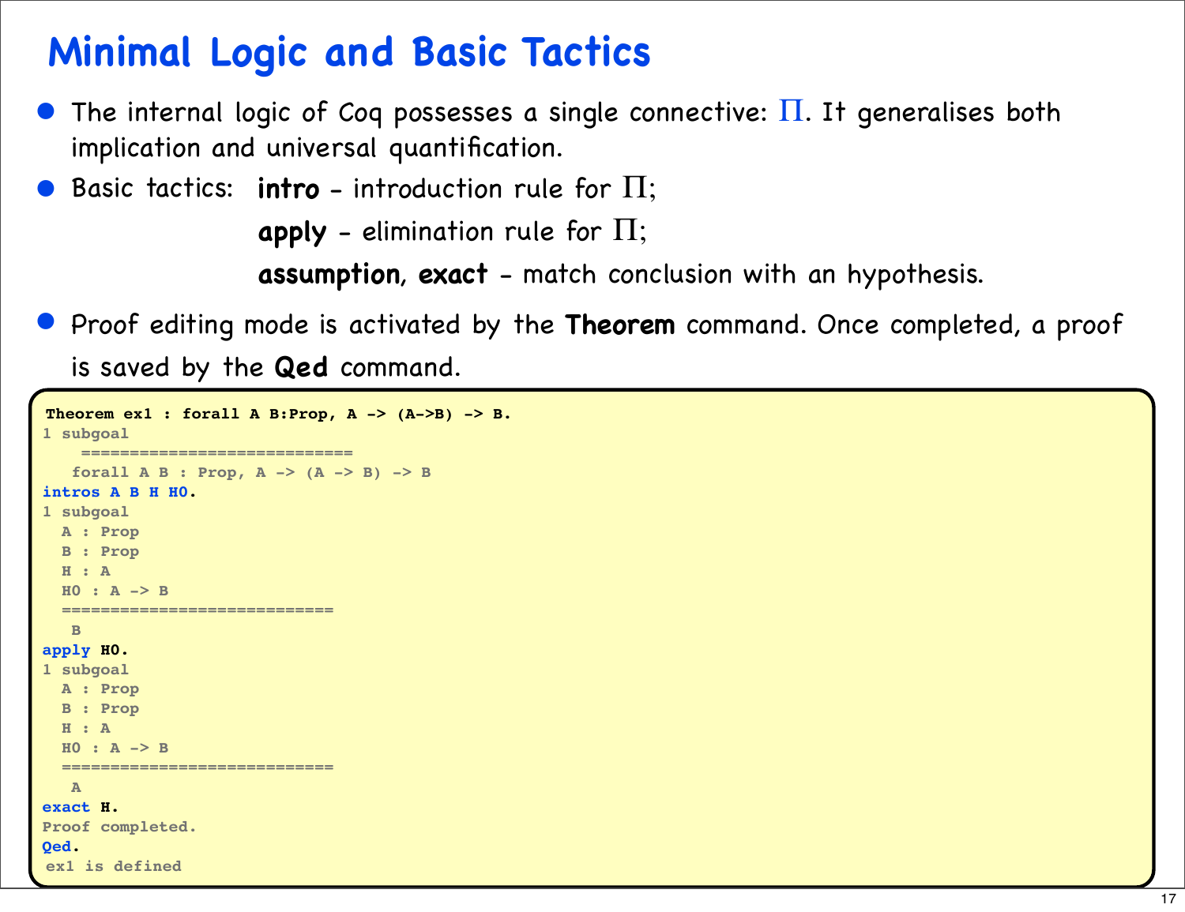# Minimal Logic and Basic Tactics

- The internal logic of Coq possesses a single connective: $\Pi$. It generalises both implication and universal quantification.
- Basic tactics: **intro** - introduction rule for $\Pi$;
  **apply** - elimination rule for $\Pi$;
  **assumption**, **exact** - match conclusion with an hypothesis.
- Proof editing mode is activated by the **Theorem** command. Once completed, a proof is saved by the **Qed** command.

```
Theorem ex1 : forall A B:Prop, A -> (A->B) -> B.
1 subgoal
    ============================
   forall A B : Prop, A -> (A -> B) -> B
intros A B H H0.
1 subgoal
  A : Prop
  B : Prop
  H : A
  H0 : A -> B
  ============================
   B
apply H0.
1 subgoal
  A : Prop
  B : Prop
  H : A
  H0 : A -> B
  ============================
   A
exact H.
Proof completed.
Qed.
ex1 is defined
```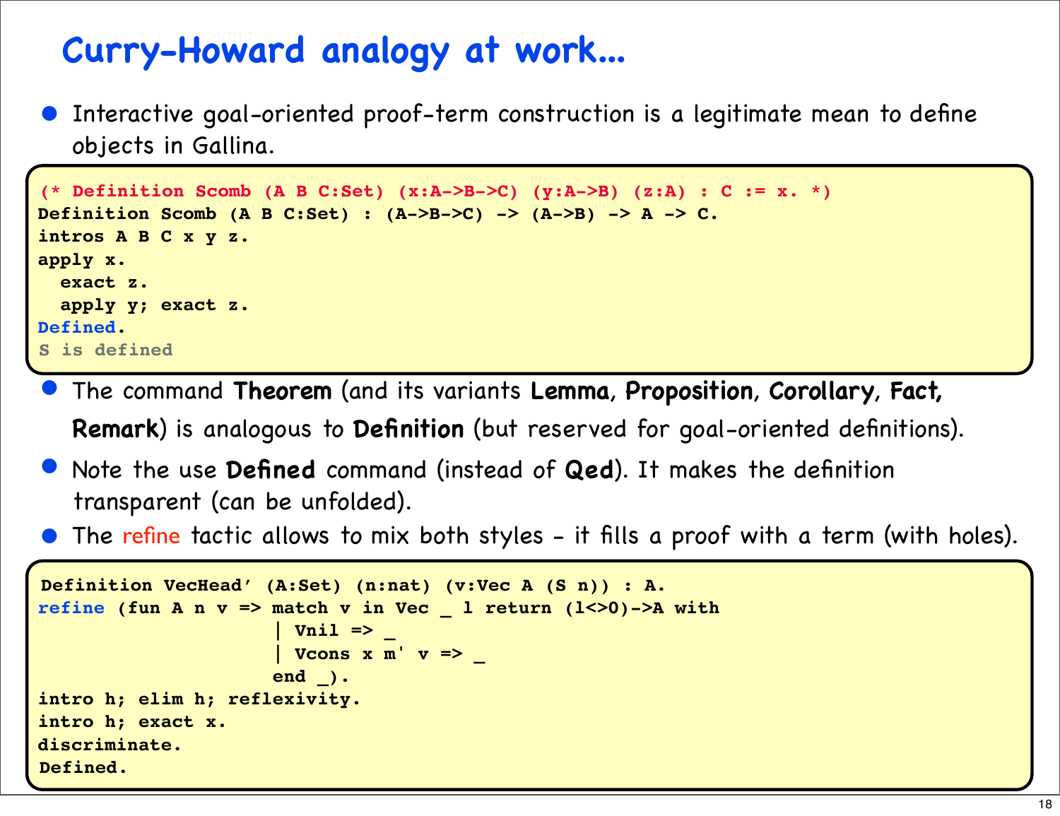# Curry-Howard analogy at work...

- Interactive goal-oriented proof-term construction is a legitimate mean to define objects in Gallina.

```
(* Definition Scomb (A B C:Set) (x:A->B->C) (y:A->B) (z:A) : C := x. *)
Definition Scomb (A B C:Set) : (A->B->C) -> (A->B) -> A -> C.
intros A B C x y z.
apply x.
  exact z.
  apply y; exact z.
Defined.
S is defined
```

- The command **Theorem** (and its variants **Lemma**, **Proposition**, **Corollary**, **Fact**, **Remark**) is analogous to **Definition** (but reserved for goal-oriented definitions).
- Note the use **Defined** command (instead of **Qed**). It makes the definition transparent (can be unfolded).
- The refine tactic allows to mix both styles - it fills a proof with a term (with holes).

```
Definition VecHead' (A:Set) (n:nat) (v:Vec A (S n)) : A.
refine (fun A n v => match v in Vec _ l return (l<>0)->A with
                     | Vnil => _
                     | Vcons x m' v => _
                     end _).
intro h; elim h; reflexivity.
intro h; exact x.
discriminate.
Defined.
```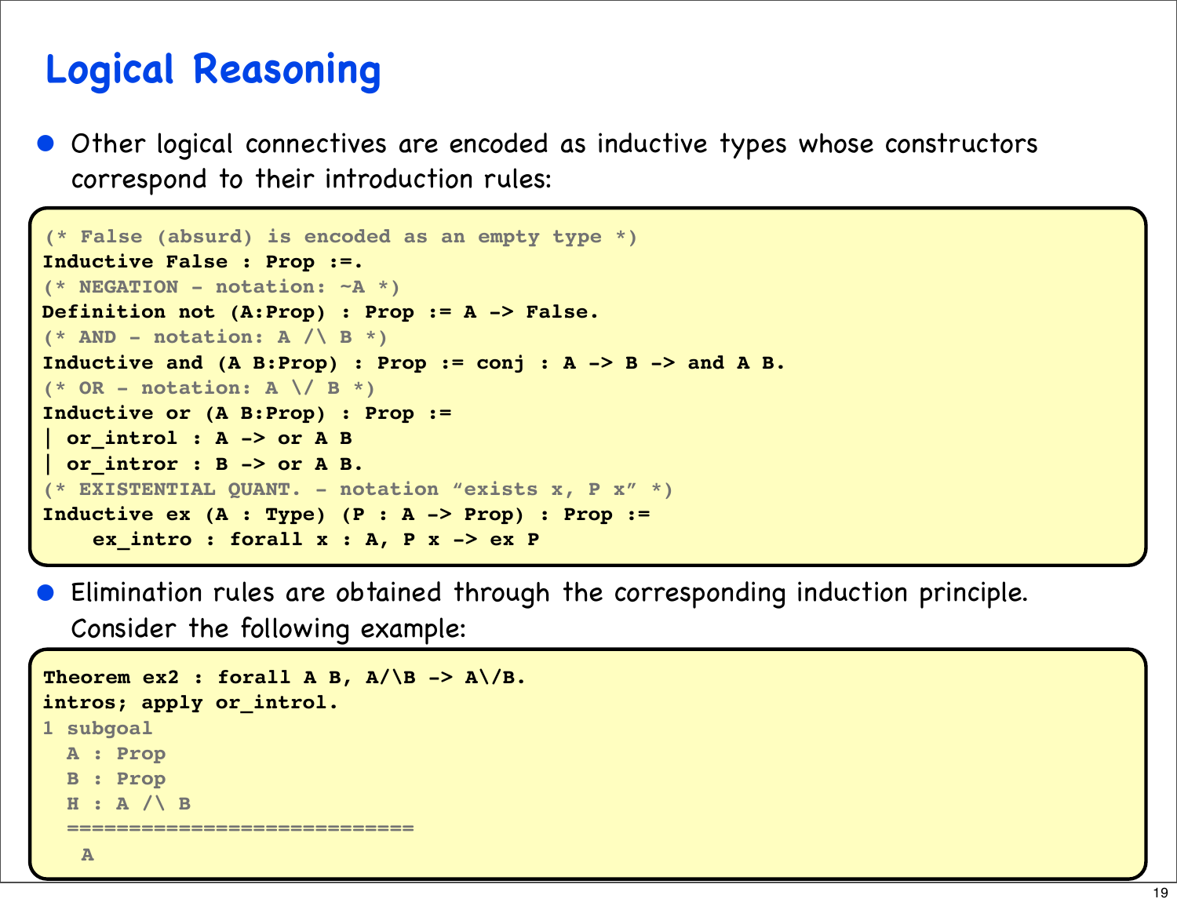# Logical Reasoning

- Other logical connectives are encoded as inductive types whose constructors correspond to their introduction rules:

```
(* False (absurd) is encoded as an empty type *)
Inductive False : Prop :=.
(* NEGATION - notation: ~A *)
Definition not (A:Prop) : Prop := A -> False.
(* AND - notation: A /\ B *)
Inductive and (A B:Prop) : Prop := conj : A -> B -> and A B.
(* OR - notation: A \/ B *)
Inductive or (A B:Prop) : Prop :=
| or_introl : A -> or A B
| or_intror : B -> or A B.
(* EXISTENTIAL QUANT. - notation "exists x, P x" *)
Inductive ex (A : Type) (P : A -> Prop) : Prop :=
    ex_intro : forall x : A, P x -> ex P
```

- Elimination rules are obtained through the corresponding induction principle. Consider the following example:

```
Theorem ex2 : forall A B, A/\B -> A\/B.
intros; apply or_introl.
1 subgoal
  A : Prop
  B : Prop
  H : A /\ B
  ============================
   A
```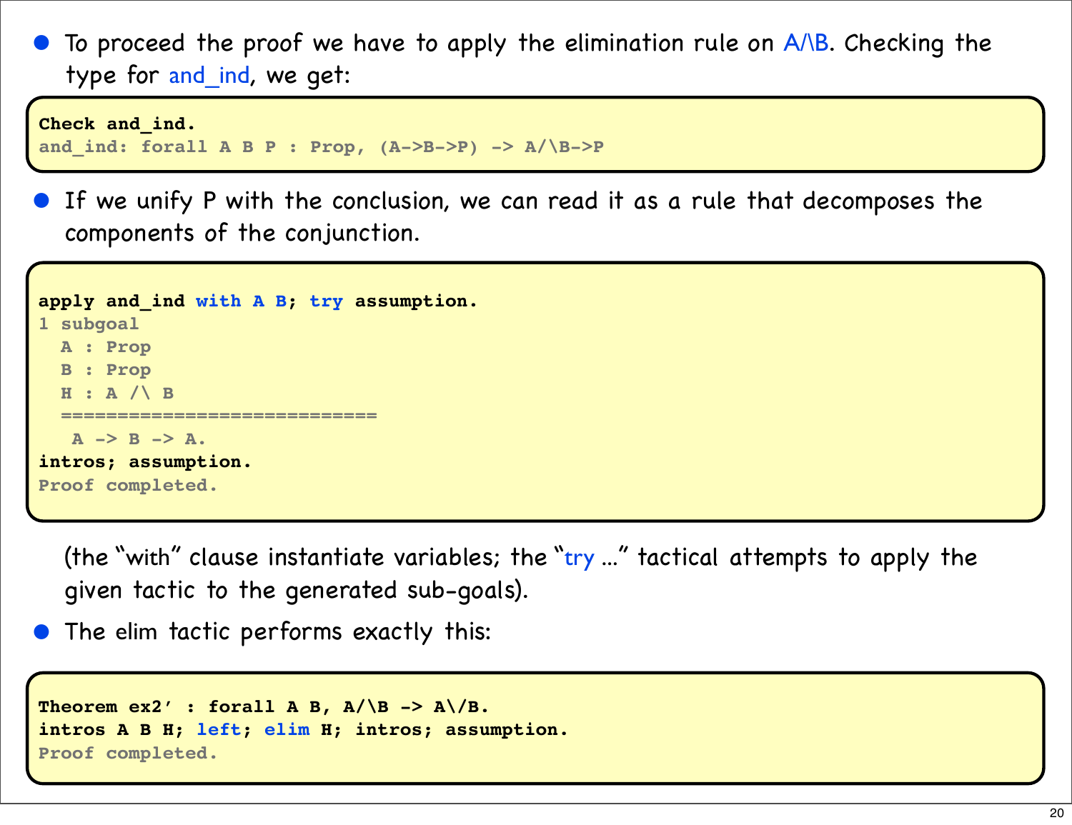- To proceed the proof we have to apply the elimination rule on A/\B. Checking the type for and_ind, we get:

```
Check and_ind.
and_ind: forall A B P : Prop, (A->B->P) -> A/\B->P
```

- If we unify P with the conclusion, we can read it as a rule that decomposes the components of the conjunction.

```
apply and_ind with A B; try assumption.
1 subgoal
  A : Prop
  B : Prop
  H : A /\ B
  ============================
   A -> B -> A.
intros; assumption.
Proof completed.
```

(the "with" clause instantiate variables; the "try ..." tactical attempts to apply the given tactic to the generated sub-goals).

- The elim tactic performs exactly this:

```
Theorem ex2' : forall A B, A/\B -> A\/B.
intros A B H; left; elim H; intros; assumption.
Proof completed.
```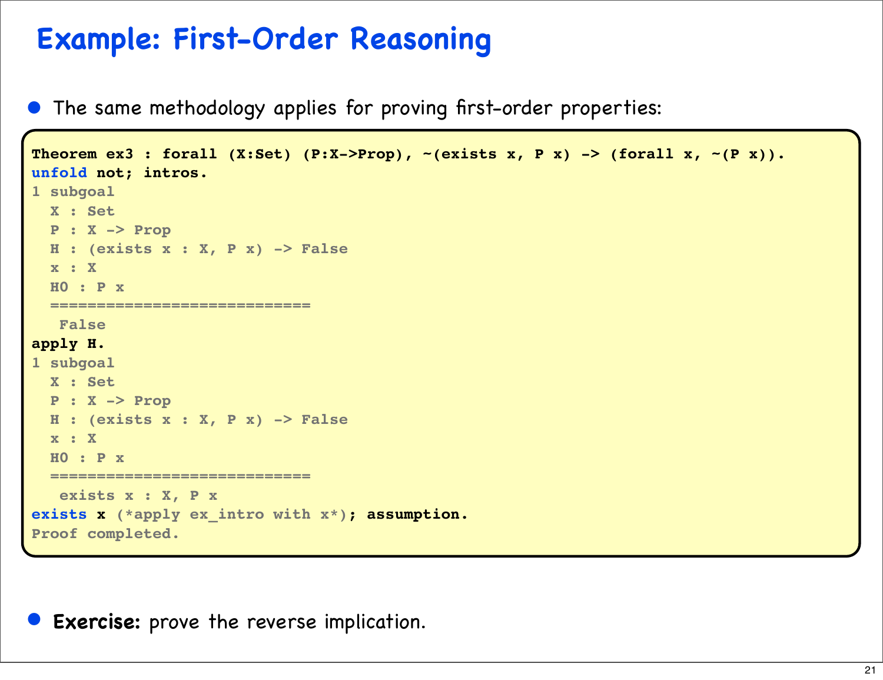# Example: First-Order Reasoning

- The same methodology applies for proving first-order properties:

```
Theorem ex3 : forall (X:Set) (P:X->Prop), ~(exists x, P x) -> (forall x, ~(P x)).
unfold not; intros.
1 subgoal
  X : Set
  P : X -> Prop
  H : (exists x : X, P x) -> False
  x : X
  H0 : P x
  ============================
   False
apply H.
1 subgoal
  X : Set
  P : X -> Prop
  H : (exists x : X, P x) -> False
  x : X
  H0 : P x
  ============================
   exists x : X, P x
exists x (*apply ex_intro with x*); assumption.
Proof completed.
```

- **Exercise:** prove the reverse implication.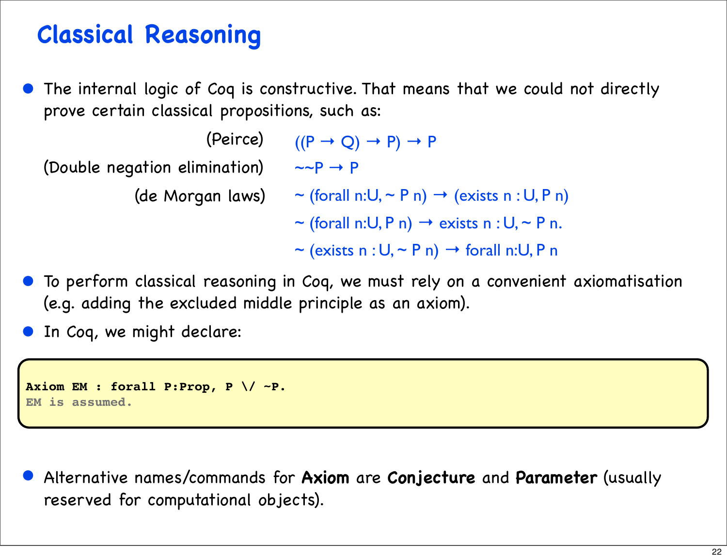# Classical Reasoning

- The internal logic of Coq is constructive. That means that we could not directly prove certain classical propositions, such as:

| | |
|---|---|
| (Peirce) | ((P → Q) → P) → P |
| (Double negation elimination) | ~~P → P |
| (de Morgan laws) | ~ (forall n:U, ~ P n) → (exists n : U, P n) |
| | ~ (forall n:U, P n) → exists n : U, ~ P n. |
| | ~ (exists n : U, ~ P n) → forall n:U, P n |

- To perform classical reasoning in Coq, we must rely on a convenient axiomatisation (e.g. adding the excluded middle principle as an axiom).
- In Coq, we might declare:

```
Axiom EM : forall P:Prop, P \/ ~P.
EM is assumed.
```

- Alternative names/commands for **Axiom** are **Conjecture** and **Parameter** (usually reserved for computational objects).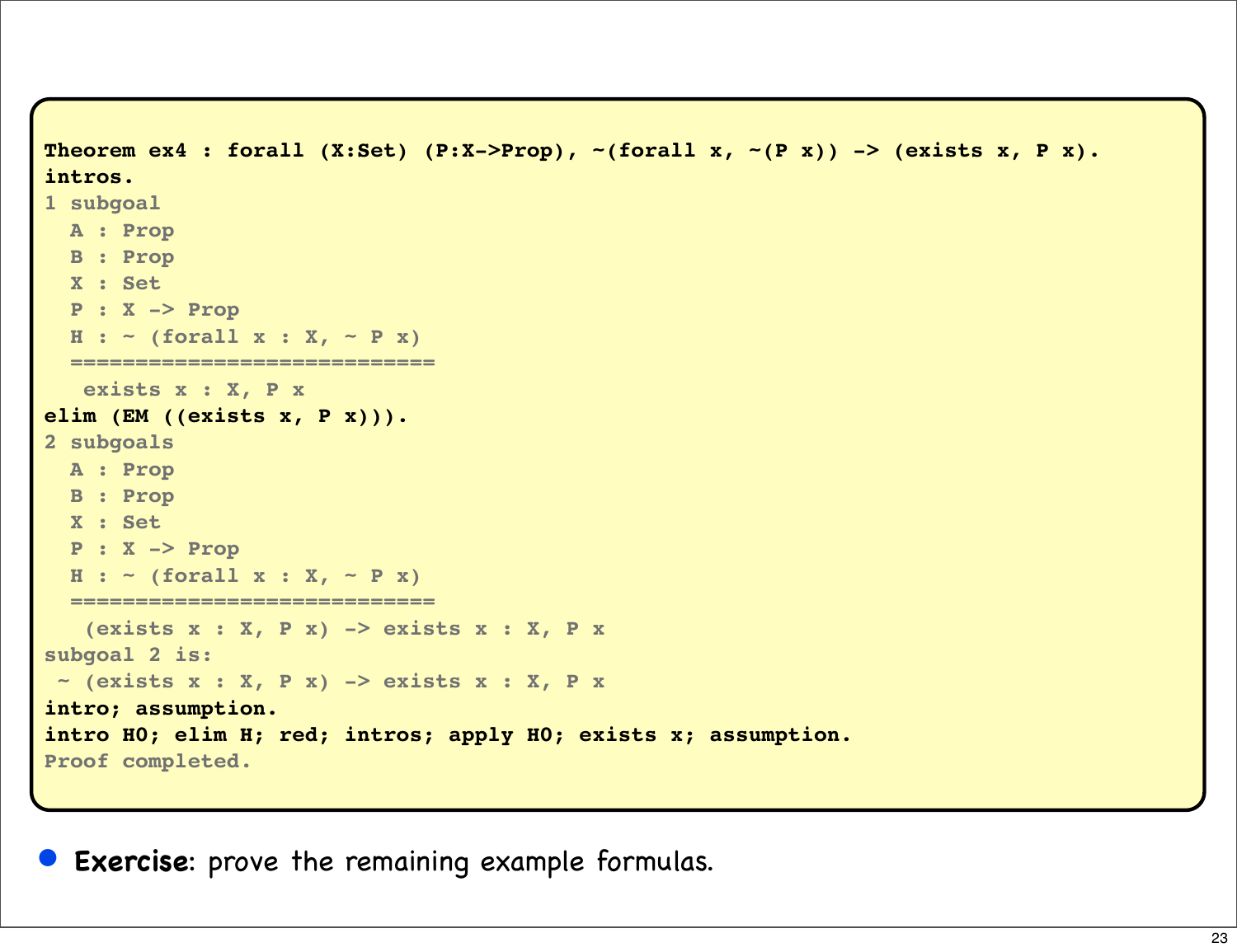```
Theorem ex4 : forall (X:Set) (P:X->Prop), ~(forall x, ~(P x)) -> (exists x, P x).
intros.
1 subgoal
  A : Prop
  B : Prop
  X : Set
  P : X -> Prop
  H : ~ (forall x : X, ~ P x)
  ============================
   exists x : X, P x
elim (EM ((exists x, P x))).
2 subgoals
  A : Prop
  B : Prop
  X : Set
  P : X -> Prop
  H : ~ (forall x : X, ~ P x)
  ============================
   (exists x : X, P x) -> exists x : X, P x
subgoal 2 is:
 ~ (exists x : X, P x) -> exists x : X, P x
intro; assumption.
intro H0; elim H; red; intros; apply H0; exists x; assumption.
Proof completed.
```

- **Exercise**: prove the remaining example formulas.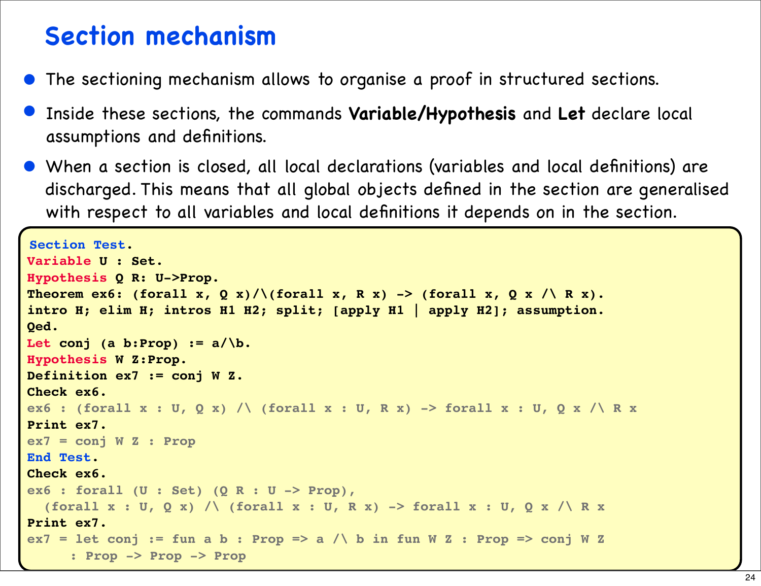# Section mechanism

- The sectioning mechanism allows to organise a proof in structured sections.
- Inside these sections, the commands **Variable/Hypothesis** and **Let** declare local assumptions and definitions.
- When a section is closed, all local declarations (variables and local definitions) are discharged. This means that all global objects defined in the section are generalised with respect to all variables and local definitions it depends on in the section.

```
Section Test.
Variable U : Set.
Hypothesis Q R: U->Prop.
Theorem ex6: (forall x, Q x)/\(forall x, R x) -> (forall x, Q x /\ R x).
intro H; elim H; intros H1 H2; split; [apply H1 | apply H2]; assumption.
Qed.
Let conj (a b:Prop) := a/\b.
Hypothesis W Z:Prop.
Definition ex7 := conj W Z.
Check ex6.
ex6 : (forall x : U, Q x) /\ (forall x : U, R x) -> forall x : U, Q x /\ R x
Print ex7.
ex7 = conj W Z : Prop
End Test.
Check ex6.
ex6 : forall (U : Set) (Q R : U -> Prop),
  (forall x : U, Q x) /\ (forall x : U, R x) -> forall x : U, Q x /\ R x
Print ex7.
ex7 = let conj := fun a b : Prop => a /\ b in fun W Z : Prop => conj W Z
     : Prop -> Prop -> Prop
```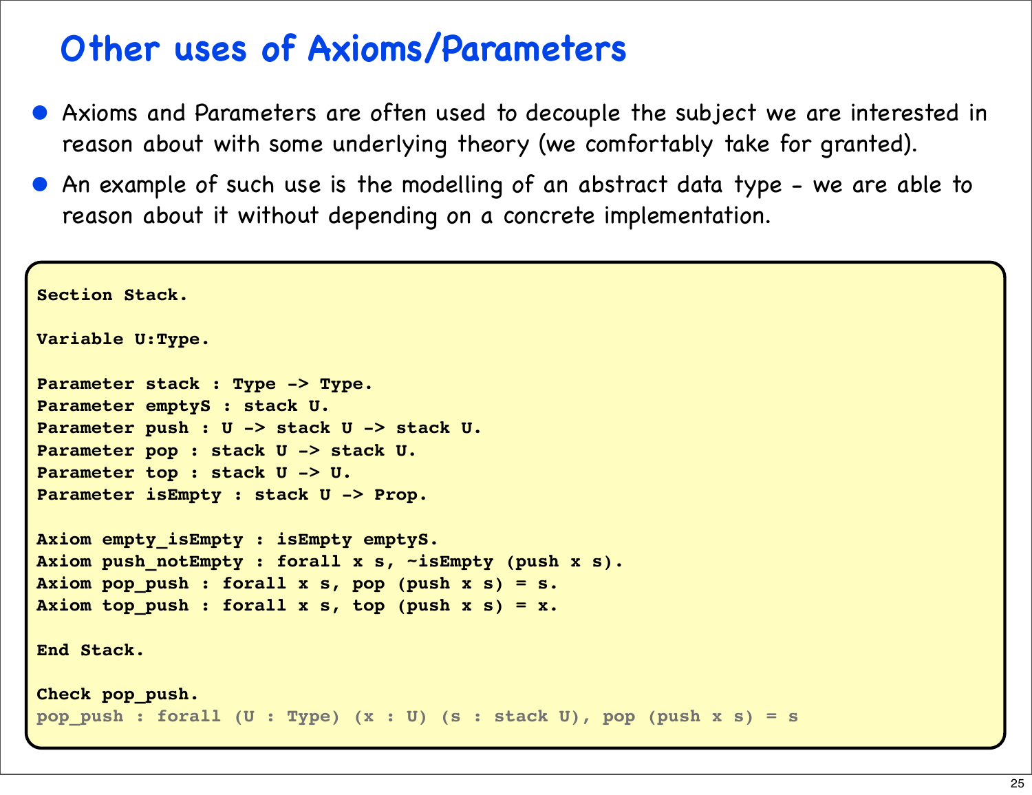# Other uses of Axioms/Parameters

- Axioms and Parameters are often used to decouple the subject we are interested in reason about with some underlying theory (we comfortably take for granted).
- An example of such use is the modelling of an abstract data type - we are able to reason about it without depending on a concrete implementation.

```
Section Stack.

Variable U:Type.

Parameter stack : Type -> Type.
Parameter emptyS : stack U.
Parameter push : U -> stack U -> stack U.
Parameter pop : stack U -> stack U.
Parameter top : stack U -> U.
Parameter isEmpty : stack U -> Prop.

Axiom empty_isEmpty : isEmpty emptyS.
Axiom push_notEmpty : forall x s, ~isEmpty (push x s).
Axiom pop_push : forall x s, pop (push x s) = s.
Axiom top_push : forall x s, top (push x s) = x.

End Stack.

Check pop_push.
pop_push : forall (U : Type) (x : U) (s : stack U), pop (push x s) = s
```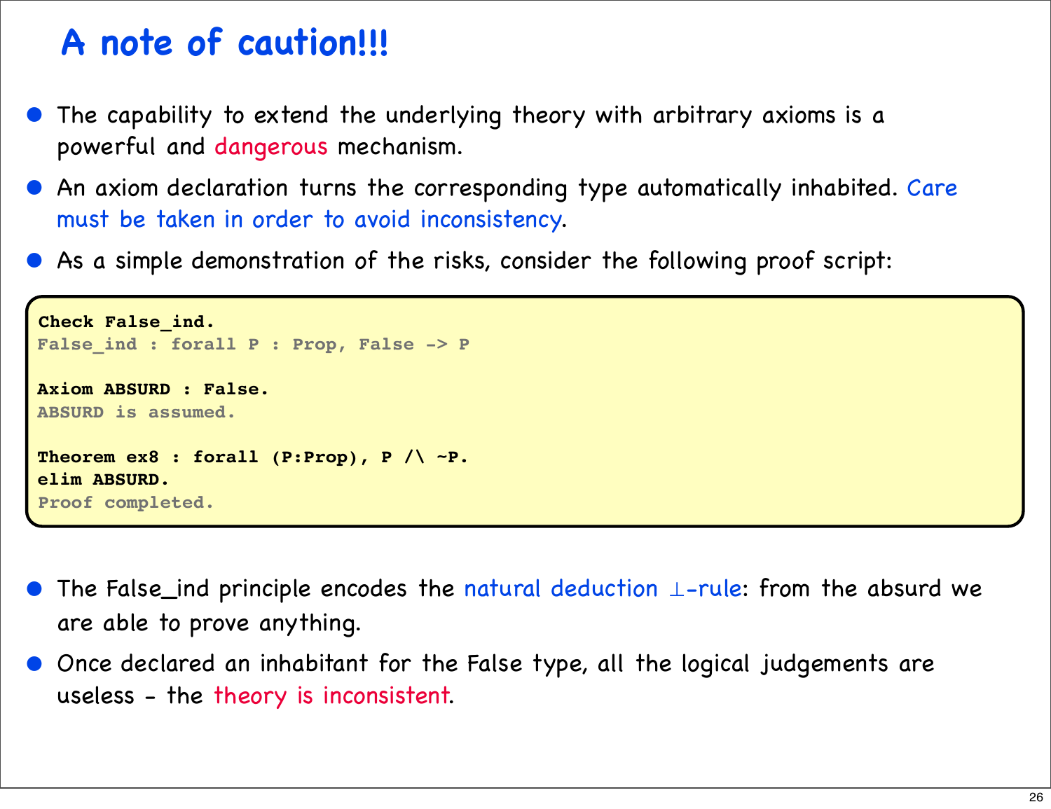# A note of caution!!!

- The capability to extend the underlying theory with arbitrary axioms is a powerful and dangerous mechanism.
- An axiom declaration turns the corresponding type automatically inhabited. Care must be taken in order to avoid inconsistency.
- As a simple demonstration of the risks, consider the following proof script:

```
Check False_ind.
False_ind : forall P : Prop, False -> P

Axiom ABSURD : False.
ABSURD is assumed.

Theorem ex8 : forall (P:Prop), P /\ ~P.
elim ABSURD.
Proof completed.
```

- The False_ind principle encodes the natural deduction $\bot$-rule: from the absurd we are able to prove anything.
- Once declared an inhabitant for the False type, all the logical judgements are useless - the theory is inconsistent.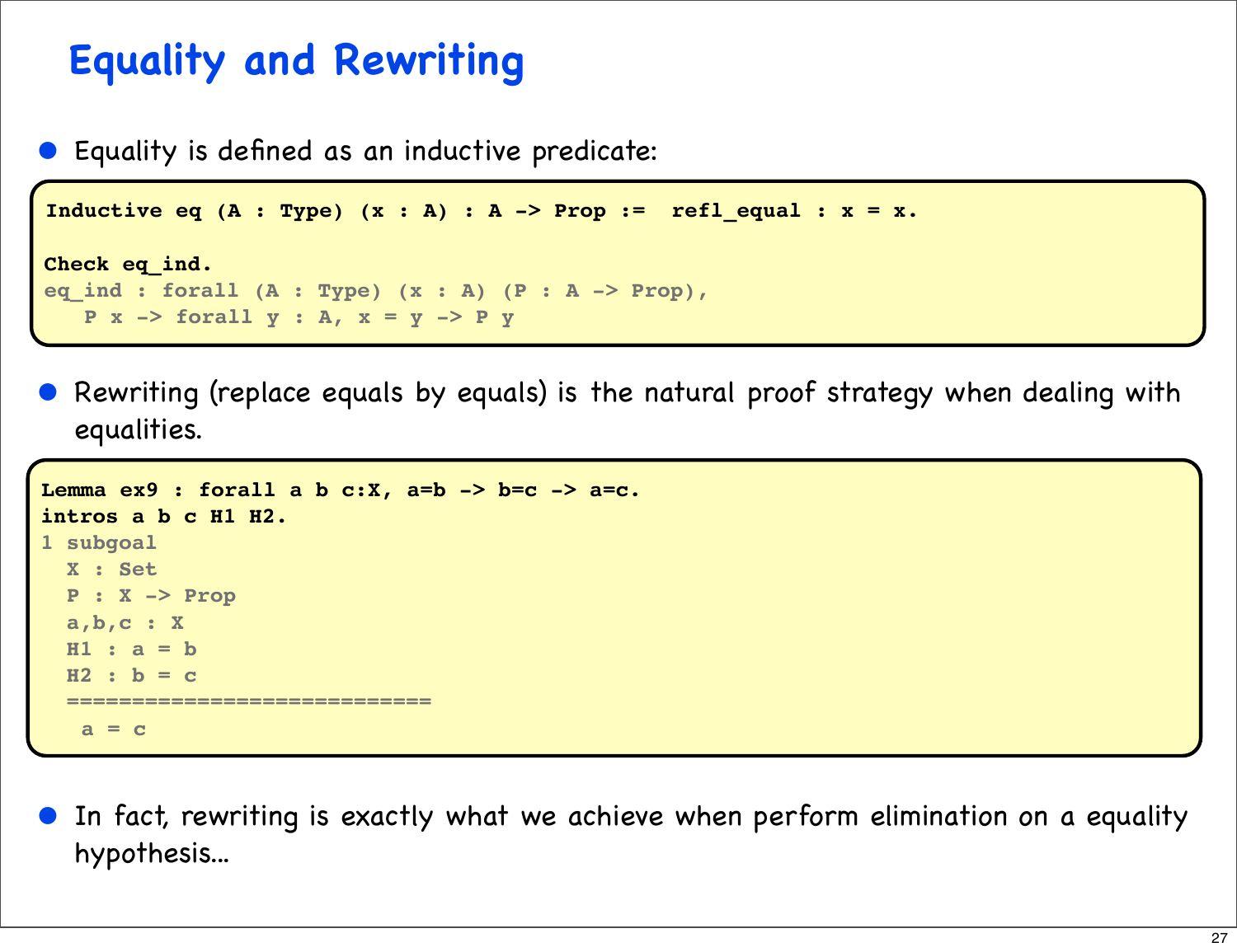# Equality and Rewriting

- Equality is defined as an inductive predicate:

```
Inductive eq (A : Type) (x : A) : A -> Prop :=  refl_equal : x = x.

Check eq_ind.
eq_ind : forall (A : Type) (x : A) (P : A -> Prop),
   P x -> forall y : A, x = y -> P y
```

- Rewriting (replace equals by equals) is the natural proof strategy when dealing with equalities.

```
Lemma ex9 : forall a b c:X, a=b -> b=c -> a=c.
intros a b c H1 H2.
1 subgoal
  X : Set
  P : X -> Prop
  a,b,c : X
  H1 : a = b
  H2 : b = c
  ============================
   a = c
```

- In fact, rewriting is exactly what we achieve when perform elimination on a equality hypothesis...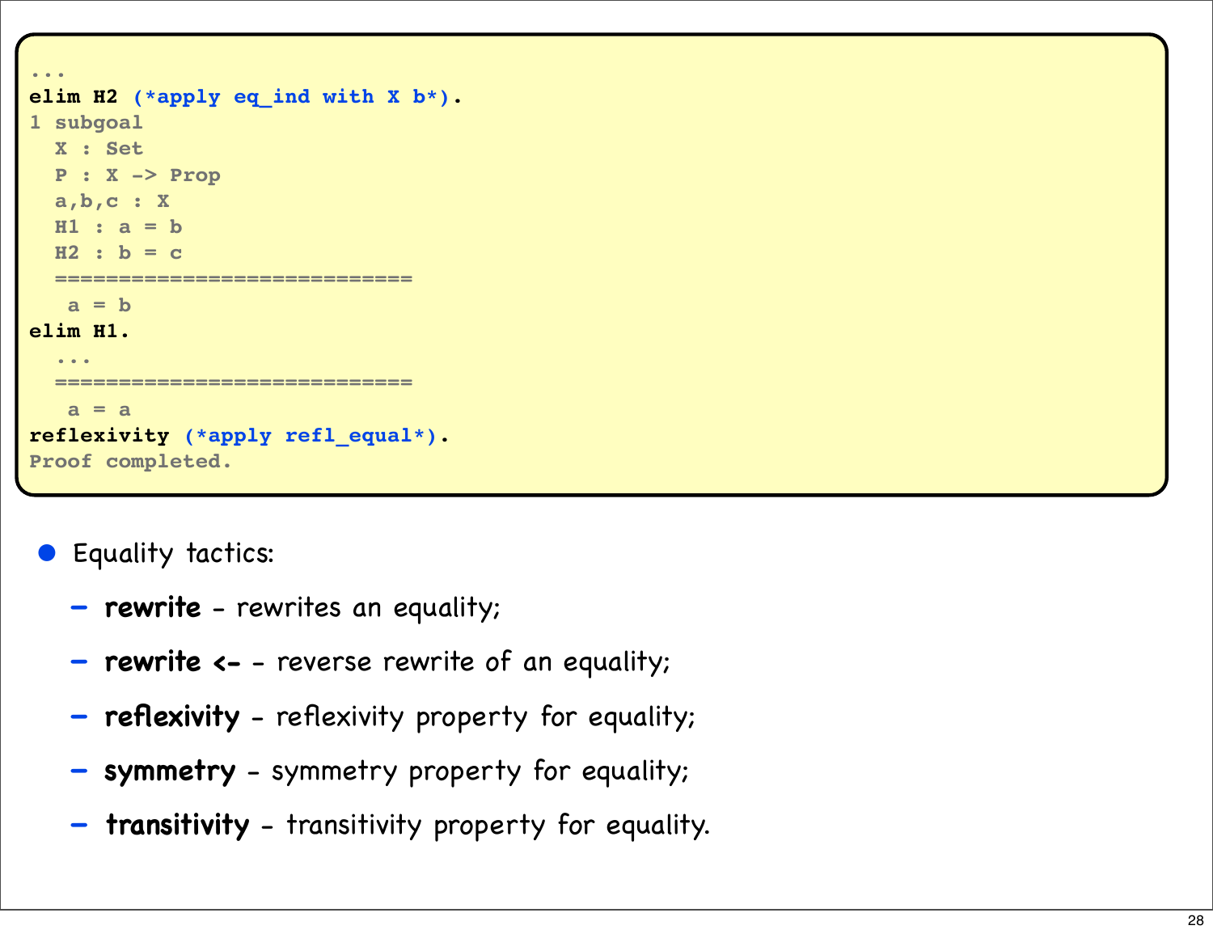```
...
elim H2 (*apply eq_ind with X b*).
1 subgoal
  X : Set
  P : X -> Prop
  a,b,c : X
  H1 : a = b
  H2 : b = c
  ============================
   a = b
elim H1.
  ...
  ============================
   a = a
reflexivity (*apply refl_equal*).
Proof completed.
```

- Equality tactics:
  - **rewrite** - rewrites an equality;
  - **rewrite <-** - reverse rewrite of an equality;
  - **reflexivity** - reflexivity property for equality;
  - **symmetry** - symmetry property for equality;
  - **transitivity** - transitivity property for equality.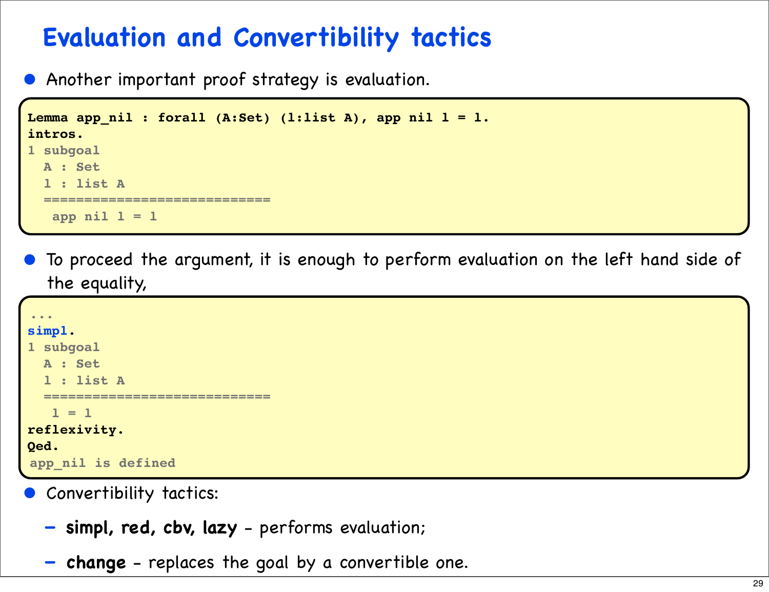# Evaluation and Convertibility tactics

- Another important proof strategy is evaluation.

```
Lemma app_nil : forall (A:Set) (l:list A), app nil l = l.
intros.
1 subgoal
  A : Set
  l : list A
  ============================
   app nil l = l
```

- To proceed the argument, it is enough to perform evaluation on the left hand side of the equality,

```
...
simpl.
1 subgoal
  A : Set
  l : list A
  ============================
   l = l
reflexivity.
Qed.
app_nil is defined
```

- Convertibility tactics:
  - **simpl, red, cbv, lazy** - performs evaluation;
  - **change** - replaces the goal by a convertible one.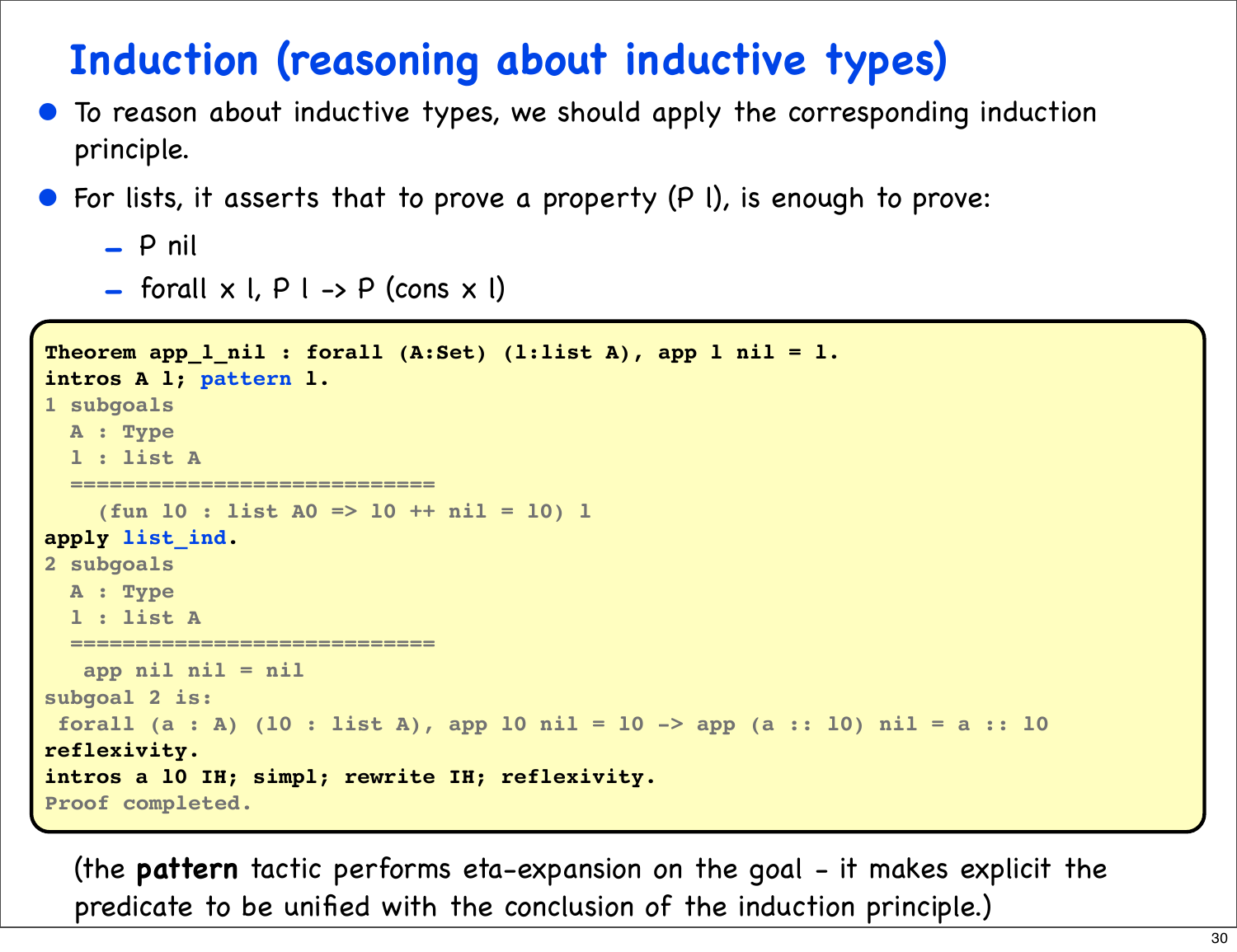# Induction (reasoning about inductive types)

- To reason about inductive types, we should apply the corresponding induction principle.
- For lists, it asserts that to prove a property (P l), is enough to prove:
  - P nil
  - forall x l, P l -> P (cons x l)

```
Theorem app_l_nil : forall (A:Set) (l:list A), app l nil = l.
intros A l; pattern l.
1 subgoals
  A : Type
  l : list A
  ============================
    (fun l0 : list A0 => l0 ++ nil = l0) l
apply list_ind.
2 subgoals
  A : Type
  l : list A
  ============================
   app nil nil = nil
subgoal 2 is:
 forall (a : A) (l0 : list A), app l0 nil = l0 -> app (a :: l0) nil = a :: l0
reflexivity.
intros a l0 IH; simpl; rewrite IH; reflexivity.
Proof completed.
```

(the **pattern** tactic performs eta-expansion on the goal - it makes explicit the predicate to be unified with the conclusion of the induction principle.)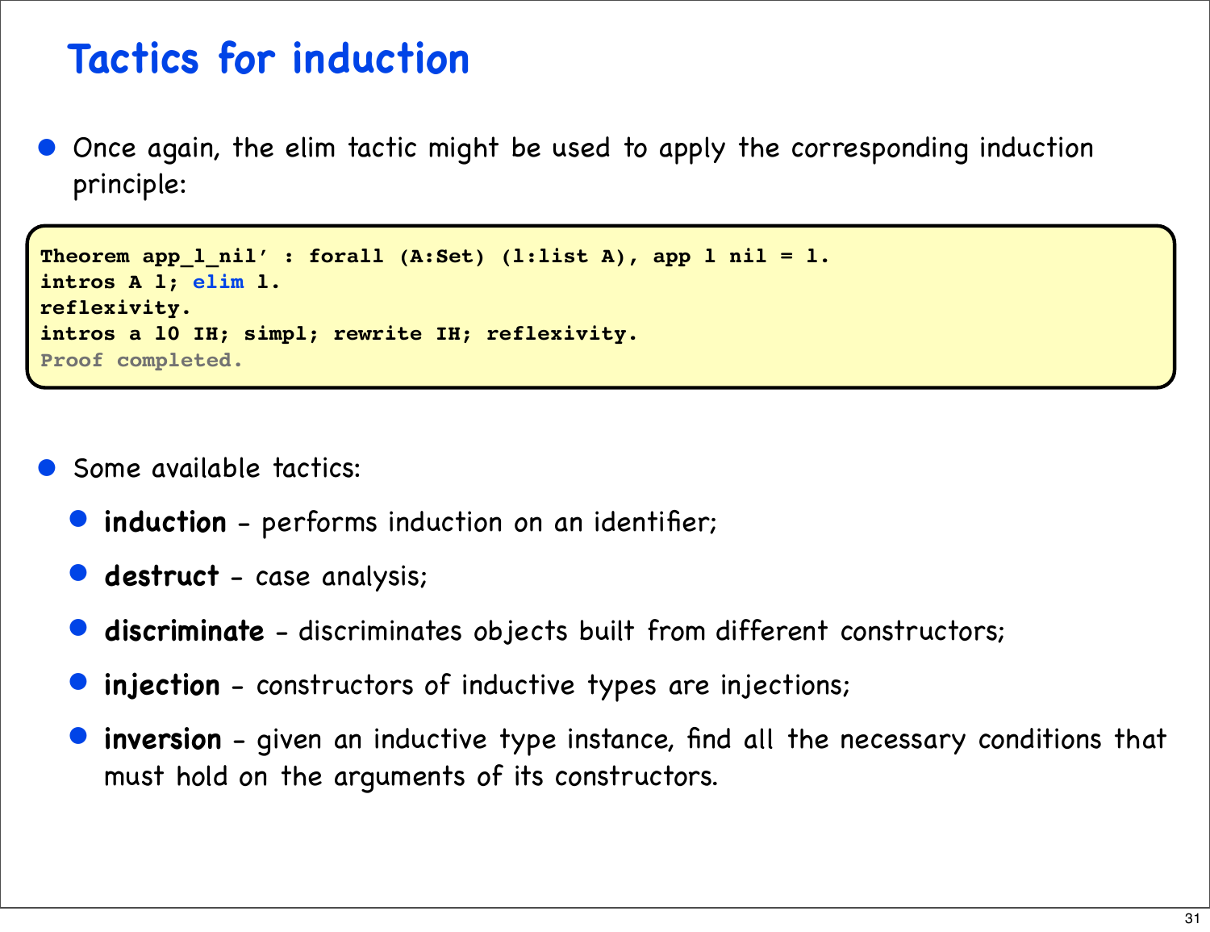# Tactics for induction

- Once again, the elim tactic might be used to apply the corresponding induction principle:

```
Theorem app_l_nil' : forall (A:Set) (l:list A), app l nil = l.
intros A l; elim l.
reflexivity.
intros a l0 IH; simpl; rewrite IH; reflexivity.
Proof completed.
```

- Some available tactics:
  - **induction** - performs induction on an identifier;
  - **destruct** - case analysis;
  - **discriminate** - discriminates objects built from different constructors;
  - **injection** - constructors of inductive types are injections;
  - **inversion** - given an inductive type instance, find all the necessary conditions that must hold on the arguments of its constructors.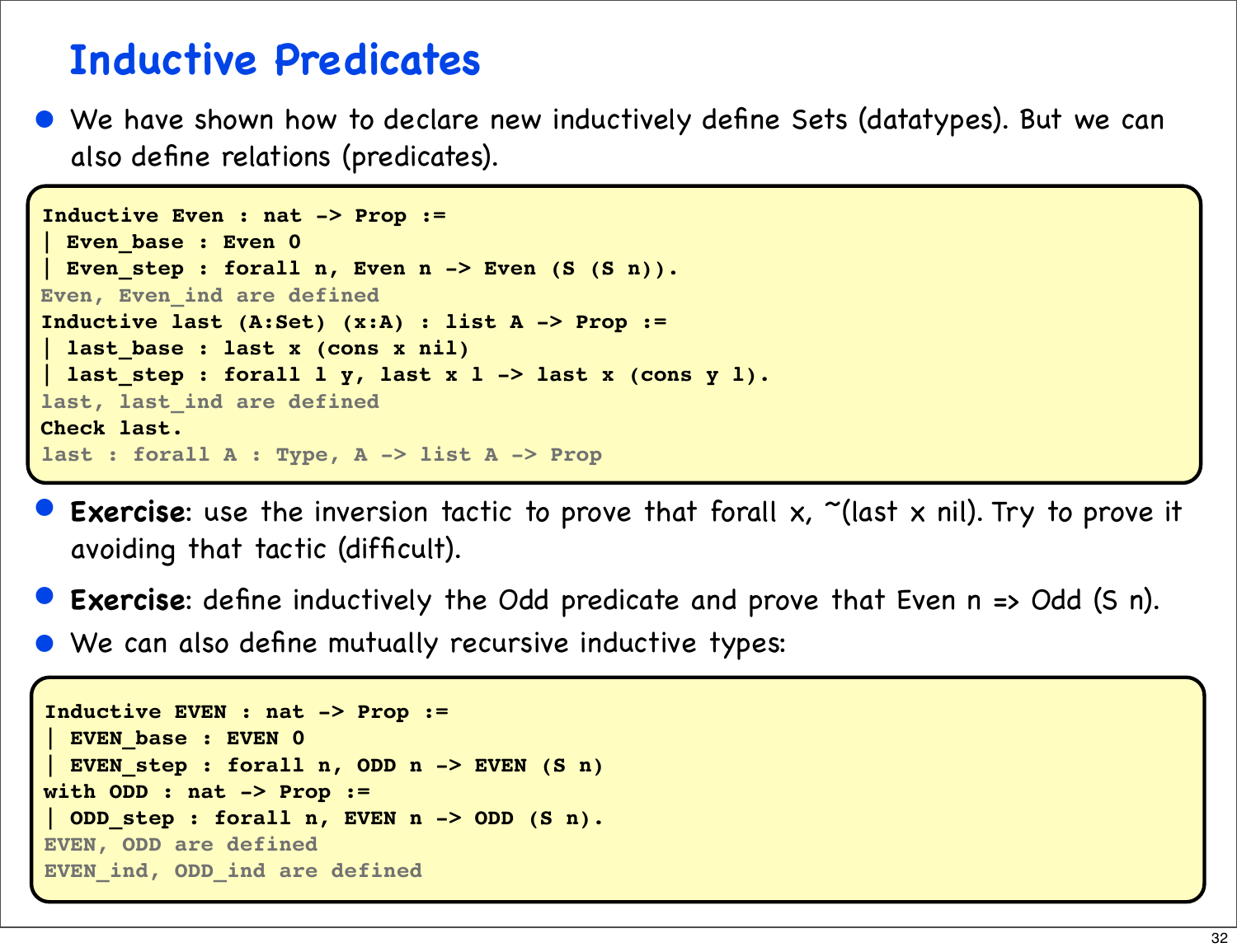# Inductive Predicates

- We have shown how to declare new inductively define Sets (datatypes). But we can also define relations (predicates).

```
Inductive Even : nat -> Prop :=
| Even_base : Even 0
| Even_step : forall n, Even n -> Even (S (S n)).
Even, Even_ind are defined
Inductive last (A:Set) (x:A) : list A -> Prop :=
| last_base : last x (cons x nil)
| last_step : forall l y, last x l -> last x (cons y l).
last, last_ind are defined
Check last.
last : forall A : Type, A -> list A -> Prop
```

- **Exercise**: use the inversion tactic to prove that forall x, ~(last x nil). Try to prove it avoiding that tactic (difficult).
- **Exercise**: define inductively the Odd predicate and prove that Even n => Odd (S n).
- We can also define mutually recursive inductive types:

```
Inductive EVEN : nat -> Prop :=
| EVEN_base : EVEN 0
| EVEN_step : forall n, ODD n -> EVEN (S n)
with ODD : nat -> Prop :=
| ODD_step : forall n, EVEN n -> ODD (S n).
EVEN, ODD are defined
EVEN_ind, ODD_ind are defined
```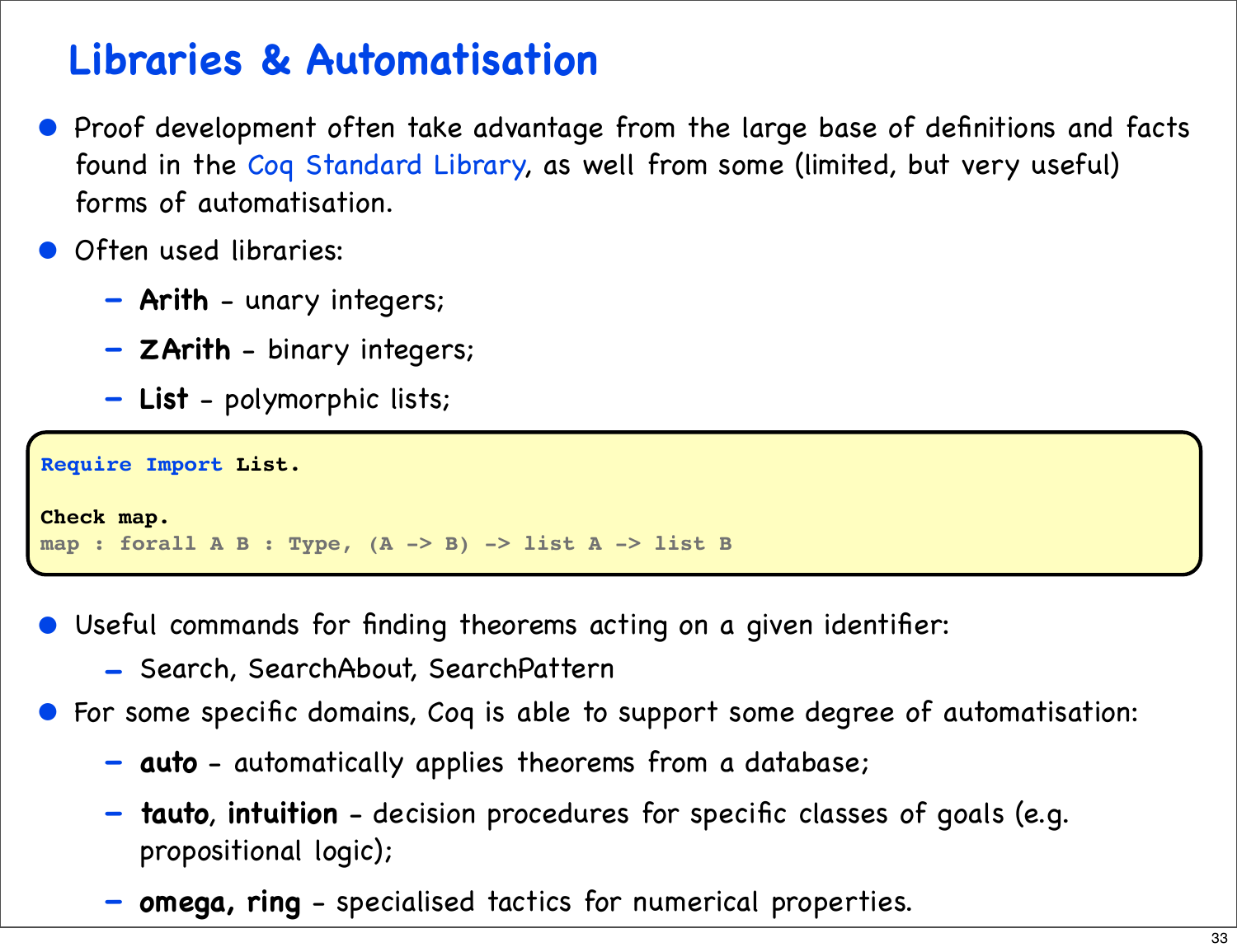# Libraries & Automatisation

- Proof development often take advantage from the large base of definitions and facts found in the Coq Standard Library, as well from some (limited, but very useful) forms of automatisation.
- Often used libraries:
  - **Arith** - unary integers;
  - **ZArith** - binary integers;
  - **List** - polymorphic lists;

```
Require Import List.

Check map.
map : forall A B : Type, (A -> B) -> list A -> list B
```

- Useful commands for finding theorems acting on a given identifier:
  - Search, SearchAbout, SearchPattern
- For some specific domains, Coq is able to support some degree of automatisation:
  - **auto** - automatically applies theorems from a database;
  - **tauto**, **intuition** - decision procedures for specific classes of goals (e.g. propositional logic);
  - **omega, ring** - specialised tactics for numerical properties.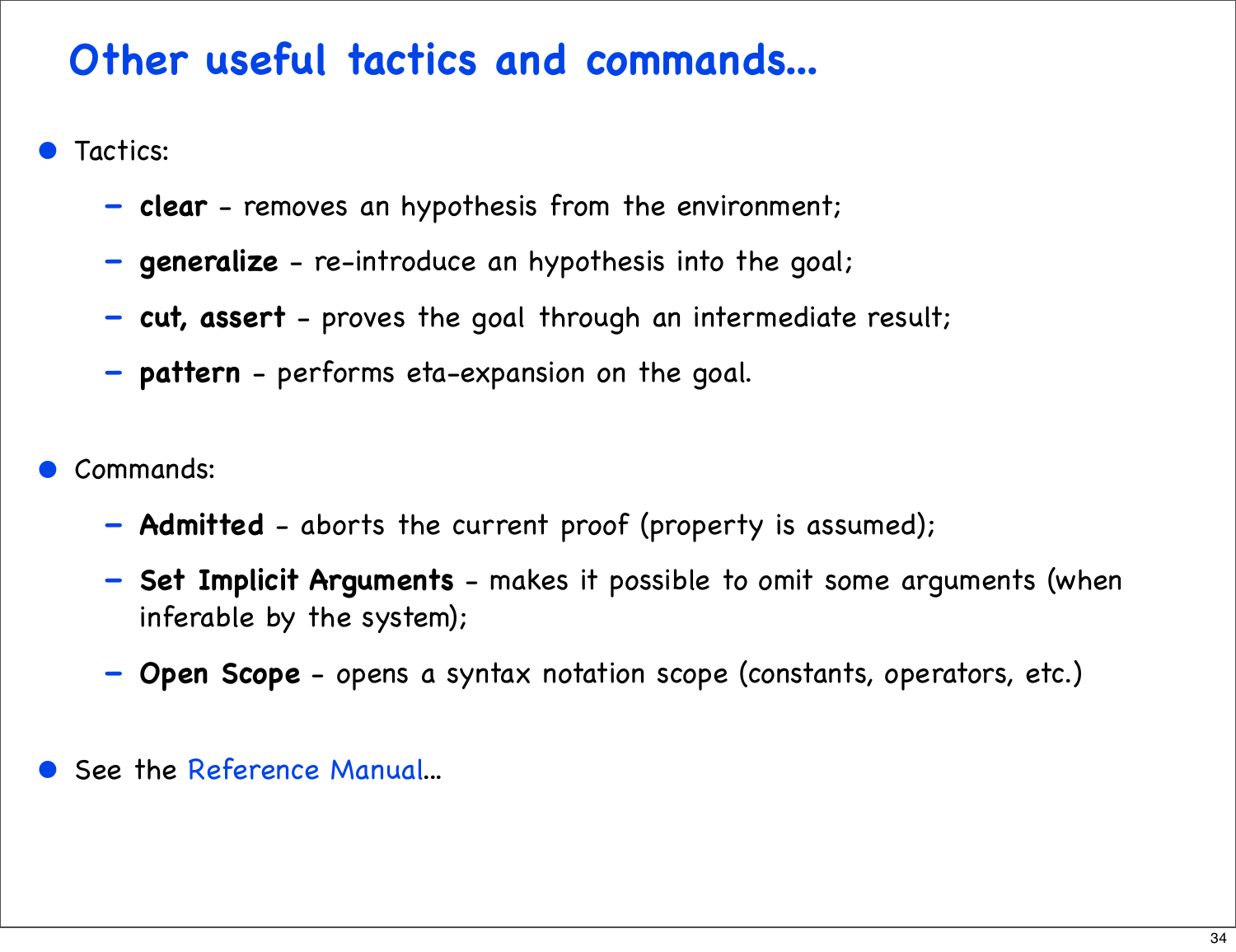# Other useful tactics and commands...

- Tactics:
  - **clear** - removes an hypothesis from the environment;
  - **generalize** - re-introduce an hypothesis into the goal;
  - **cut, assert** - proves the goal through an intermediate result;
  - **pattern** - performs eta-expansion on the goal.

- Commands:
  - **Admitted** - aborts the current proof (property is assumed);
  - **Set Implicit Arguments** - makes it possible to omit some arguments (when inferable by the system);
  - **Open Scope** - opens a syntax notation scope (constants, operators, etc.)

- See the Reference Manual...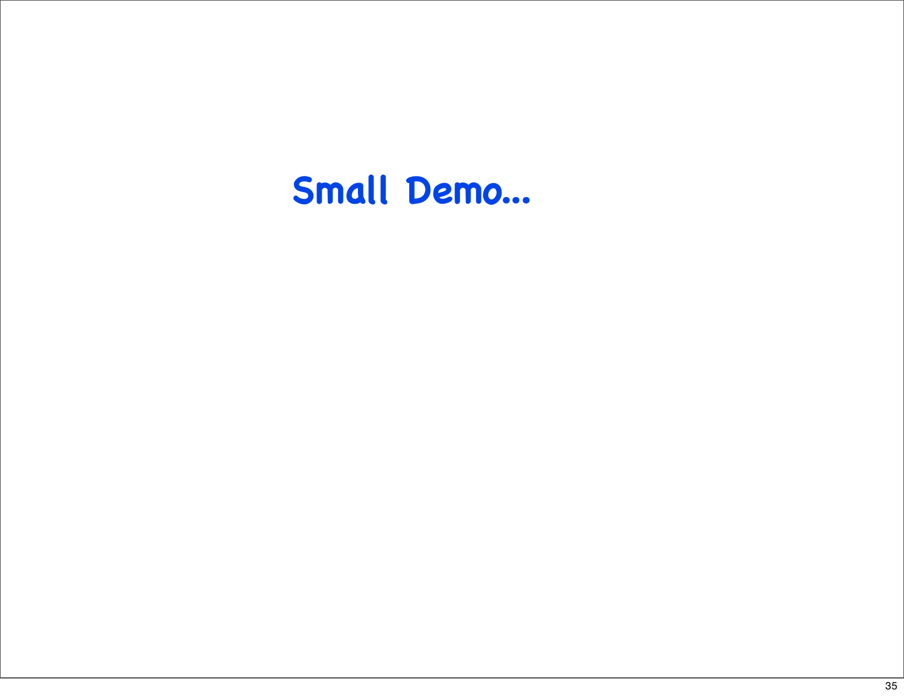# Small Demo...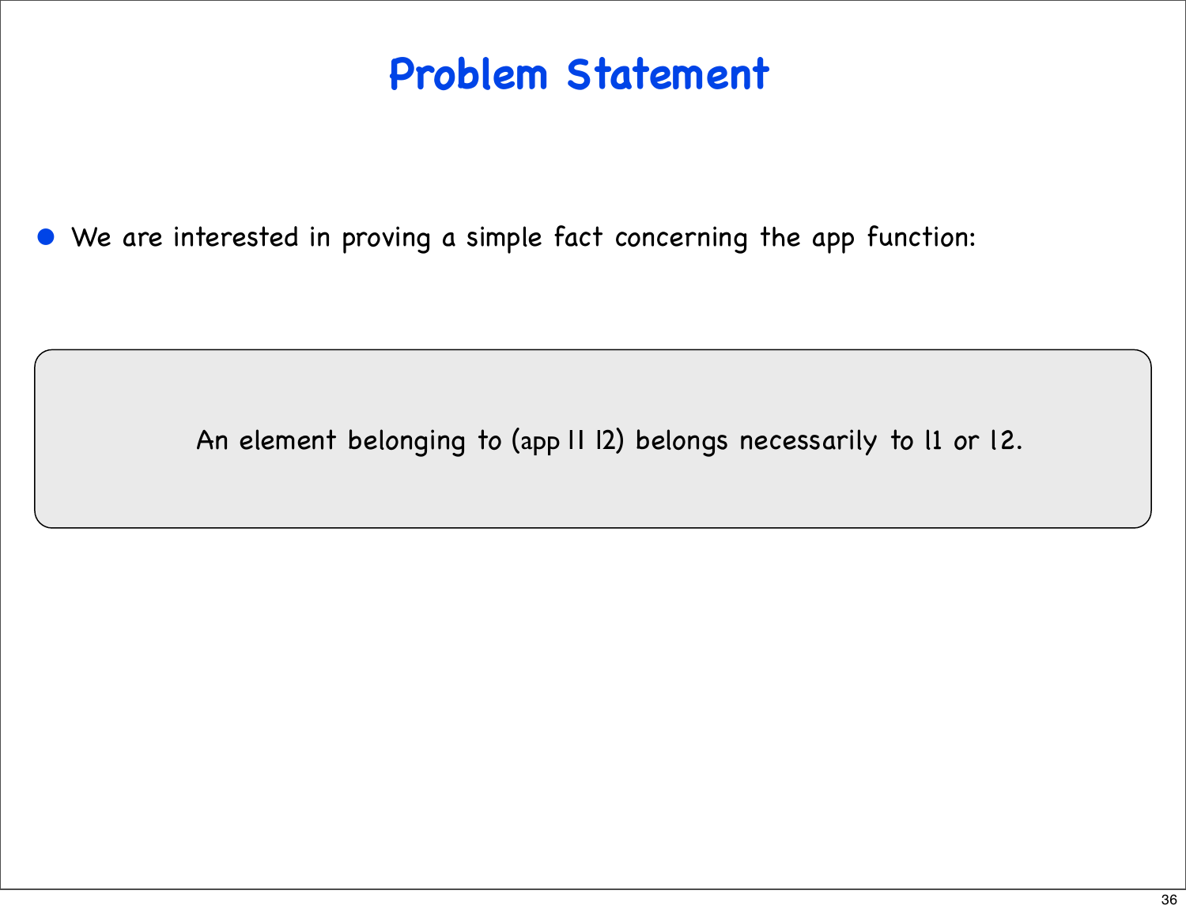# Problem Statement

- We are interested in proving a simple fact concerning the app function:

> An element belonging to (app l1 l2) belongs necessarily to l1 or l2.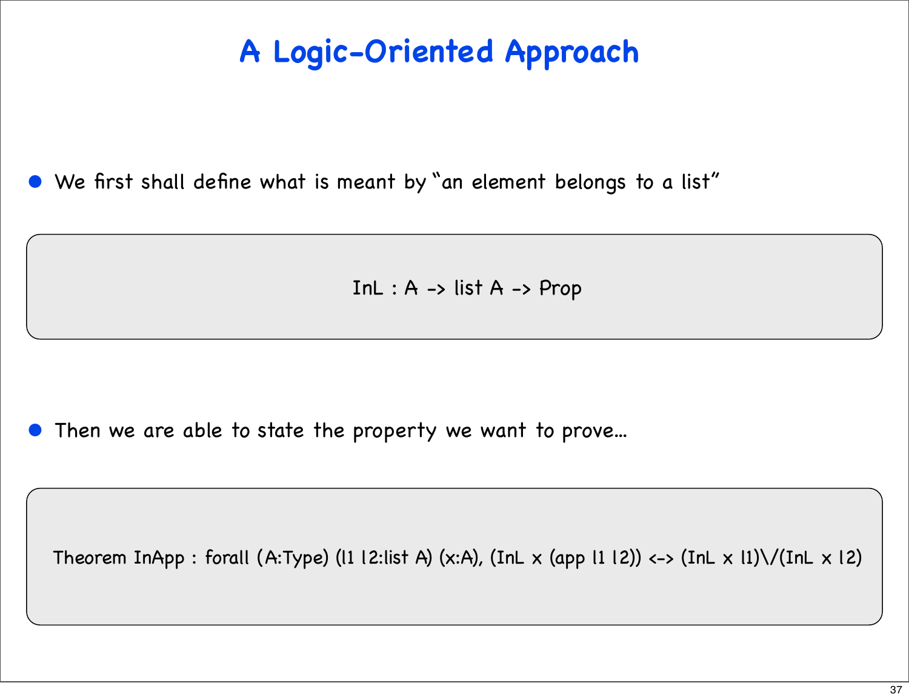# A Logic-Oriented Approach

- We first shall define what is meant by "an element belongs to a list"

```
InL : A -> list A -> Prop
```

- Then we are able to state the property we want to prove...

```
Theorem InApp : forall (A:Type) (l1 l2:list A) (x:A), (InL x (app l1 l2)) <-> (InL x l1)\/(InL x l2)
```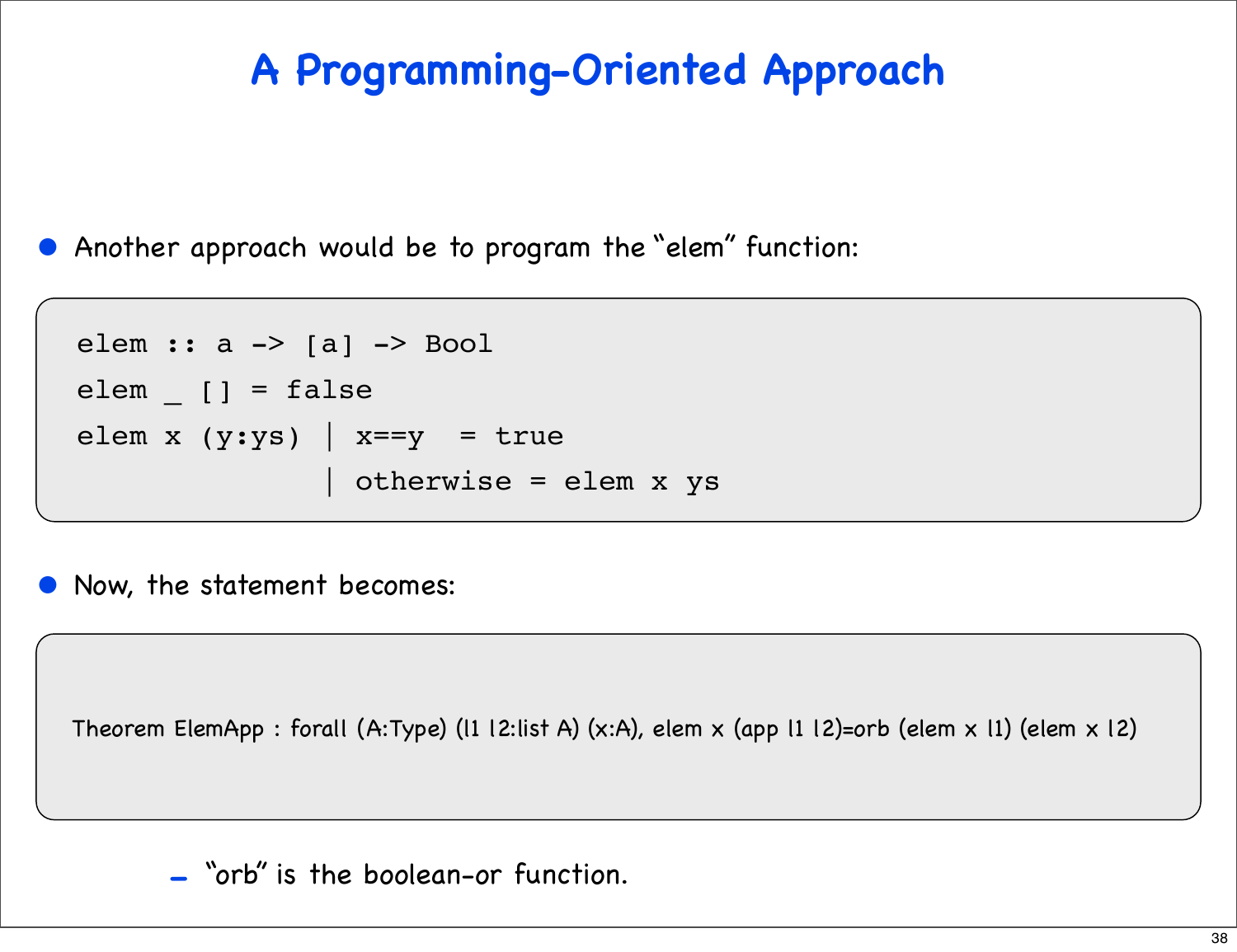# A Programming-Oriented Approach

- Another approach would be to program the "elem" function:

```
elem :: a -> [a] -> Bool
elem _ [] = false
elem x (y:ys) | x==y  = true
              | otherwise = elem x ys
```

- Now, the statement becomes:

```
Theorem ElemApp : forall (A:Type) (l1 l2:list A) (x:A), elem x (app l1 l2)=orb (elem x l1) (elem x l2)
```

  - "orb" is the boolean-or function.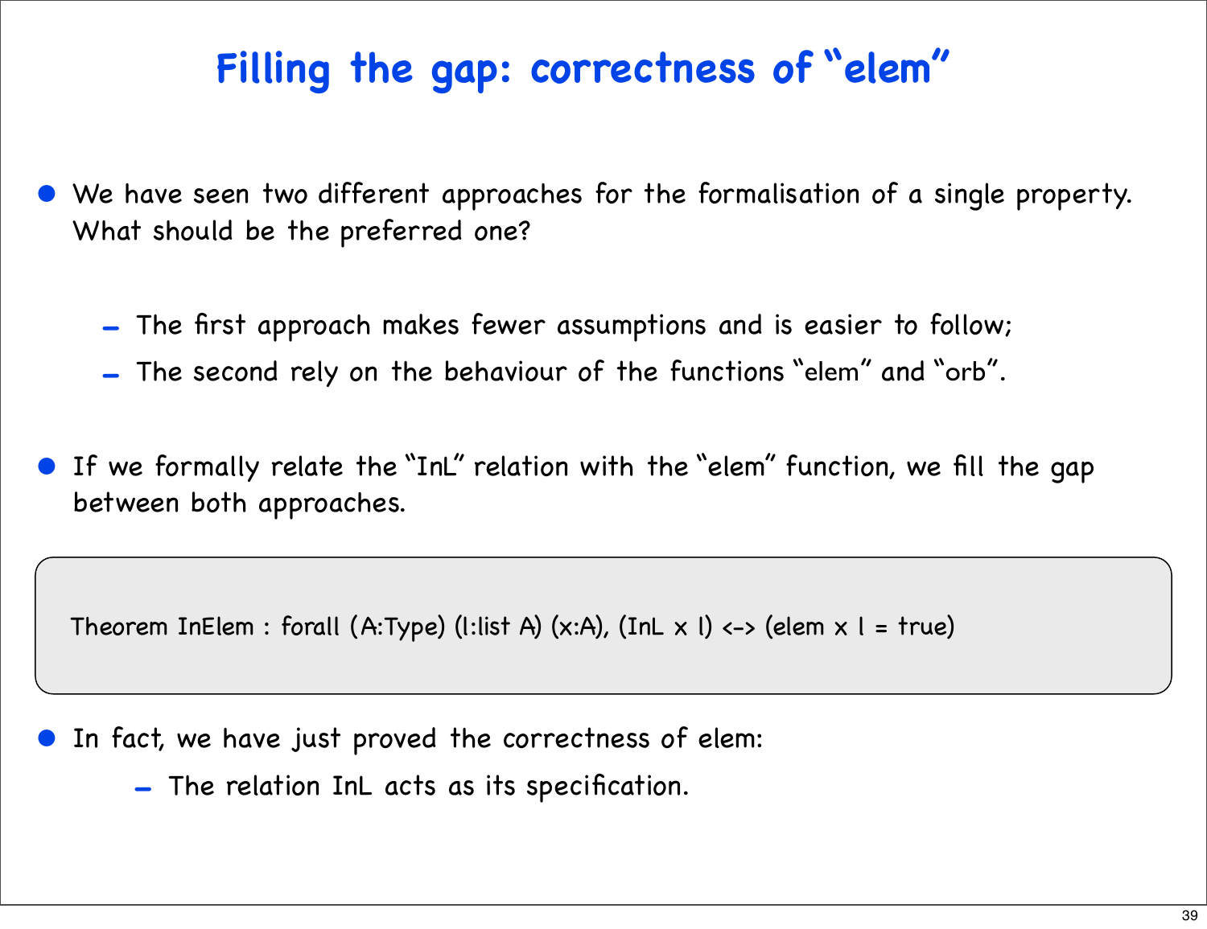# Filling the gap: correctness of "elem"

- We have seen two different approaches for the formalisation of a single property. What should be the preferred one?
  - The first approach makes fewer assumptions and is easier to follow;
  - The second rely on the behaviour of the functions "elem" and "orb".
- If we formally relate the "InL" relation with the "elem" function, we fill the gap between both approaches.

```
Theorem InElem : forall (A:Type) (l:list A) (x:A), (InL x l) <-> (elem x l = true)
```

- In fact, we have just proved the correctness of elem:
  - The relation InL acts as its specification.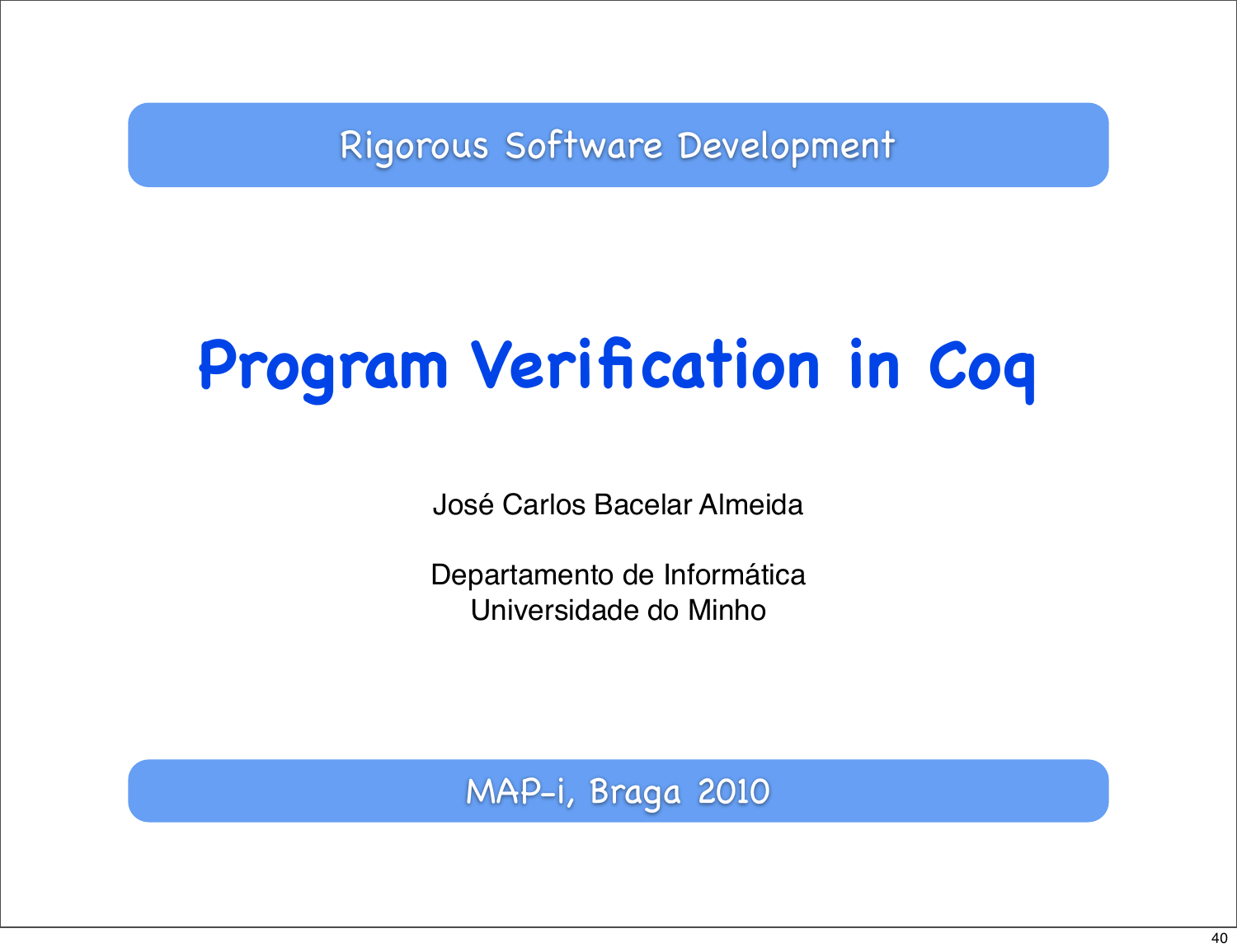Rigorous Software Development

# Program Verification in Coq

José Carlos Bacelar Almeida

Departamento de Informática
Universidade do Minho

MAP-i, Braga 2010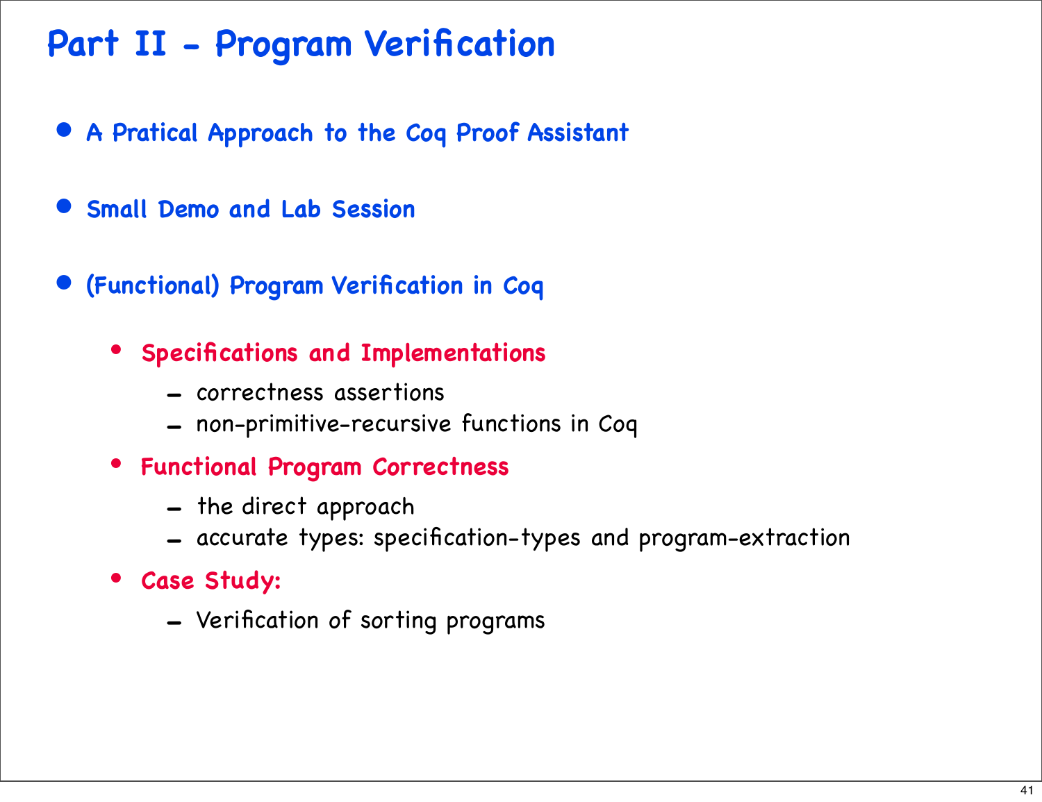# Part II - Program Verification

- **A Pratical Approach to the Coq Proof Assistant**

- **Small Demo and Lab Session**

- **(Functional) Program Verification in Coq**

  - **Specifications and Implementations**
    - correctness assertions
    - non-primitive-recursive functions in Coq
  - **Functional Program Correctness**
    - the direct approach
    - accurate types: specification-types and program-extraction
  - **Case Study:**
    - Verification of sorting programs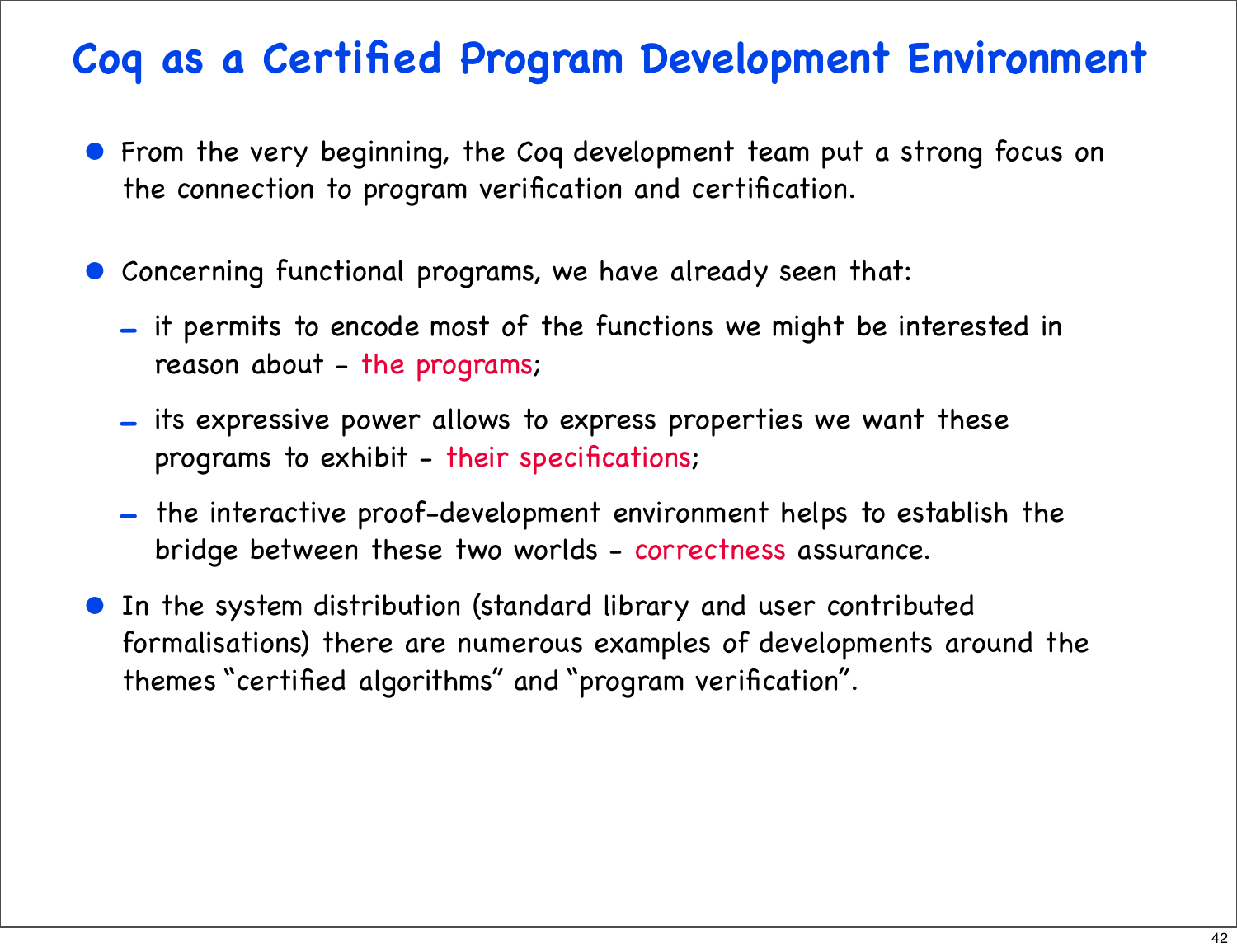# Coq as a Certified Program Development Environment

- From the very beginning, the Coq development team put a strong focus on the connection to program verification and certification.
- Concerning functional programs, we have already seen that:
  - it permits to encode most of the functions we might be interested in reason about - the programs;
  - its expressive power allows to express properties we want these programs to exhibit - their specifications;
  - the interactive proof-development environment helps to establish the bridge between these two worlds - correctness assurance.
- In the system distribution (standard library and user contributed formalisations) there are numerous examples of developments around the themes "certified algorithms" and "program verification".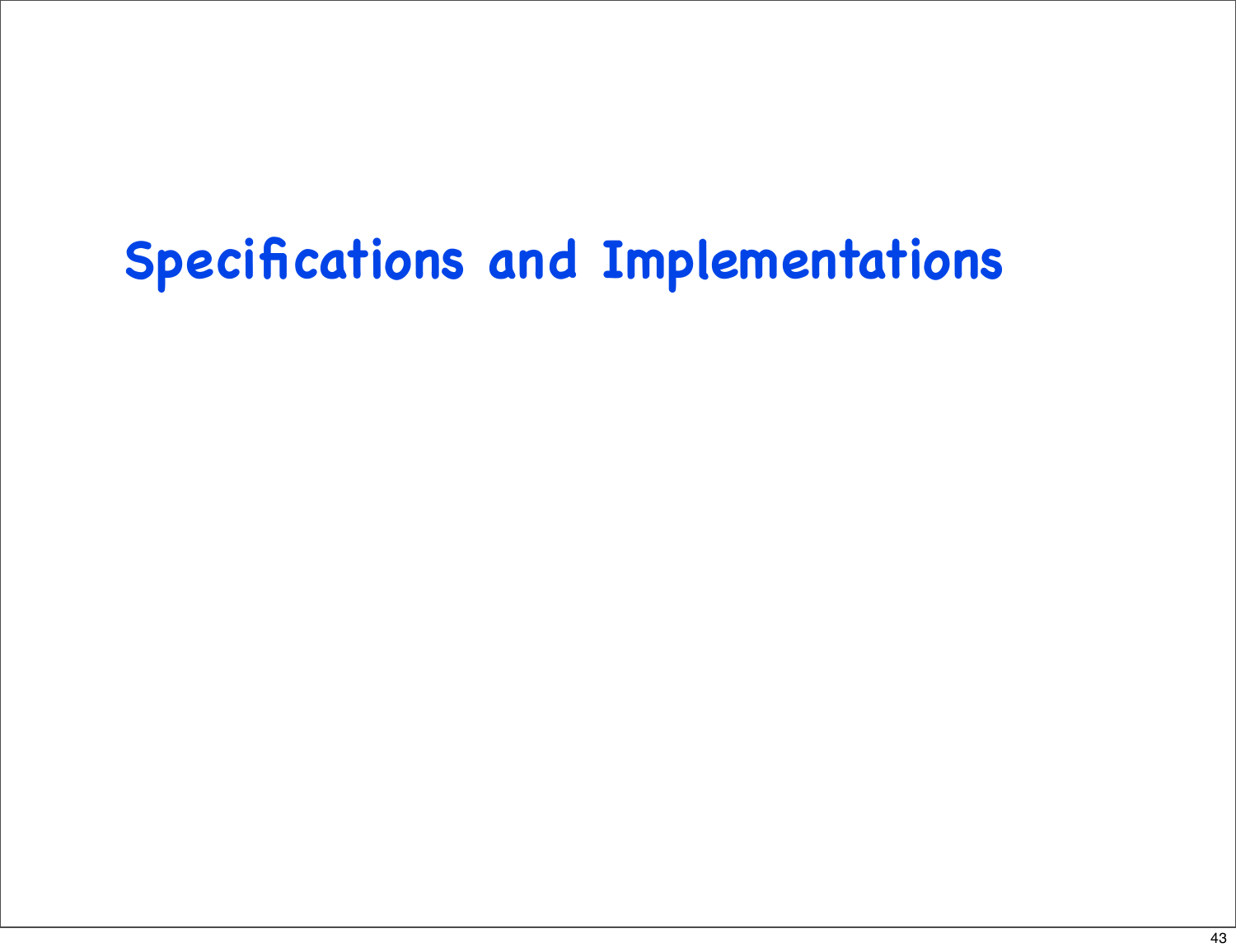# Specifications and Implementations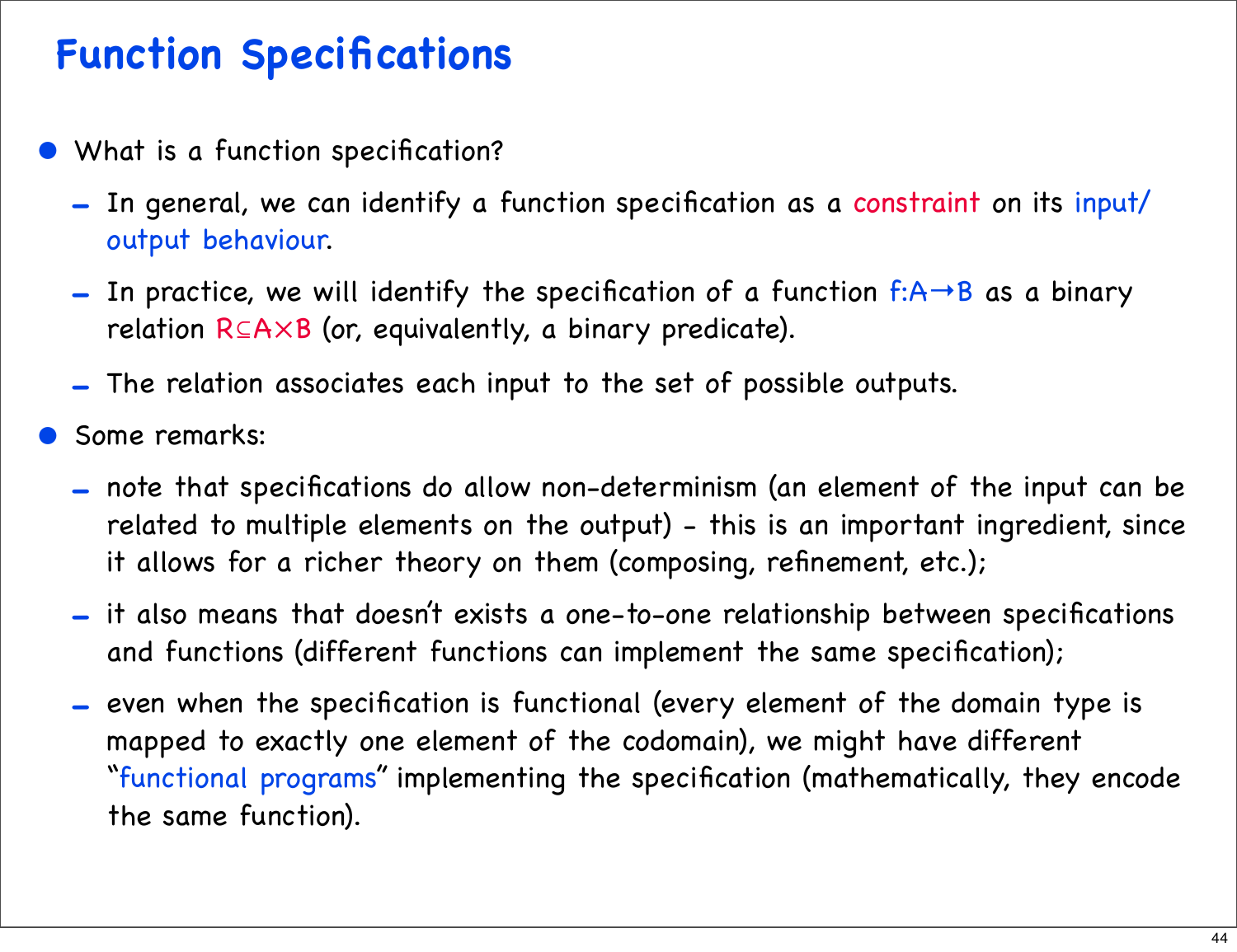# Function Specifications

- What is a function specification?
  - In general, we can identify a function specification as a constraint on its input/output behaviour.
  - In practice, we will identify the specification of a function $f:A \to B$ as a binary relation $R \subseteq A \times B$ (or, equivalently, a binary predicate).
  - The relation associates each input to the set of possible outputs.
- Some remarks:
  - note that specifications do allow non-determinism (an element of the input can be related to multiple elements on the output) - this is an important ingredient, since it allows for a richer theory on them (composing, refinement, etc.);
  - it also means that doesn't exists a one-to-one relationship between specifications and functions (different functions can implement the same specification);
  - even when the specification is functional (every element of the domain type is mapped to exactly one element of the codomain), we might have different "functional programs" implementing the specification (mathematically, they encode the same function).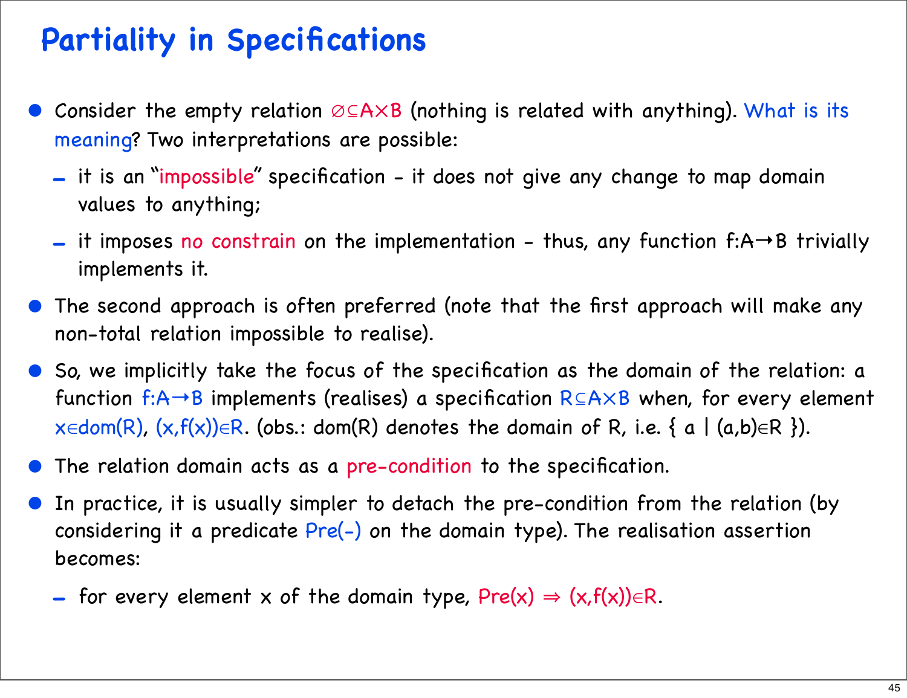# Partiality in Specifications

- Consider the empty relation $\varnothing \subseteq A \times B$ (nothing is related with anything). What is its meaning? Two interpretations are possible:
  - it is an "impossible" specification - it does not give any change to map domain values to anything;
  - it imposes no constrain on the implementation - thus, any function $f{:}A \to B$ trivially implements it.
- The second approach is often preferred (note that the first approach will make any non-total relation impossible to realise).
- So, we implicitly take the focus of the specification as the domain of the relation: a function $f{:}A \to B$ implements (realises) a specification $R \subseteq A \times B$ when, for every element $x \in dom(R)$, $(x,f(x)) \in R$. (obs.: $dom(R)$ denotes the domain of R, i.e. $\{ a \mid (a,b) \in R \}$).
- The relation domain acts as a pre-condition to the specification.
- In practice, it is usually simpler to detach the pre-condition from the relation (by considering it a predicate $Pre(-)$ on the domain type). The realisation assertion becomes:
  - for every element x of the domain type, $Pre(x) \Rightarrow (x,f(x)) \in R$.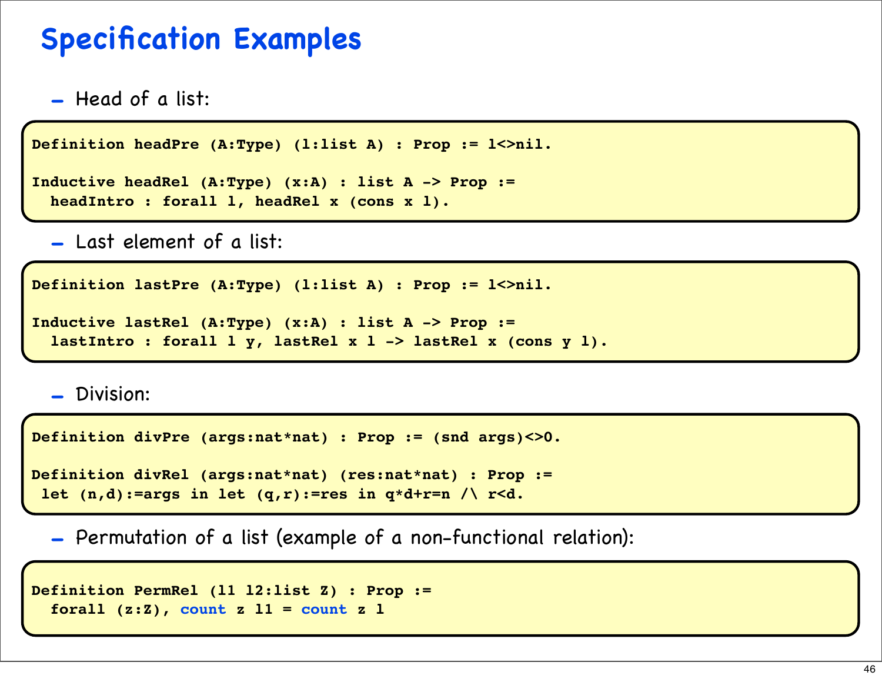# Specification Examples

- Head of a list:

```
Definition headPre (A:Type) (l:list A) : Prop := l<>nil.

Inductive headRel (A:Type) (x:A) : list A -> Prop :=
  headIntro : forall l, headRel x (cons x l).
```

- Last element of a list:

```
Definition lastPre (A:Type) (l:list A) : Prop := l<>nil.

Inductive lastRel (A:Type) (x:A) : list A -> Prop :=
  lastIntro : forall l y, lastRel x l -> lastRel x (cons y l).
```

- Division:

```
Definition divPre (args:nat*nat) : Prop := (snd args)<>0.

Definition divRel (args:nat*nat) (res:nat*nat) : Prop :=
 let (n,d):=args in let (q,r):=res in q*d+r=n /\ r<d.
```

- Permutation of a list (example of a non-functional relation):

```
Definition PermRel (l1 l2:list Z) : Prop :=
  forall (z:Z), count z l1 = count z l
```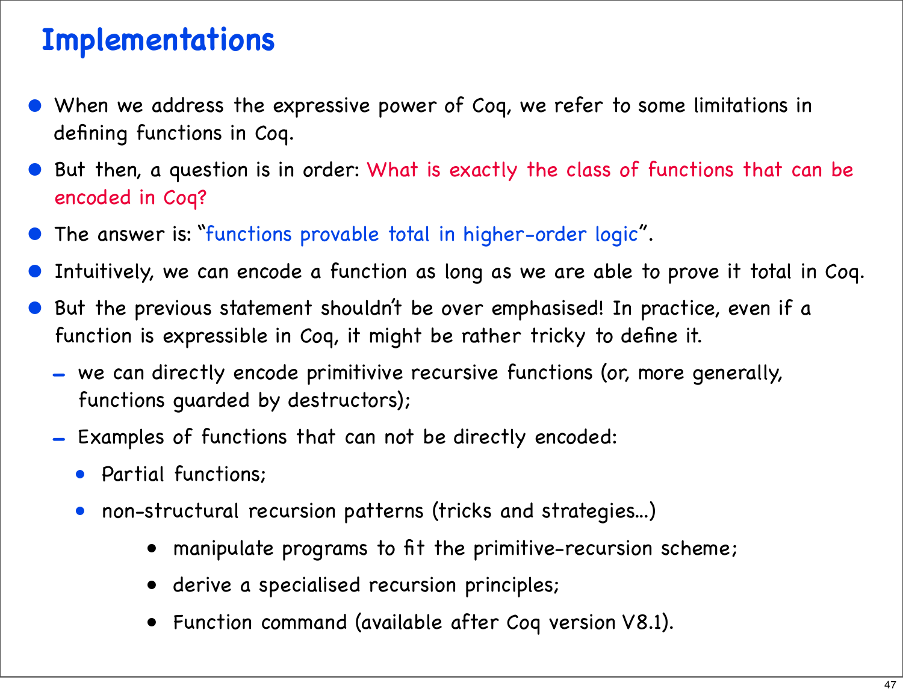# Implementations

- When we address the expressive power of Coq, we refer to some limitations in defining functions in Coq.
- But then, a question is in order: What is exactly the class of functions that can be encoded in Coq?
- The answer is: "functions provable total in higher-order logic".
- Intuitively, we can encode a function as long as we are able to prove it total in Coq.
- But the previous statement shouldn't be over emphasised! In practice, even if a function is expressible in Coq, it might be rather tricky to define it.
  - we can directly encode primitivive recursive functions (or, more generally, functions guarded by destructors);
  - Examples of functions that can not be directly encoded:
    - Partial functions;
    - non-structural recursion patterns (tricks and strategies...)
      - manipulate programs to fit the primitive-recursion scheme;
      - derive a specialised recursion principles;
      - Function command (available after Coq version V8.1).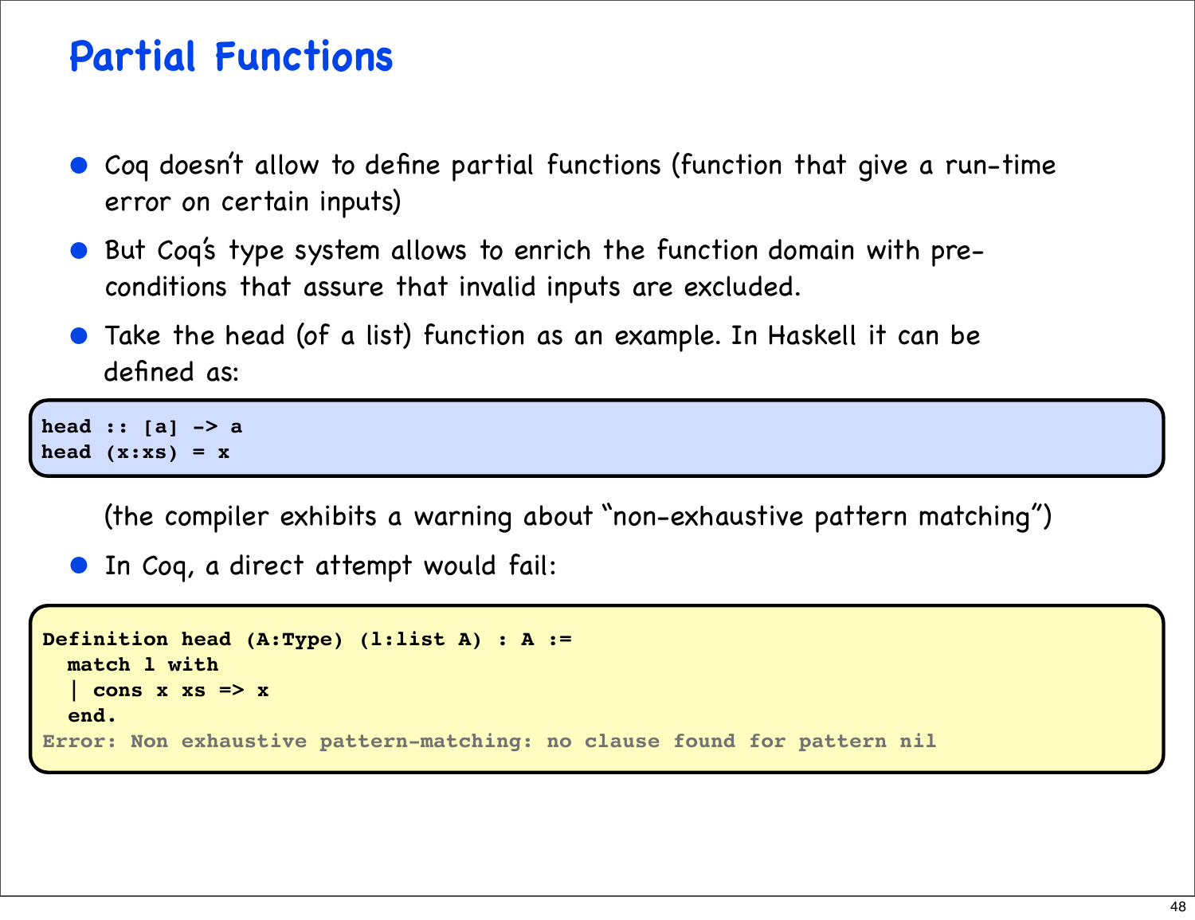# Partial Functions

- Coq doesn't allow to define partial functions (function that give a run-time error on certain inputs)
- But Coq's type system allows to enrich the function domain with pre-conditions that assure that invalid inputs are excluded.
- Take the head (of a list) function as an example. In Haskell it can be defined as:

```
head :: [a] -> a
head (x:xs) = x
```

(the compiler exhibits a warning about "non-exhaustive pattern matching")

- In Coq, a direct attempt would fail:

```
Definition head (A:Type) (l:list A) : A :=
  match l with
  | cons x xs => x
  end.
Error: Non exhaustive pattern-matching: no clause found for pattern nil
```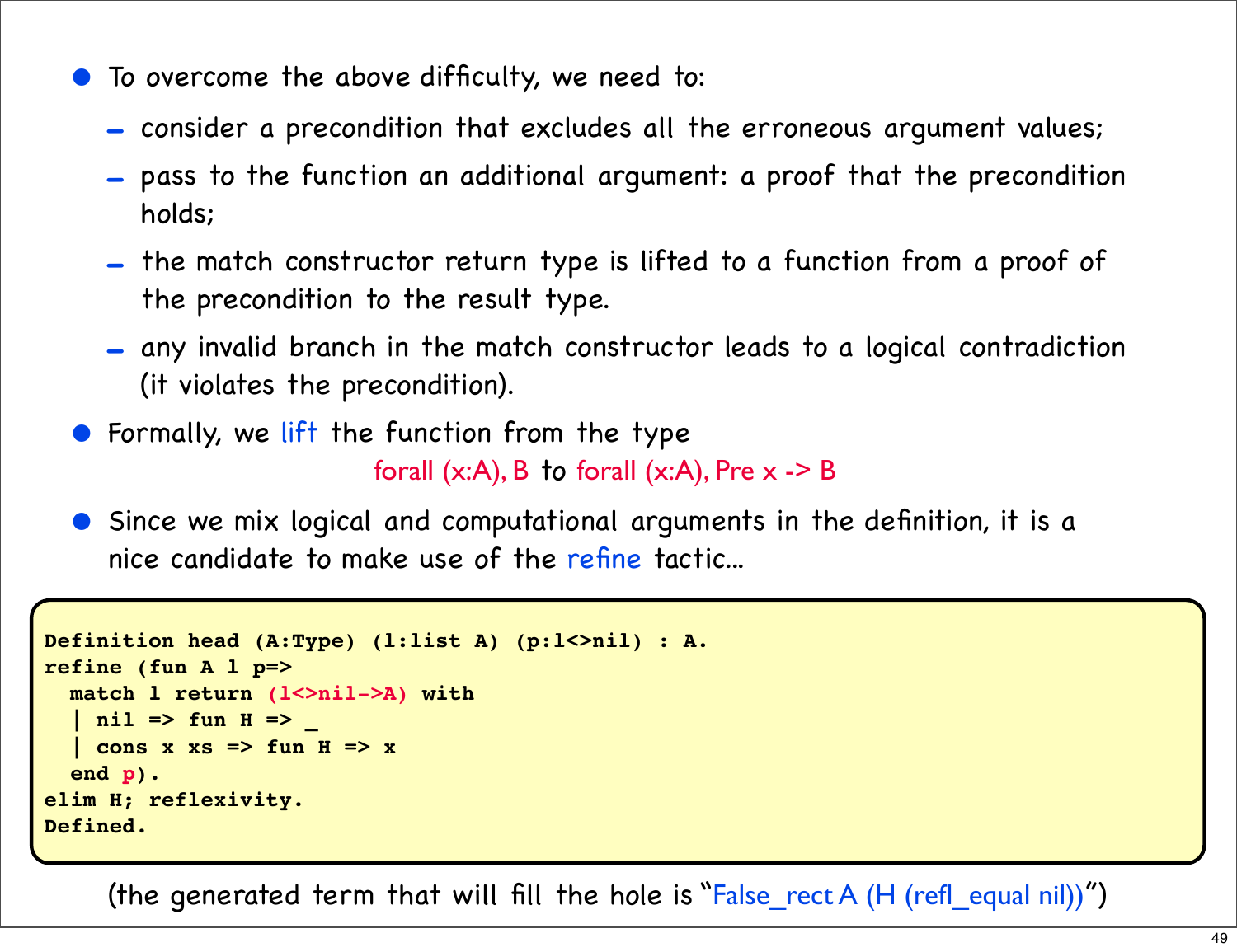- To overcome the above difficulty, we need to:
  - consider a precondition that excludes all the erroneous argument values;
  - pass to the function an additional argument: a proof that the precondition holds;
  - the match constructor return type is lifted to a function from a proof of the precondition to the result type.
  - any invalid branch in the match constructor leads to a logical contradiction (it violates the precondition).
- Formally, we lift the function from the type

  forall (x:A), B to forall (x:A), Pre x -> B
- Since we mix logical and computational arguments in the definition, it is a nice candidate to make use of the refine tactic...

```
Definition head (A:Type) (l:list A) (p:l<>nil) : A.
refine (fun A l p=>
  match l return (l<>nil->A) with
  | nil => fun H => _
  | cons x xs => fun H => x
  end p).
elim H; reflexivity.
Defined.
```

(the generated term that will fill the hole is "False_rect A (H (refl_equal nil))")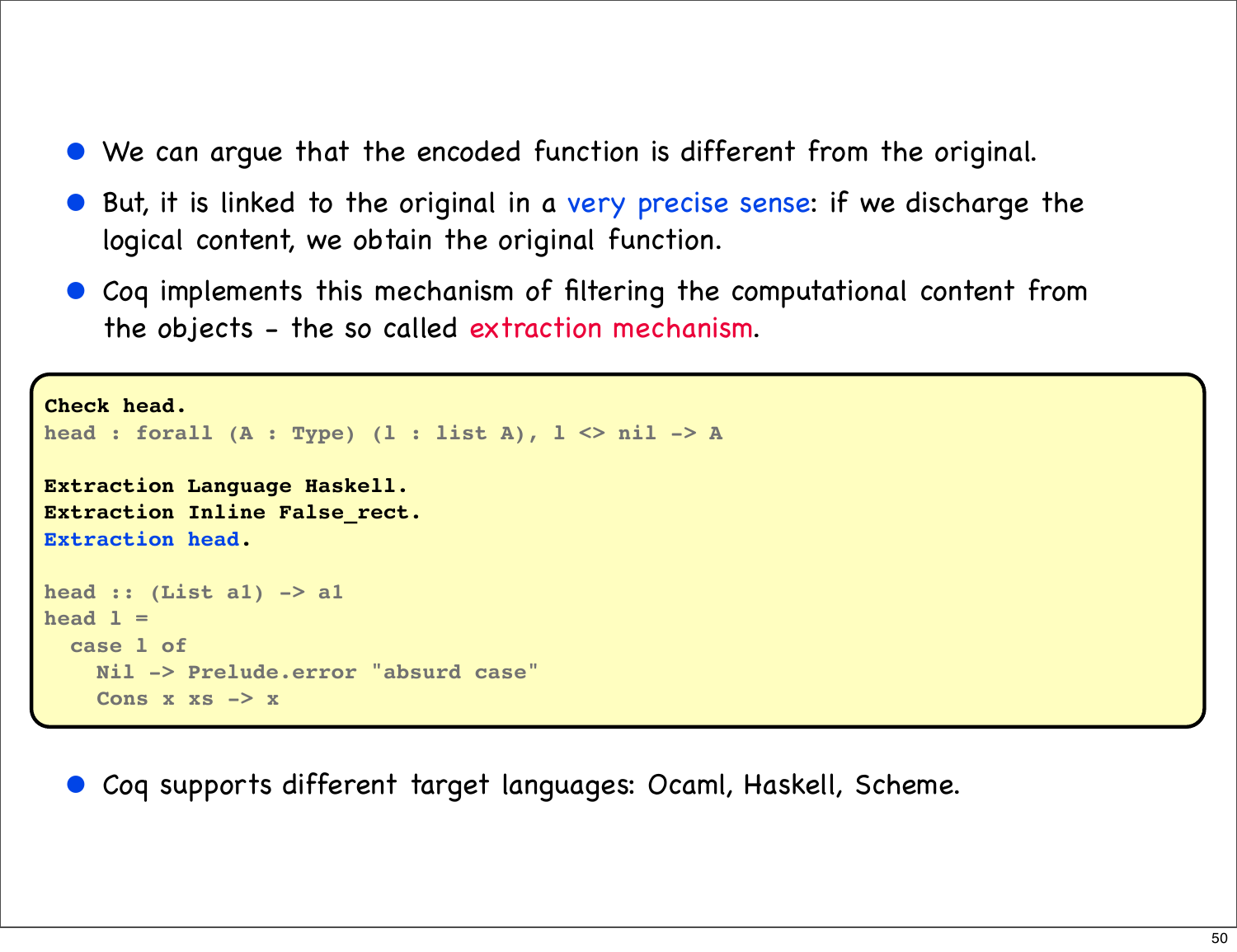- We can argue that the encoded function is different from the original.
- But, it is linked to the original in a very precise sense: if we discharge the logical content, we obtain the original function.
- Coq implements this mechanism of filtering the computational content from the objects - the so called extraction mechanism.

```
Check head.
head : forall (A : Type) (l : list A), l <> nil -> A

Extraction Language Haskell.
Extraction Inline False_rect.
Extraction head.

head :: (List a1) -> a1
head l =
  case l of
    Nil -> Prelude.error "absurd case"
    Cons x xs -> x
```

- Coq supports different target languages: Ocaml, Haskell, Scheme.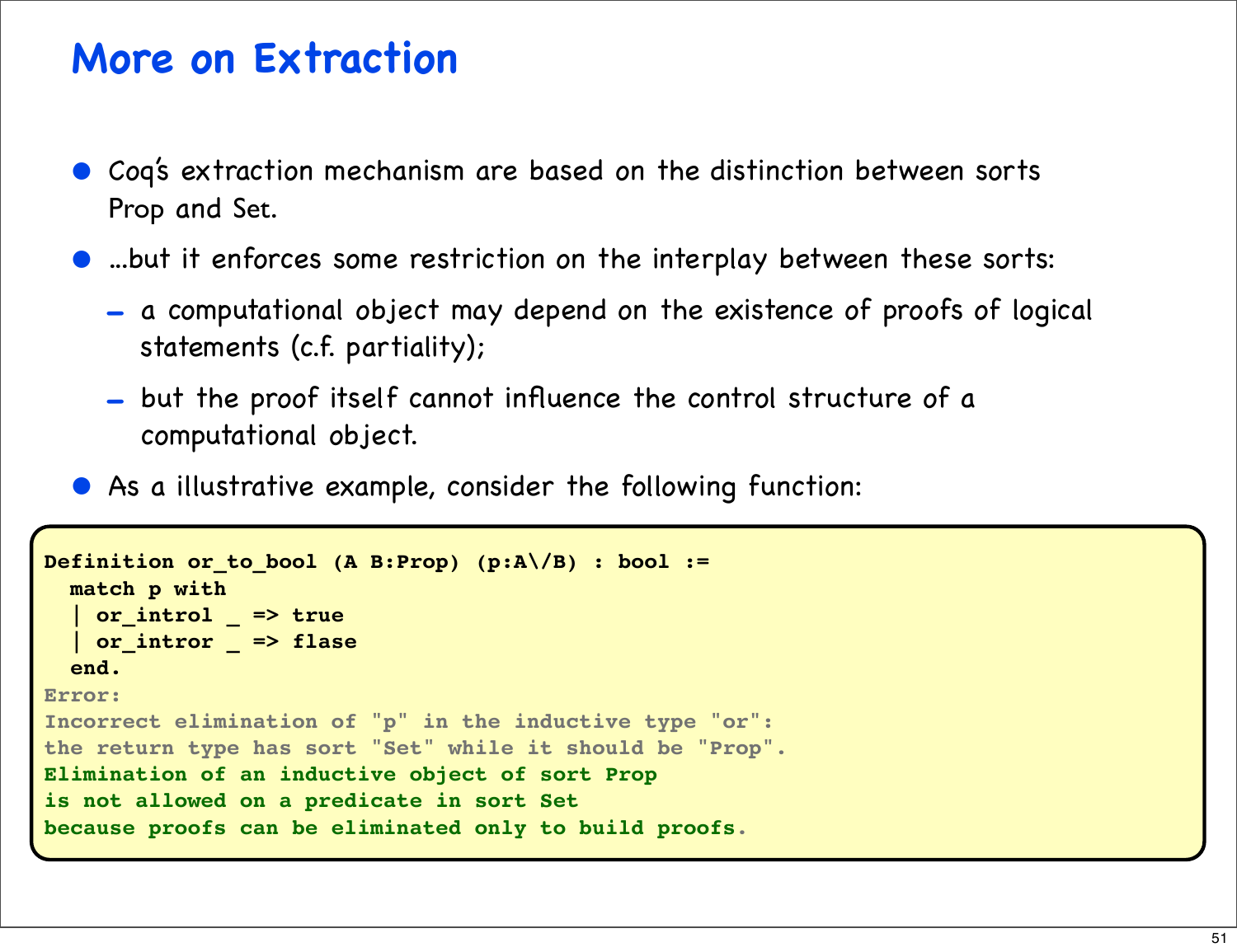# More on Extraction

- Coq's extraction mechanism are based on the distinction between sorts Prop and Set.
- ...but it enforces some restriction on the interplay between these sorts:
  - a computational object may depend on the existence of proofs of logical statements (c.f. partiality);
  - but the proof itself cannot influence the control structure of a computational object.
- As a illustrative example, consider the following function:

```
Definition or_to_bool (A B:Prop) (p:A\/B) : bool :=
  match p with
  | or_introl _ => true
  | or_intror _ => flase
  end.
Error:
Incorrect elimination of "p" in the inductive type "or":
the return type has sort "Set" while it should be "Prop".
Elimination of an inductive object of sort Prop
is not allowed on a predicate in sort Set
because proofs can be eliminated only to build proofs.
```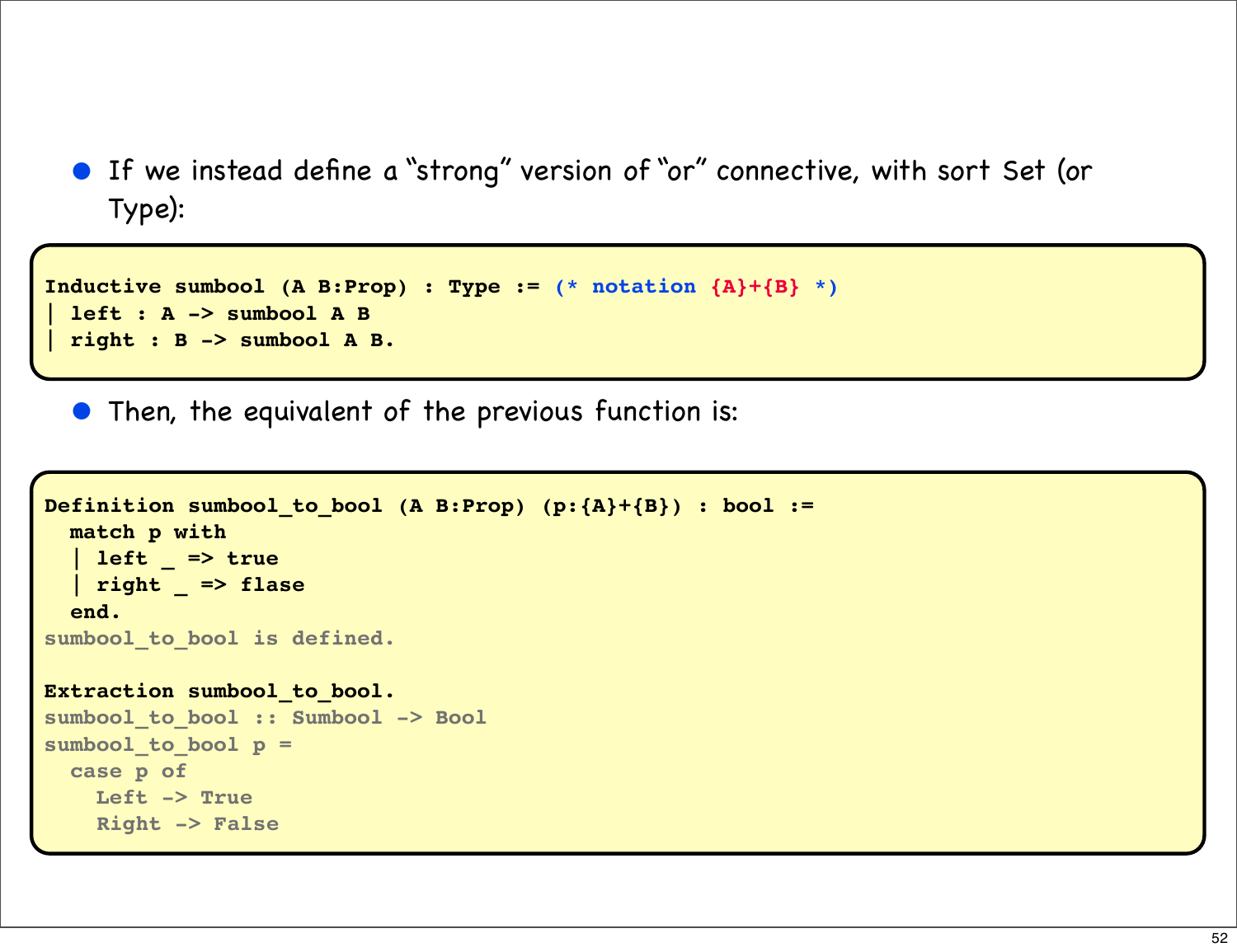- If we instead define a "strong" version of "or" connective, with sort Set (or Type):

```
Inductive sumbool (A B:Prop) : Type := (* notation {A}+{B} *)
| left : A -> sumbool A B
| right : B -> sumbool A B.
```

- Then, the equivalent of the previous function is:

```
Definition sumbool_to_bool (A B:Prop) (p:{A}+{B}) : bool :=
  match p with
  | left _ => true
  | right _ => flase
  end.
sumbool_to_bool is defined.

Extraction sumbool_to_bool.
sumbool_to_bool :: Sumbool -> Bool
sumbool_to_bool p =
  case p of
    Left -> True
    Right -> False
```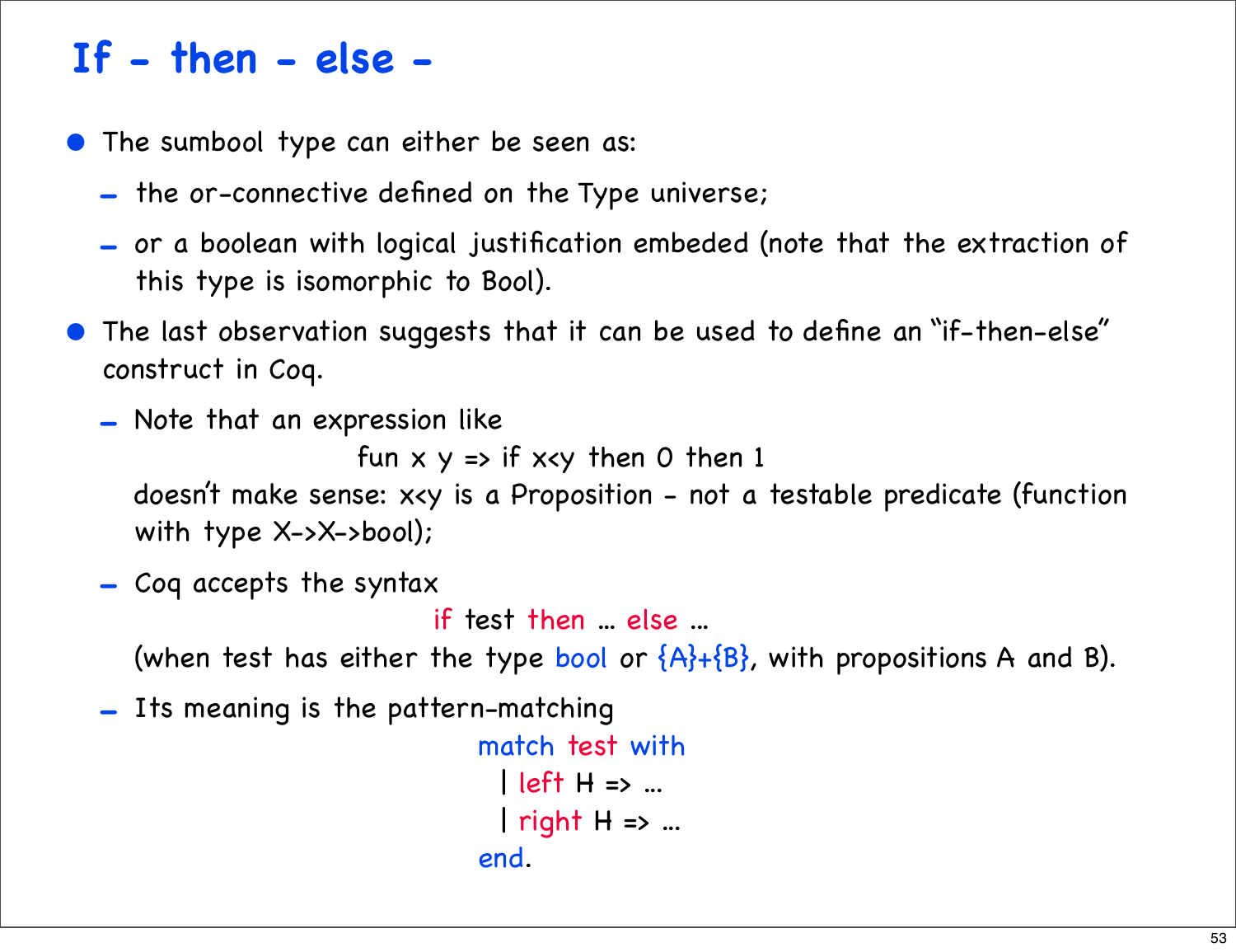# If - then - else -

- The sumbool type can either be seen as:
  - the or-connective defined on the Type universe;
  - or a boolean with logical justification embeded (note that the extraction of this type is isomorphic to Bool).
- The last observation suggests that it can be used to define an "if-then-else" construct in Coq.
  - Note that an expression like

    ```
    fun x y => if x<y then 0 then 1
    ```

    doesn't make sense: x<y is a Proposition - not a testable predicate (function with type X->X->bool);
  - Coq accepts the syntax

    ```
    if test then ... else ...
    ```

    (when test has either the type bool or {A}+{B}, with propositions A and B).
  - Its meaning is the pattern-matching

    ```
    match test with
      | left H => ...
      | right H => ...
    end.
    ```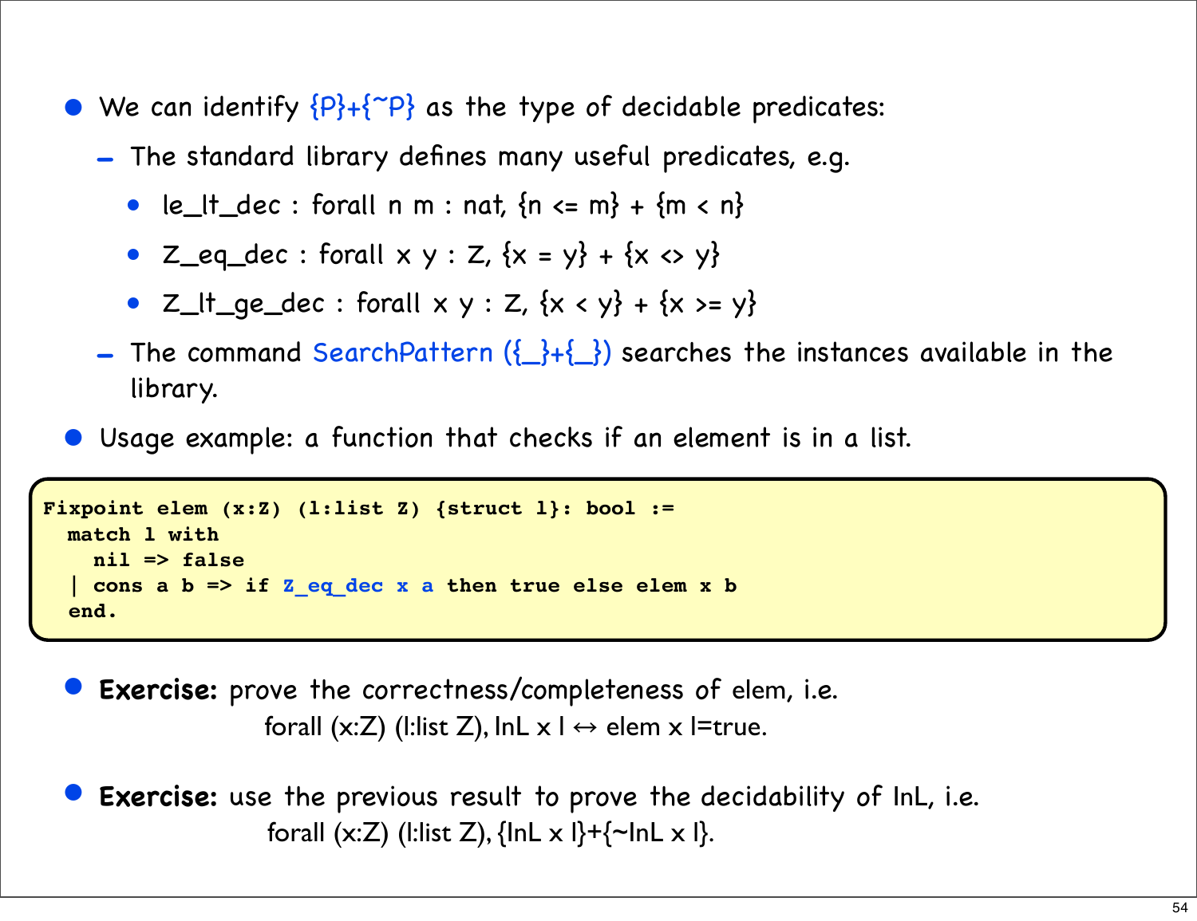- We can identify {P}+{~P} as the type of decidable predicates:
  - The standard library defines many useful predicates, e.g.
    - le_lt_dec : forall n m : nat, {n <= m} + {m < n}
    - Z_eq_dec : forall x y : Z, {x = y} + {x <> y}
    - Z_lt_ge_dec : forall x y : Z, {x < y} + {x >= y}
  - The command SearchPattern ({_}+{_}) searches the instances available in the library.
- Usage example: a function that checks if an element is in a list.

```
Fixpoint elem (x:Z) (l:list Z) {struct l}: bool :=
  match l with
    nil => false
  | cons a b => if Z_eq_dec x a then true else elem x b
  end.
```

- **Exercise:** prove the correctness/completeness of elem, i.e.

  forall (x:Z) (l:list Z), InL x l ↔ elem x l=true.

- **Exercise:** use the previous result to prove the decidability of InL, i.e.

  forall (x:Z) (l:list Z), {InL x l}+{~InL x l}.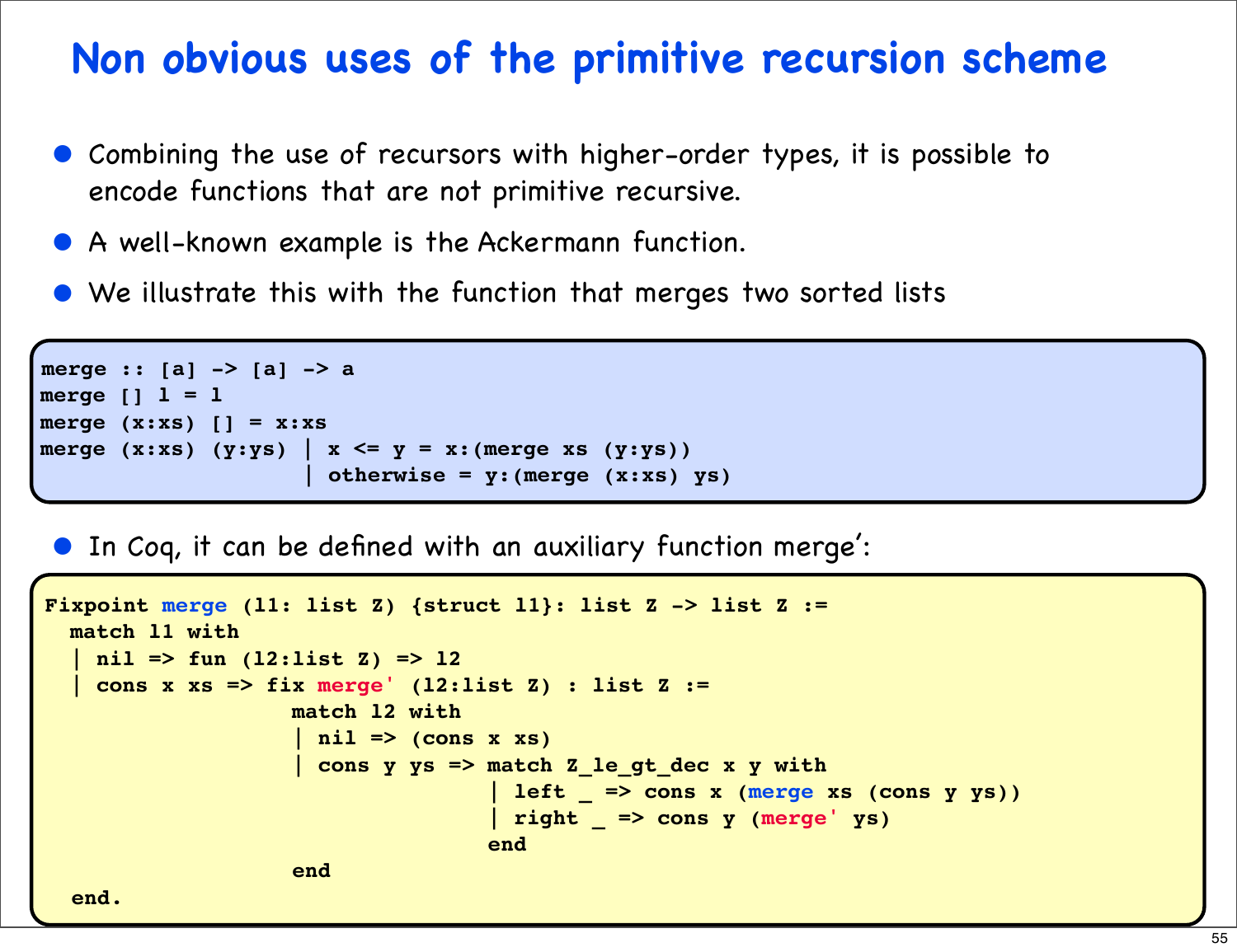# Non obvious uses of the primitive recursion scheme

- Combining the use of recursors with higher-order types, it is possible to encode functions that are not primitive recursive.
- A well-known example is the Ackermann function.
- We illustrate this with the function that merges two sorted lists

```
merge :: [a] -> [a] -> a
merge [] l = l
merge (x:xs) [] = x:xs
merge (x:xs) (y:ys) | x <= y = x:(merge xs (y:ys))
                    | otherwise = y:(merge (x:xs) ys)
```

- In Coq, it can be defined with an auxiliary function merge':

```
Fixpoint merge (l1: list Z) {struct l1}: list Z -> list Z :=
  match l1 with
  | nil => fun (l2:list Z) => l2
  | cons x xs => fix merge' (l2:list Z) : list Z :=
                 match l2 with
                 | nil => (cons x xs)
                 | cons y ys => match Z_le_gt_dec x y with
                                | left _ => cons x (merge xs (cons y ys))
                                | right _ => cons y (merge' ys)
                                end
                 end
  end.
```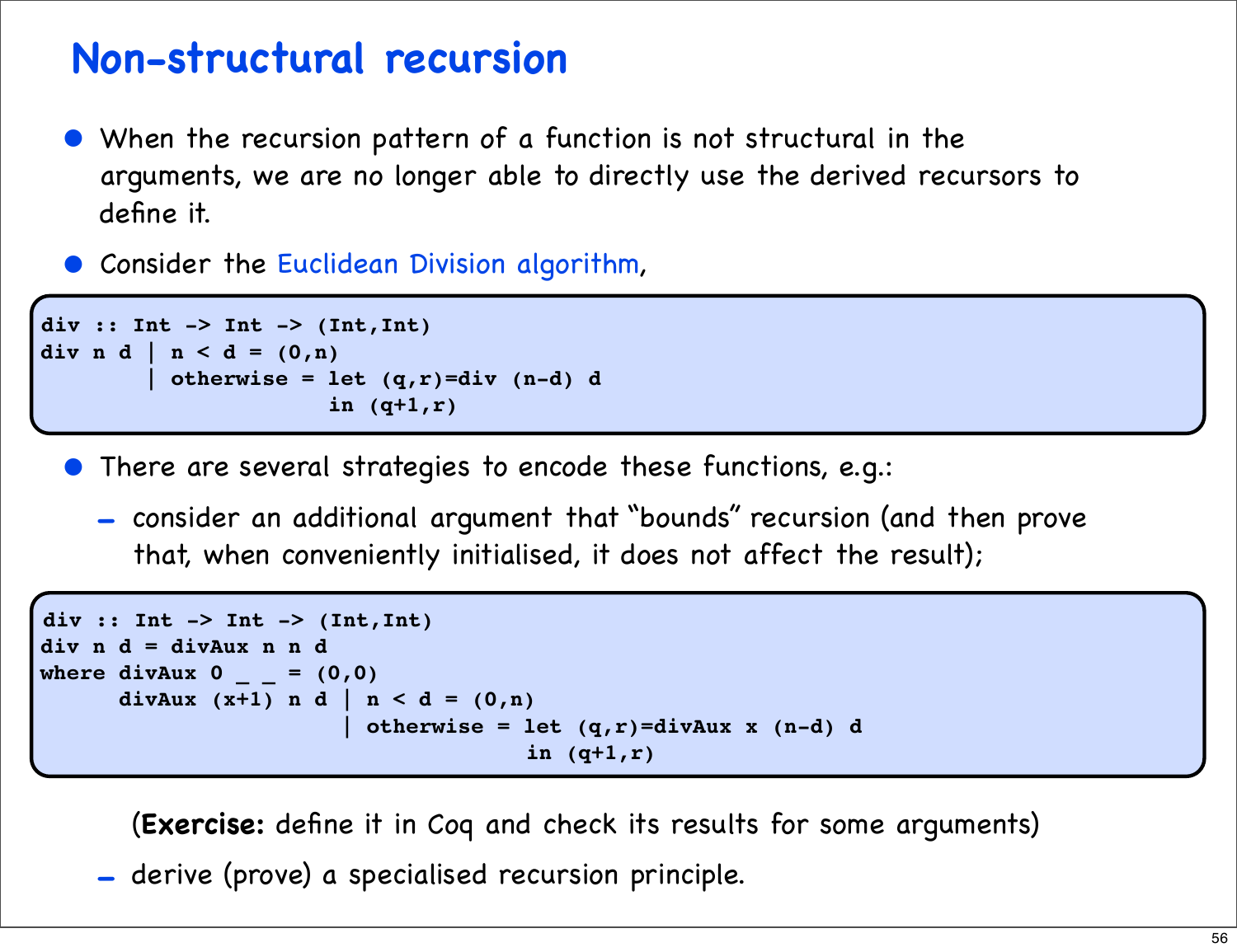# Non-structural recursion

- When the recursion pattern of a function is not structural in the arguments, we are no longer able to directly use the derived recursors to define it.
- Consider the Euclidean Division algorithm,

```
div :: Int -> Int -> (Int,Int)
div n d | n < d = (0,n)
        | otherwise = let (q,r)=div (n-d) d
                      in (q+1,r)
```

- There are several strategies to encode these functions, e.g.:
  - consider an additional argument that "bounds" recursion (and then prove that, when conveniently initialised, it does not affect the result);

```
div :: Int -> Int -> (Int,Int)
div n d = divAux n n d
where divAux 0 _ _ = (0,0)
      divAux (x+1) n d | n < d = (0,n)
                       | otherwise = let (q,r)=divAux x (n-d) d
                                     in (q+1,r)
```

    (**Exercise:** define it in Coq and check its results for some arguments)

  - derive (prove) a specialised recursion principle.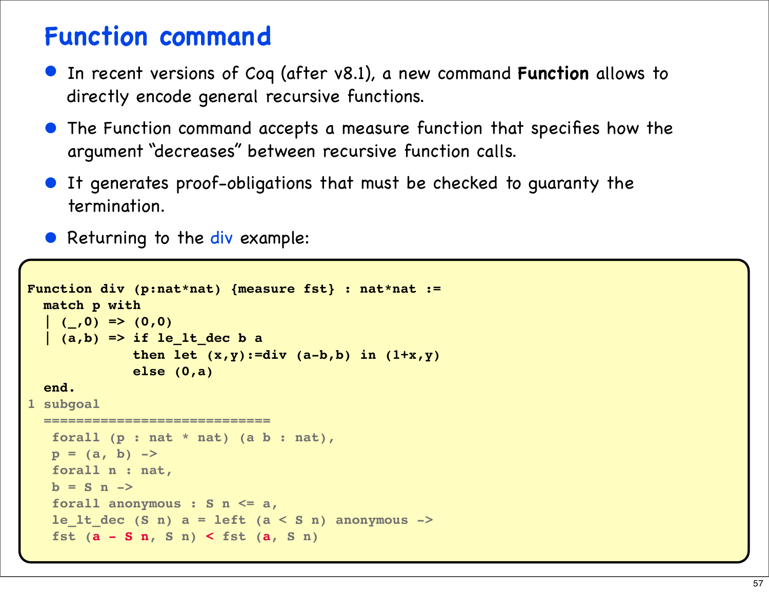# Function command

- In recent versions of Coq (after v8.1), a new command **Function** allows to directly encode general recursive functions.
- The Function command accepts a measure function that specifies how the argument "decreases" between recursive function calls.
- It generates proof-obligations that must be checked to guaranty the termination.
- Returning to the div example:

```
Function div (p:nat*nat) {measure fst} : nat*nat :=
  match p with
  | (_,0) => (0,0)
  | (a,b) => if le_lt_dec b a
             then let (x,y):=div (a-b,b) in (1+x,y)
             else (0,a)
  end.
1 subgoal
  ============================
   forall (p : nat * nat) (a b : nat),
   p = (a, b) ->
   forall n : nat,
   b = S n ->
   forall anonymous : S n <= a,
   le_lt_dec (S n) a = left (a < S n) anonymous ->
   fst (a - S n, S n) < fst (a, S n)
```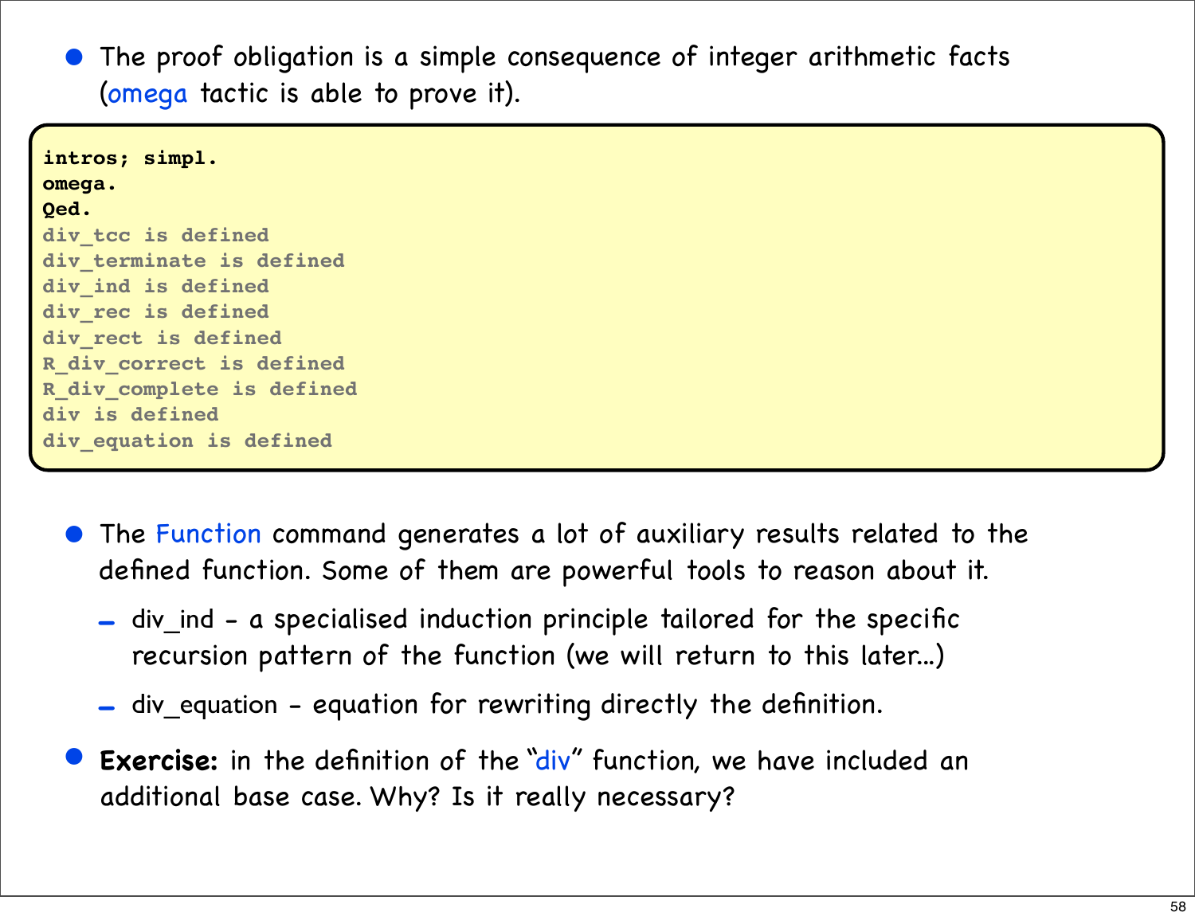- The proof obligation is a simple consequence of integer arithmetic facts (omega tactic is able to prove it).

```
intros; simpl.
omega.
Qed.
div_tcc is defined
div_terminate is defined
div_ind is defined
div_rec is defined
div_rect is defined
R_div_correct is defined
R_div_complete is defined
div is defined
div_equation is defined
```

- The Function command generates a lot of auxiliary results related to the defined function. Some of them are powerful tools to reason about it.
  - div_ind - a specialised induction principle tailored for the specific recursion pattern of the function (we will return to this later...)
  - div_equation - equation for rewriting directly the definition.
- **Exercise:** in the definition of the "div" function, we have included an additional base case. Why? Is it really necessary?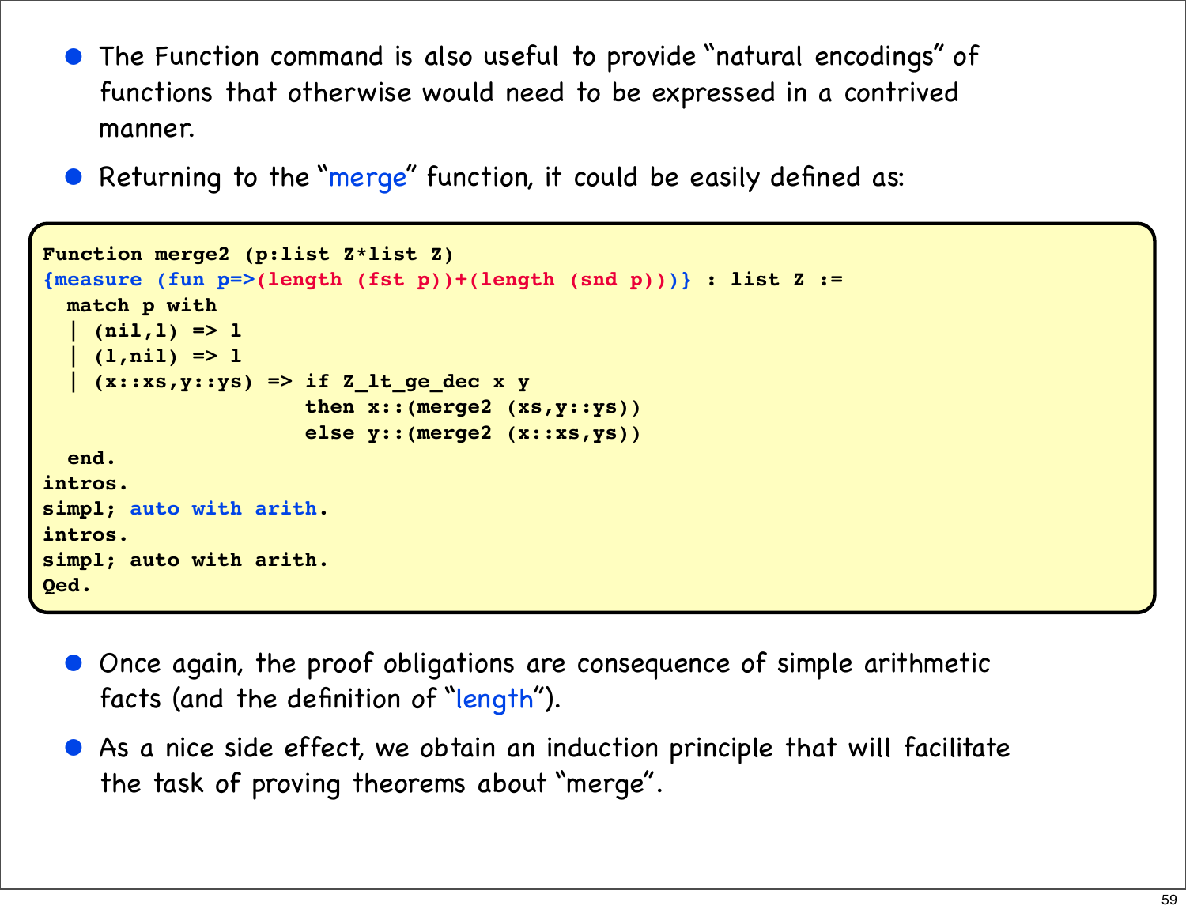- The Function command is also useful to provide "natural encodings" of functions that otherwise would need to be expressed in a contrived manner.
- Returning to the "merge" function, it could be easily defined as:

```
Function merge2 (p:list Z*list Z)
{measure (fun p=>(length (fst p))+(length (snd p)))} : list Z :=
  match p with
  | (nil,l) => l
  | (l,nil) => l
  | (x::xs,y::ys) => if Z_lt_ge_dec x y
                     then x::(merge2 (xs,y::ys))
                     else y::(merge2 (x::xs,ys))
  end.
intros.
simpl; auto with arith.
intros.
simpl; auto with arith.
Qed.
```

- Once again, the proof obligations are consequence of simple arithmetic facts (and the definition of "length").
- As a nice side effect, we obtain an induction principle that will facilitate the task of proving theorems about "merge".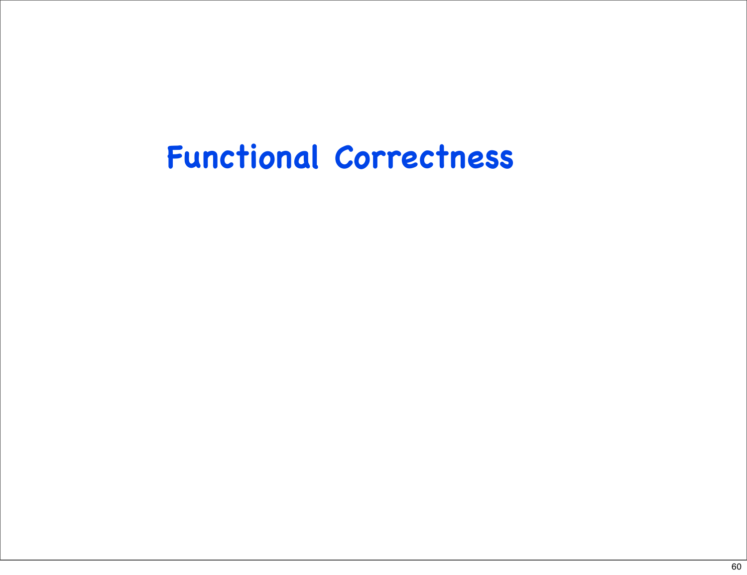# Functional Correctness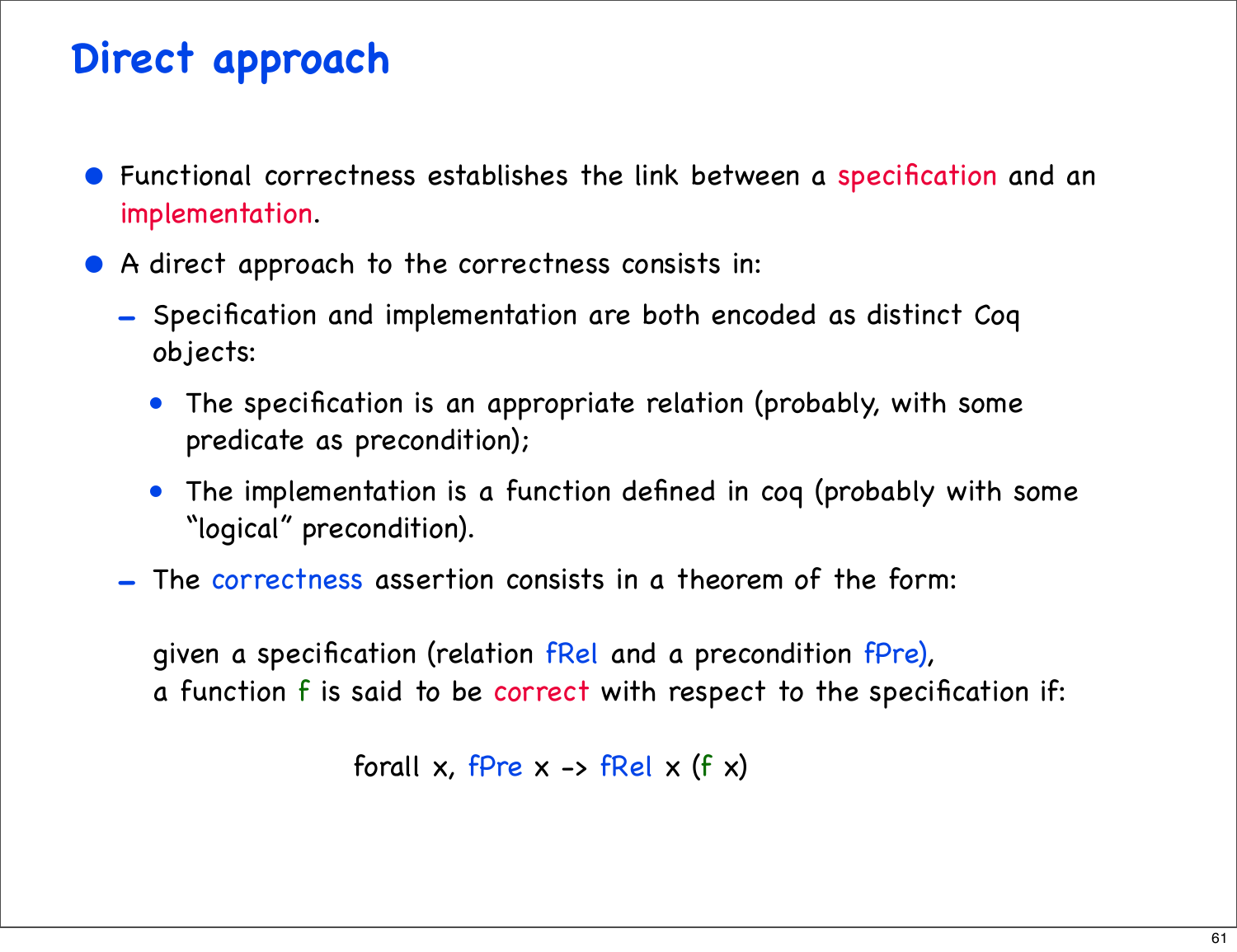# Direct approach

- Functional correctness establishes the link between a specification and an implementation.
- A direct approach to the correctness consists in:
  - Specification and implementation are both encoded as distinct Coq objects:
    - The specification is an appropriate relation (probably, with some predicate as precondition);
    - The implementation is a function defined in coq (probably with some "logical" precondition).
  - The correctness assertion consists in a theorem of the form:

    given a specification (relation fRel and a precondition fPre),
    a function f is said to be correct with respect to the specification if:

```
forall x, fPre x -> fRel x (f x)
```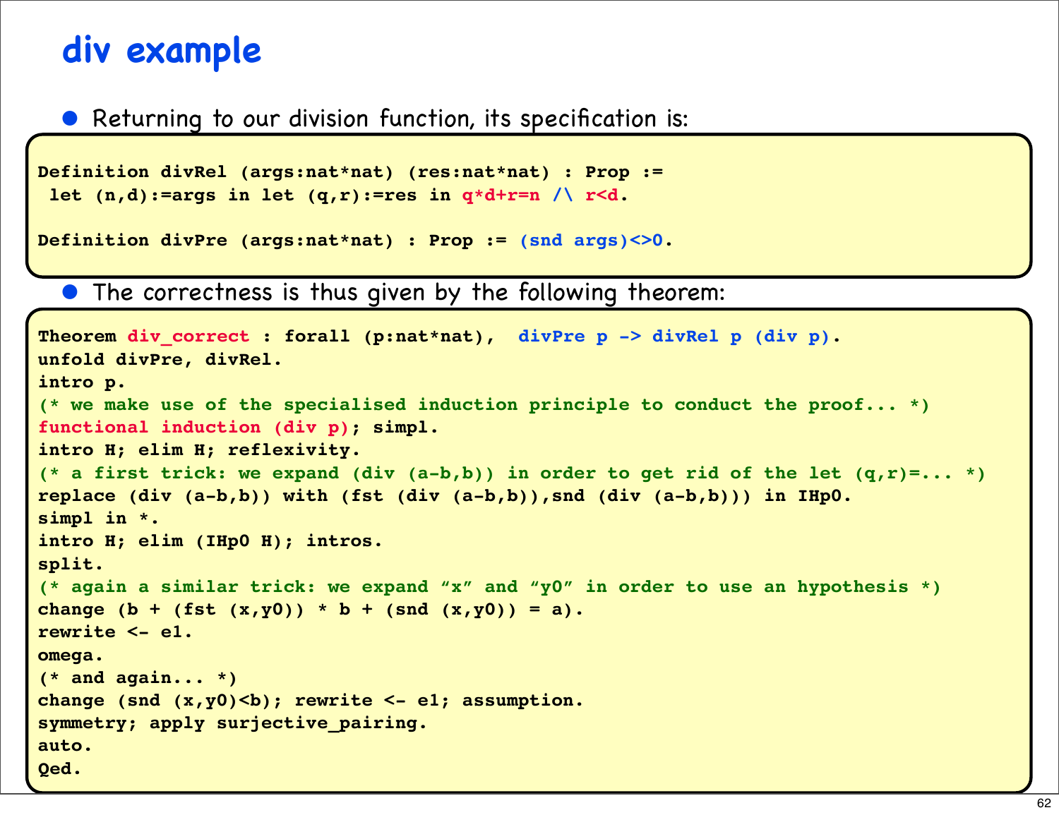# div example

- Returning to our division function, its specification is:

```
Definition divRel (args:nat*nat) (res:nat*nat) : Prop :=
 let (n,d):=args in let (q,r):=res in q*d+r=n /\ r<d.

Definition divPre (args:nat*nat) : Prop := (snd args)<>0.
```

- The correctness is thus given by the following theorem:

```
Theorem div_correct : forall (p:nat*nat),  divPre p -> divRel p (div p).
unfold divPre, divRel.
intro p.
(* we make use of the specialised induction principle to conduct the proof... *)
functional induction (div p); simpl.
intro H; elim H; reflexivity.
(* a first trick: we expand (div (a-b,b)) in order to get rid of the let (q,r)=... *)
replace (div (a-b,b)) with (fst (div (a-b,b)),snd (div (a-b,b))) in IHp0.
simpl in *.
intro H; elim (IHp0 H); intros.
split.
(* again a similar trick: we expand “x” and “y0” in order to use an hypothesis *)
change (b + (fst (x,y0)) * b + (snd (x,y0)) = a).
rewrite <- e1.
omega.
(* and again... *)
change (snd (x,y0)<b); rewrite <- e1; assumption.
symmetry; apply surjective_pairing.
auto.
Qed.
```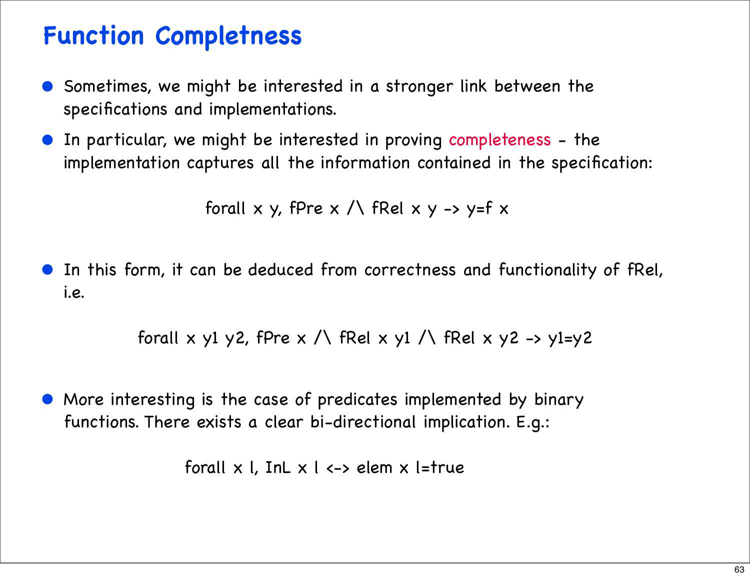# Function Completeness

- Sometimes, we might be interested in a stronger link between the specifications and implementations.
- In particular, we might be interested in proving completeness - the implementation captures all the information contained in the specification:

```
forall x y, fPre x /\ fRel x y -> y=f x
```

- In this form, it can be deduced from correctness and functionality of fRel, i.e.

```
forall x y1 y2, fPre x /\ fRel x y1 /\ fRel x y2 -> y1=y2
```

- More interesting is the case of predicates implemented by binary functions. There exists a clear bi-directional implication. E.g.:

```
forall x l, InL x l <-> elem x l=true
```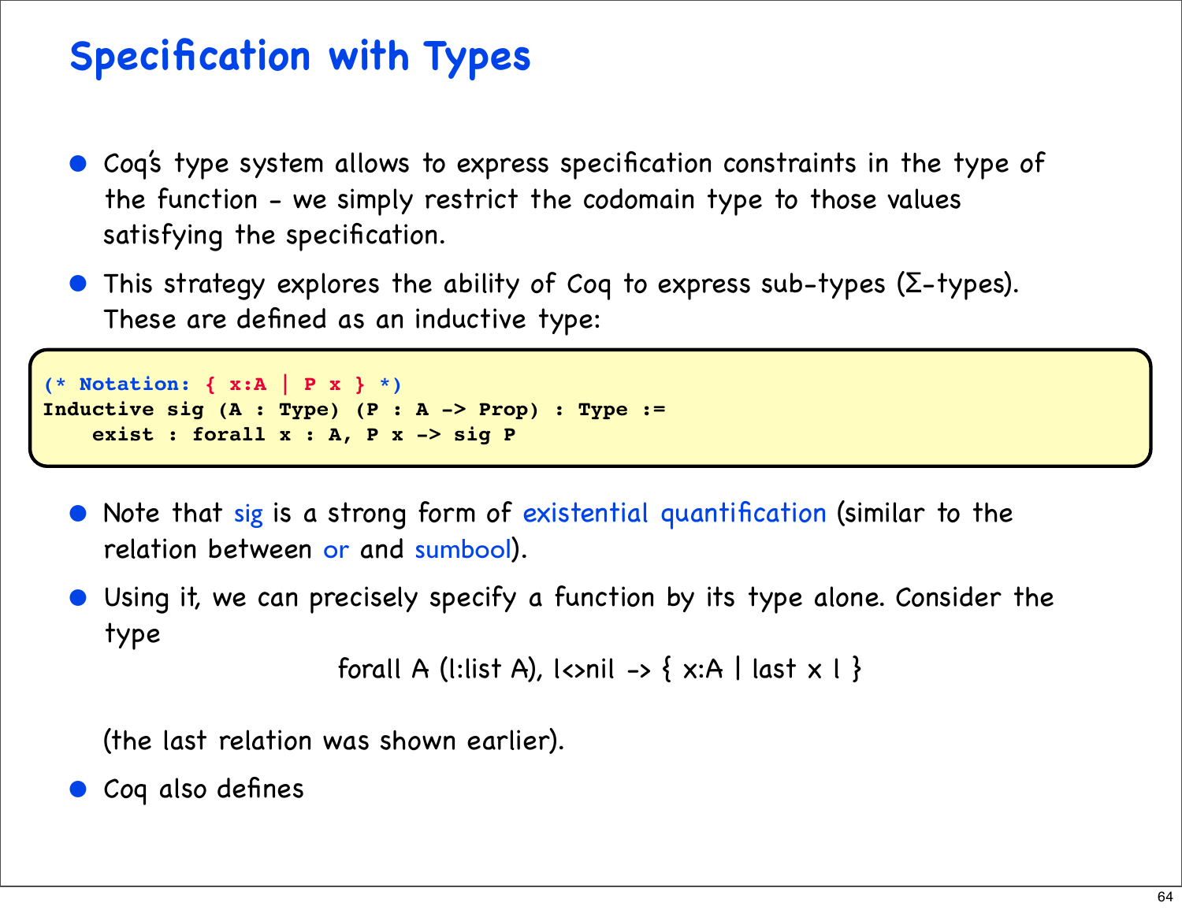# Specification with Types

- Coq's type system allows to express specification constraints in the type of the function - we simply restrict the codomain type to those values satisfying the specification.
- This strategy explores the ability of Coq to express sub-types (Σ-types). These are defined as an inductive type:

```
(* Notation: { x:A | P x } *)
Inductive sig (A : Type) (P : A -> Prop) : Type :=
    exist : forall x : A, P x -> sig P
```

- Note that sig is a strong form of existential quantification (similar to the relation between or and sumbool).
- Using it, we can precisely specify a function by its type alone. Consider the type

  forall A (l:list A), l<>nil -> { x:A | last x l }

  (the last relation was shown earlier).
- Coq also defines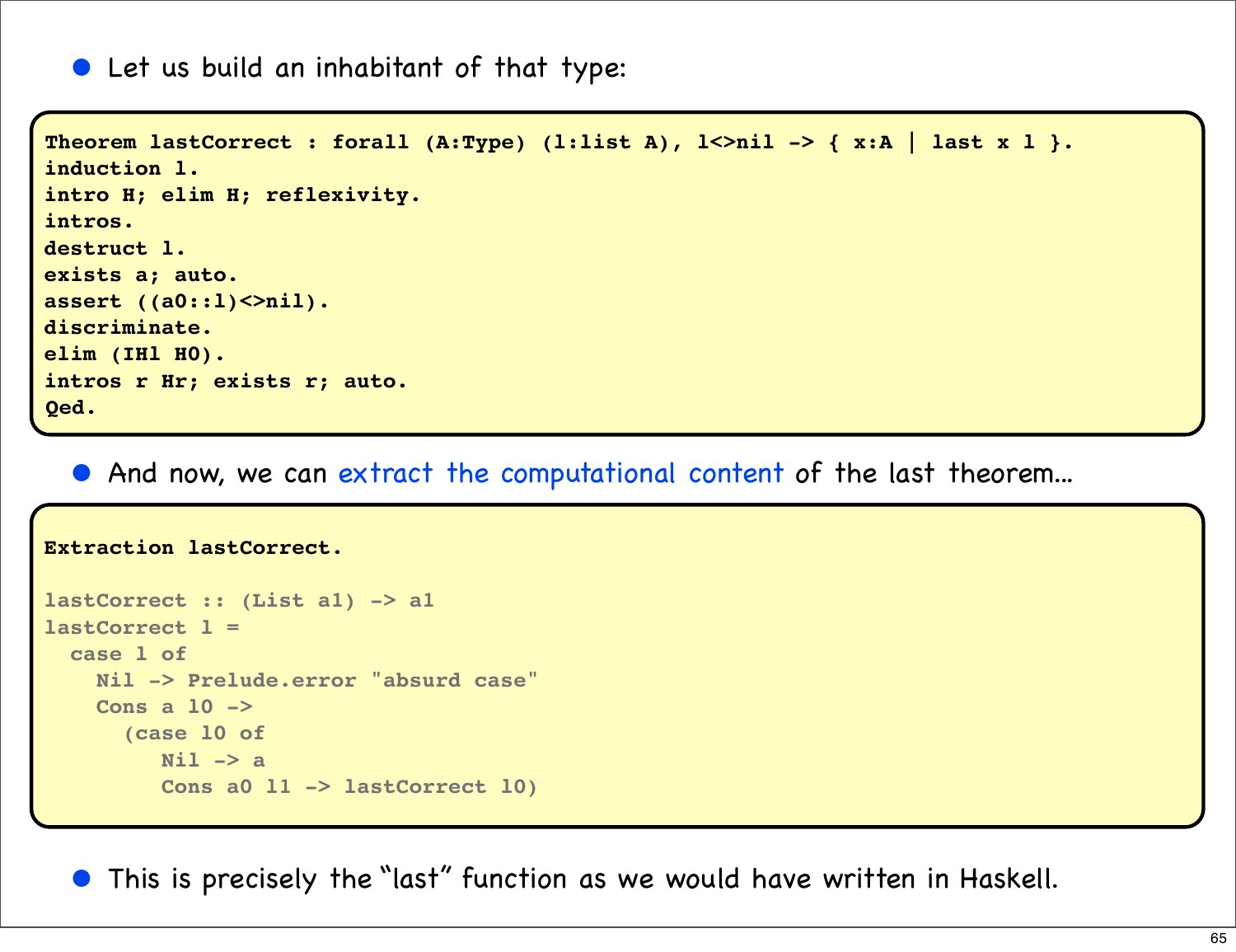- Let us build an inhabitant of that type:

```
Theorem lastCorrect : forall (A:Type) (l:list A), l<>nil -> { x:A | last x l }.
induction l.
intro H; elim H; reflexivity.
intros.
destruct l.
exists a; auto.
assert ((a0::l)<>nil).
discriminate.
elim (IHl H0).
intros r Hr; exists r; auto.
Qed.
```

- And now, we can extract the computational content of the last theorem...

```
Extraction lastCorrect.

lastCorrect :: (List a1) -> a1
lastCorrect l =
  case l of
    Nil -> Prelude.error "absurd case"
    Cons a l0 ->
      (case l0 of
         Nil -> a
         Cons a0 l1 -> lastCorrect l0)
```

- This is precisely the "last" function as we would have written in Haskell.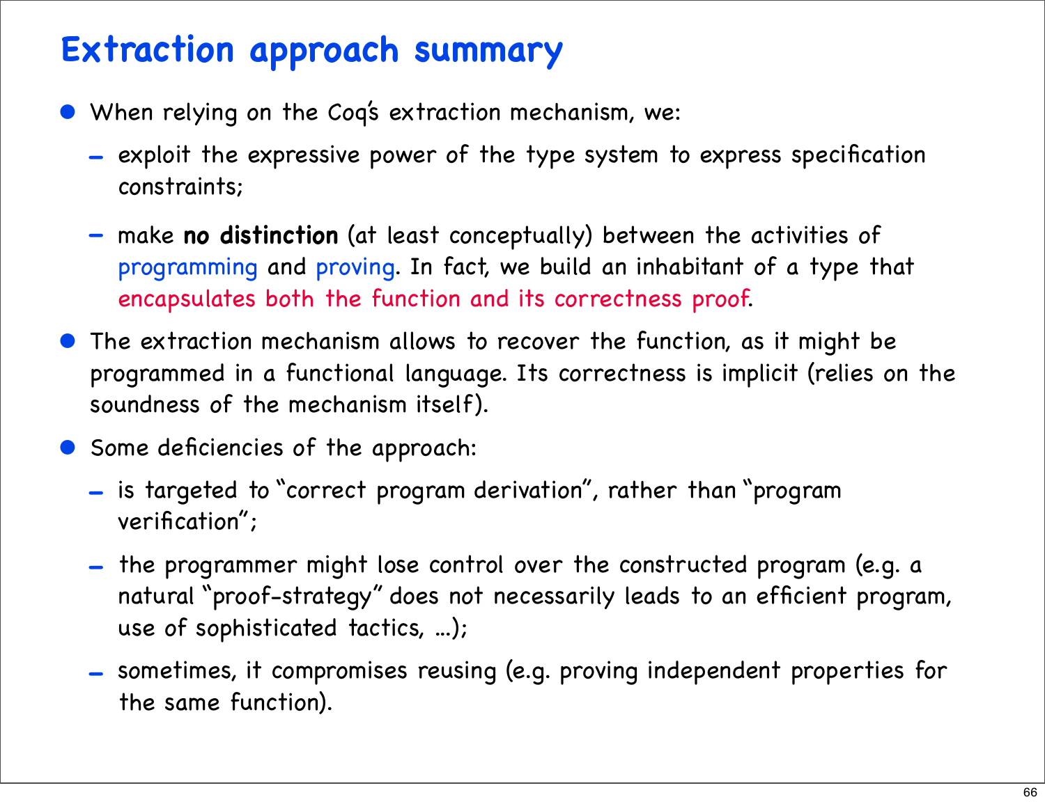# Extraction approach summary

- When relying on the Coq's extraction mechanism, we:
  - exploit the expressive power of the type system to express specification constraints;
  - make **no distinction** (at least conceptually) between the activities of programming and proving. In fact, we build an inhabitant of a type that encapsulates both the function and its correctness proof.
- The extraction mechanism allows to recover the function, as it might be programmed in a functional language. Its correctness is implicit (relies on the soundness of the mechanism itself).
- Some deficiencies of the approach:
  - is targeted to "correct program derivation", rather than "program verification";
  - the programmer might lose control over the constructed program (e.g. a natural "proof-strategy" does not necessarily leads to an efficient program, use of sophisticated tactics, ...);
  - sometimes, it compromises reusing (e.g. proving independent properties for the same function).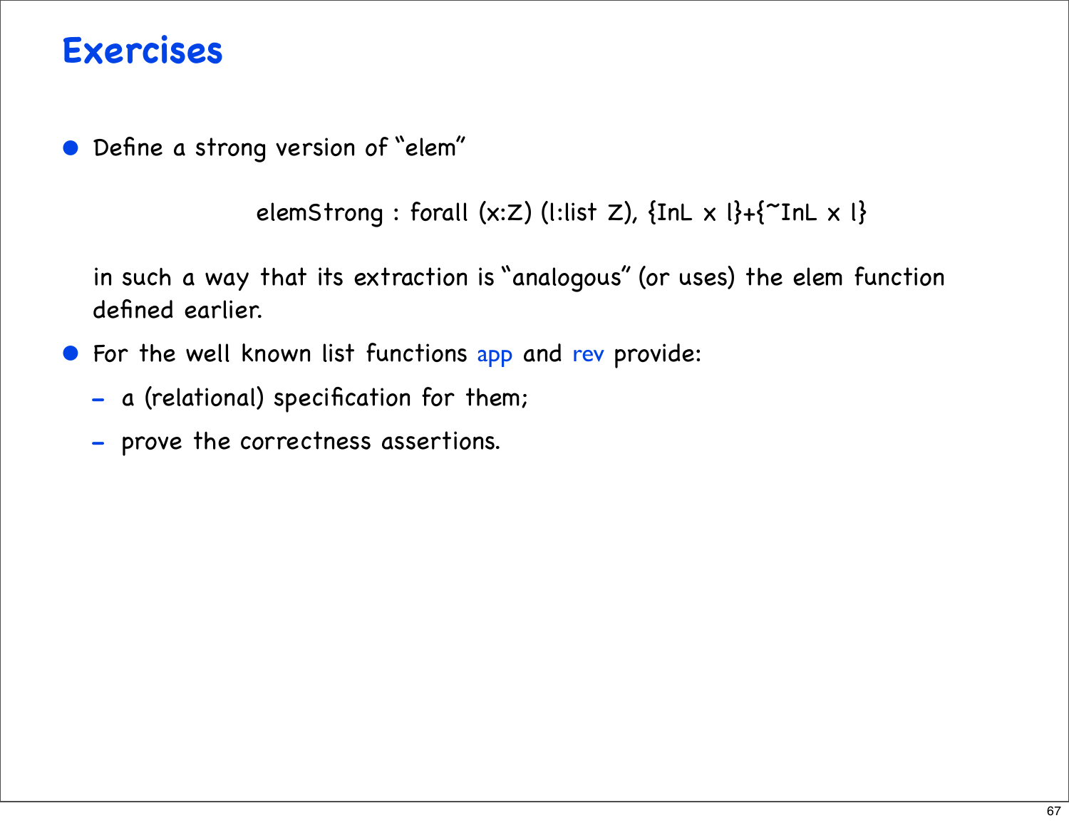# Exercises

- Define a strong version of "elem"

```
elemStrong : forall (x:Z) (l:list Z), {InL x l}+{~InL x l}
```

  in such a way that its extraction is "analogous" (or uses) the elem function defined earlier.

- For the well known list functions app and rev provide:
  - a (relational) specification for them;
  - prove the correctness assertions.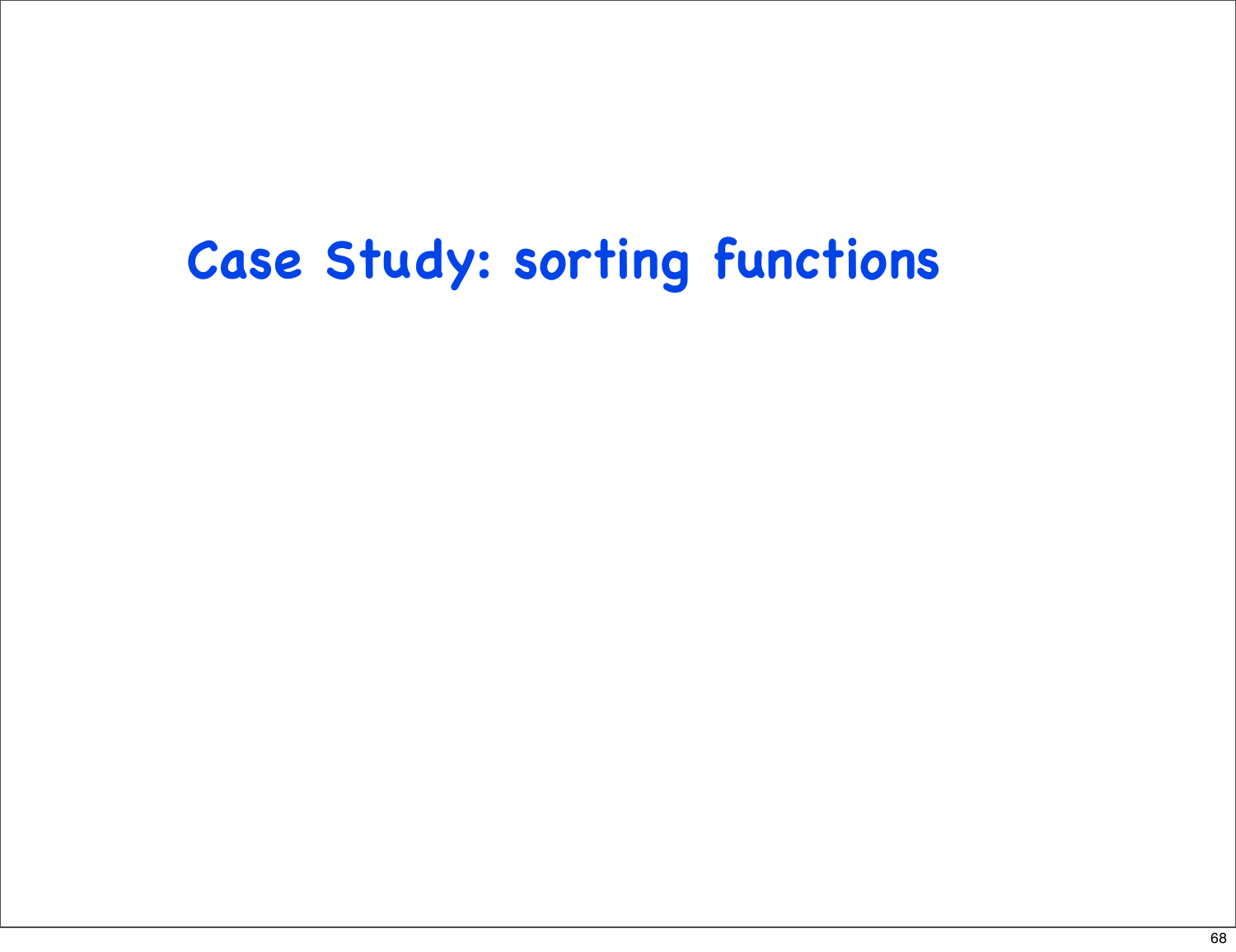# Case Study: sorting functions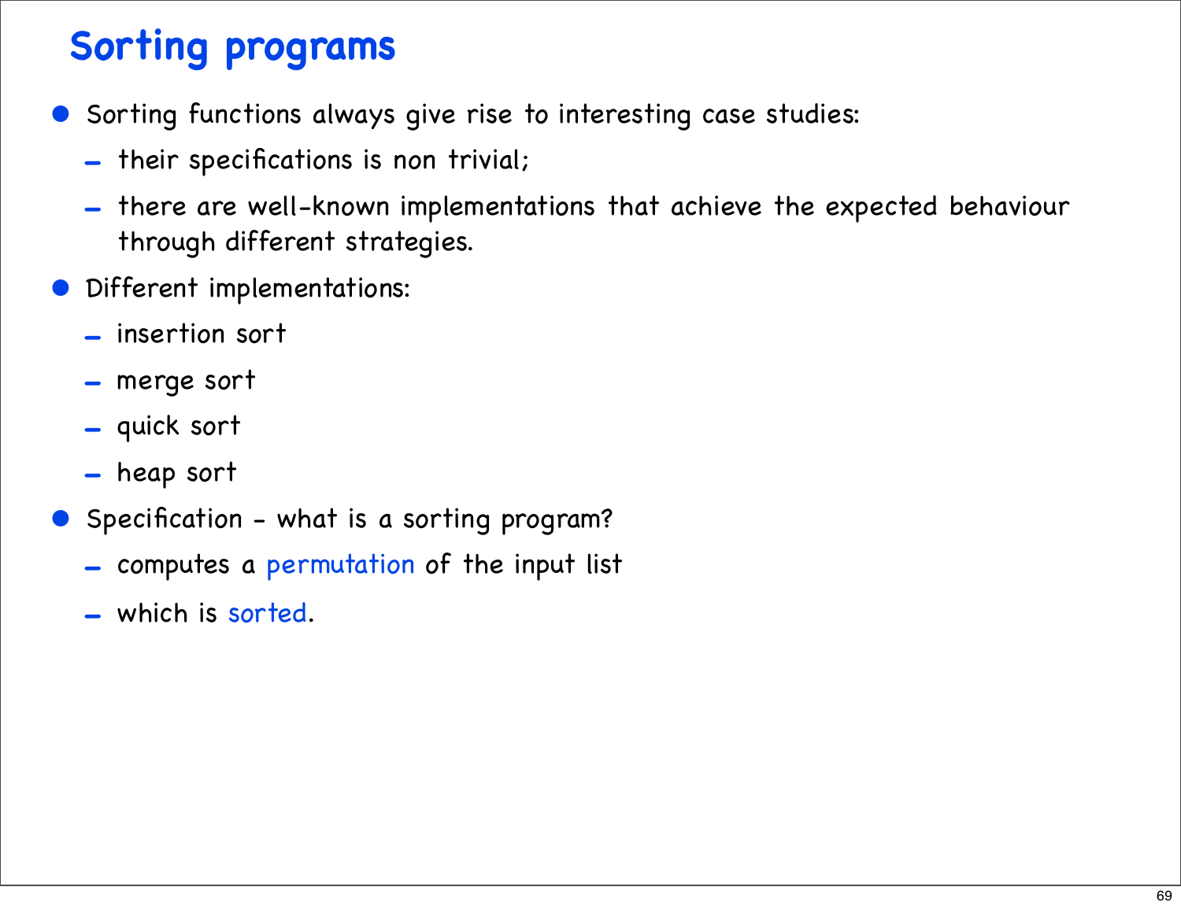# Sorting programs

- Sorting functions always give rise to interesting case studies:
  - their specifications is non trivial;
  - there are well-known implementations that achieve the expected behaviour through different strategies.
- Different implementations:
  - insertion sort
  - merge sort
  - quick sort
  - heap sort
- Specification - what is a sorting program?
  - computes a permutation of the input list
  - which is sorted.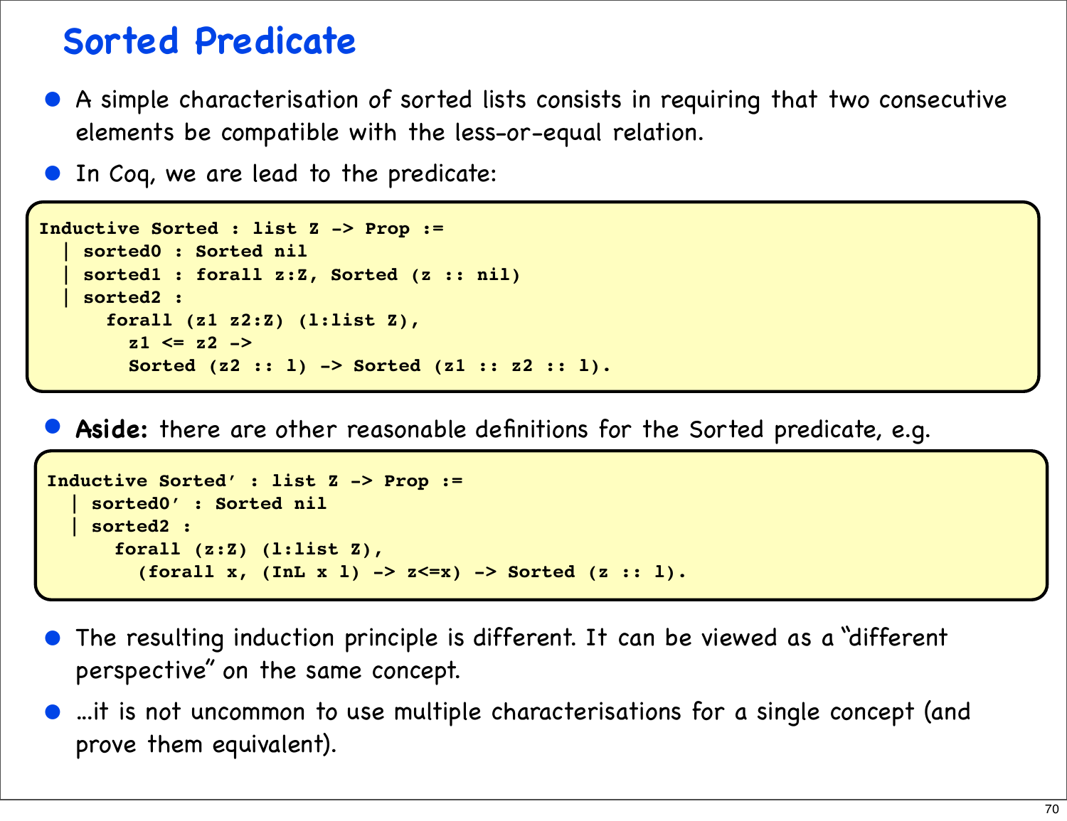# Sorted Predicate

- A simple characterisation of sorted lists consists in requiring that two consecutive elements be compatible with the less-or-equal relation.
- In Coq, we are lead to the predicate:

```
Inductive Sorted : list Z -> Prop :=
  | sorted0 : Sorted nil
  | sorted1 : forall z:Z, Sorted (z :: nil)
  | sorted2 :
      forall (z1 z2:Z) (l:list Z),
        z1 <= z2 ->
        Sorted (z2 :: l) -> Sorted (z1 :: z2 :: l).
```

- **Aside:** there are other reasonable definitions for the Sorted predicate, e.g.

```
Inductive Sorted' : list Z -> Prop :=
  | sorted0' : Sorted nil
  | sorted2 :
      forall (z:Z) (l:list Z),
        (forall x, (InL x l) -> z<=x) -> Sorted (z :: l).
```

- The resulting induction principle is different. It can be viewed as a "different perspective" on the same concept.
- ...it is not uncommon to use multiple characterisations for a single concept (and prove them equivalent).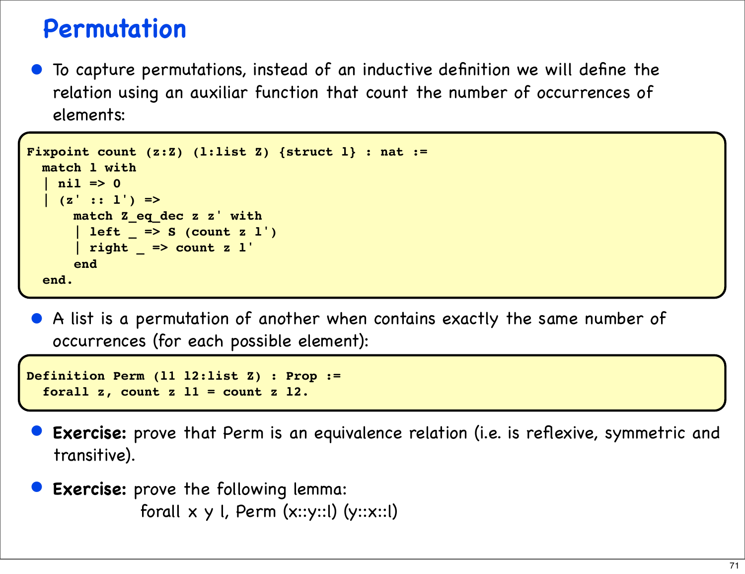# Permutation

- To capture permutations, instead of an inductive definition we will define the relation using an auxiliar function that count the number of occurrences of elements:

```
Fixpoint count (z:Z) (l:list Z) {struct l} : nat :=
  match l with
  | nil => 0
  | (z' :: l') =>
      match Z_eq_dec z z' with
      | left _ => S (count z l')
      | right _ => count z l'
      end
  end.
```

- A list is a permutation of another when contains exactly the same number of occurrences (for each possible element):

```
Definition Perm (l1 l2:list Z) : Prop :=
  forall z, count z l1 = count z l2.
```

- **Exercise:** prove that Perm is an equivalence relation (i.e. is reflexive, symmetric and transitive).

- **Exercise:** prove the following lemma:

  forall x y l, Perm (x::y::l) (y::x::l)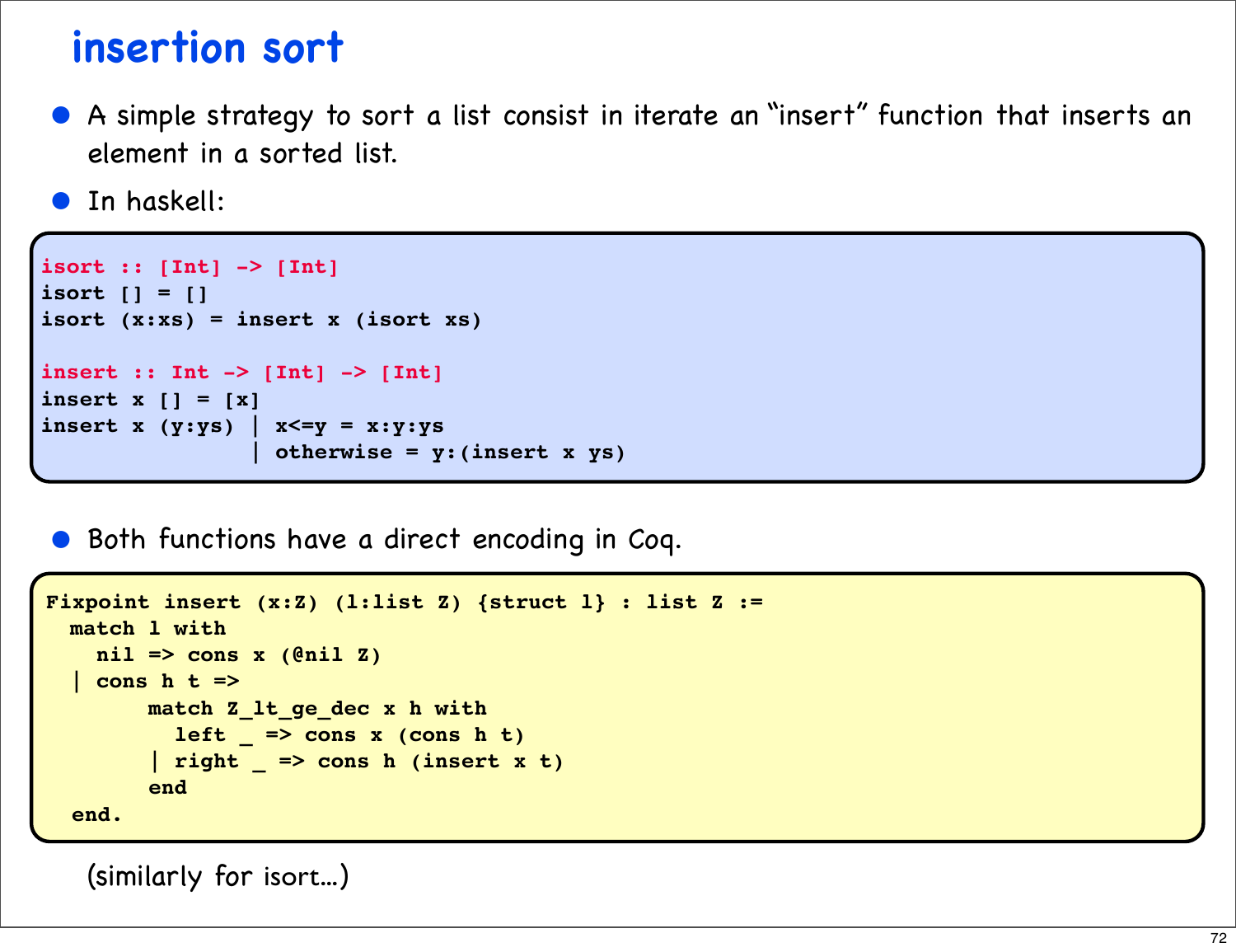# insertion sort

- A simple strategy to sort a list consist in iterate an "insert" function that inserts an element in a sorted list.
- In haskell:

```
isort :: [Int] -> [Int]
isort [] = []
isort (x:xs) = insert x (isort xs)

insert :: Int -> [Int] -> [Int]
insert x [] = [x]
insert x (y:ys) | x<=y = x:y:ys
                | otherwise = y:(insert x ys)
```

- Both functions have a direct encoding in Coq.

```
Fixpoint insert (x:Z) (l:list Z) {struct l} : list Z :=
  match l with
    nil => cons x (@nil Z)
  | cons h t =>
        match Z_lt_ge_dec x h with
          left _ => cons x (cons h t)
        | right _ => cons h (insert x t)
        end
  end.
```

(similarly for isort...)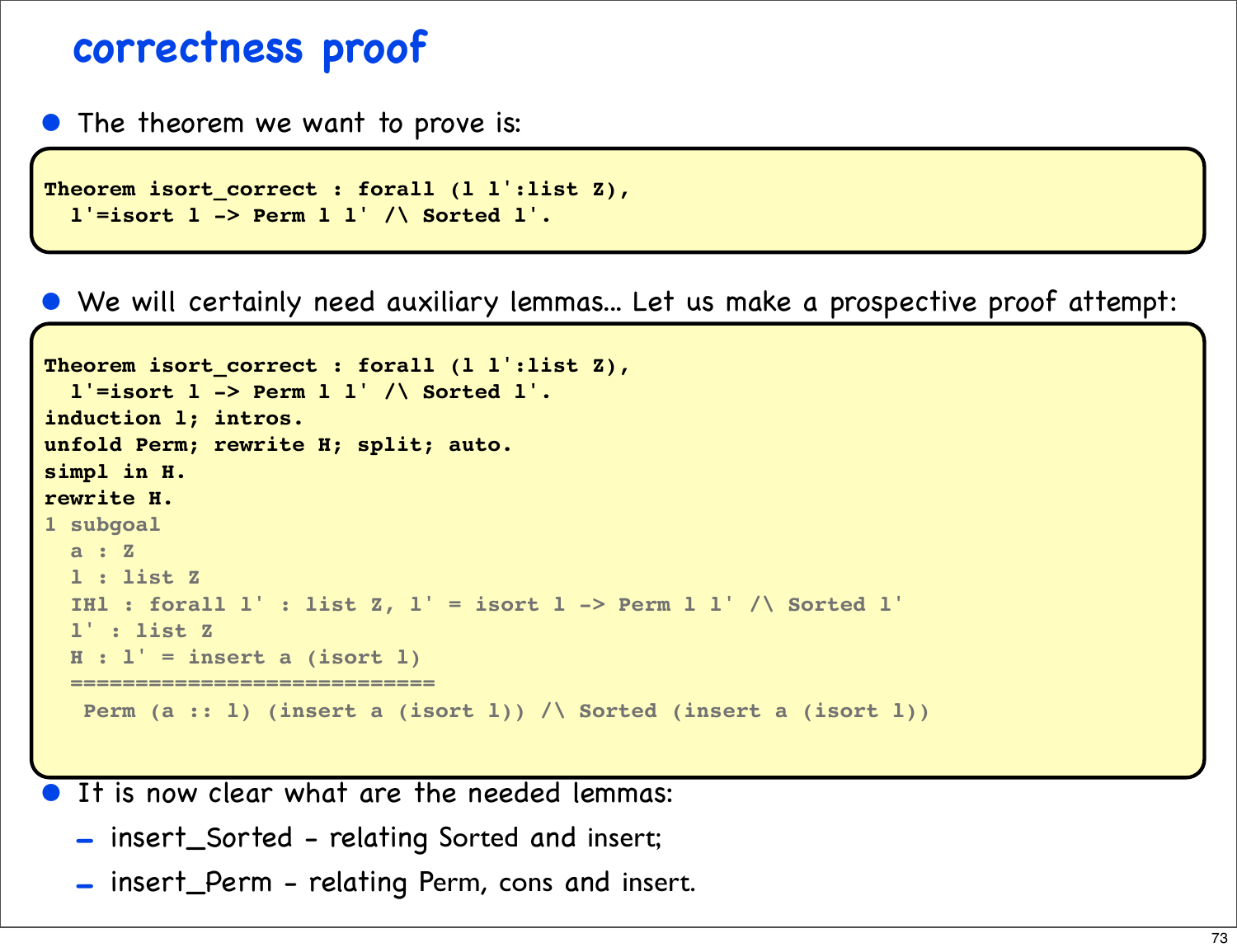# correctness proof

- The theorem we want to prove is:

```
Theorem isort_correct : forall (l l':list Z),
  l'=isort l -> Perm l l' /\ Sorted l'.
```

- We will certainly need auxiliary lemmas... Let us make a prospective proof attempt:

```
Theorem isort_correct : forall (l l':list Z),
  l'=isort l -> Perm l l' /\ Sorted l'.
induction l; intros.
unfold Perm; rewrite H; split; auto.
simpl in H.
rewrite H.
1 subgoal
  a : Z
  l : list Z
  IHl : forall l' : list Z, l' = isort l -> Perm l l' /\ Sorted l'
  l' : list Z
  H : l' = insert a (isort l)
  ============================
   Perm (a :: l) (insert a (isort l)) /\ Sorted (insert a (isort l))
```

- It is now clear what are the needed lemmas:
  - insert_Sorted - relating Sorted and insert;
  - insert_Perm - relating Perm, cons and insert.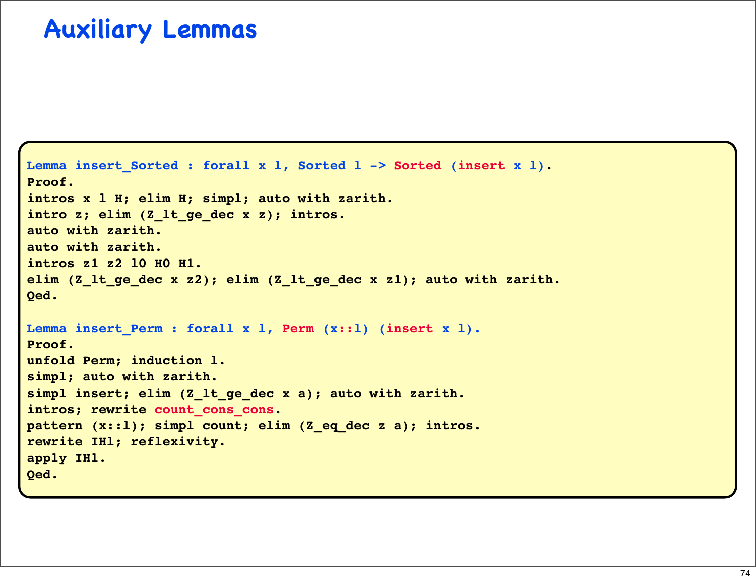# Auxiliary Lemmas

```
Lemma insert_Sorted : forall x l, Sorted l -> Sorted (insert x l).
Proof.
intros x l H; elim H; simpl; auto with zarith.
intro z; elim (Z_lt_ge_dec x z); intros.
auto with zarith.
auto with zarith.
intros z1 z2 l0 H0 H1.
elim (Z_lt_ge_dec x z2); elim (Z_lt_ge_dec x z1); auto with zarith.
Qed.

Lemma insert_Perm : forall x l, Perm (x::l) (insert x l).
Proof.
unfold Perm; induction l.
simpl; auto with zarith.
simpl insert; elim (Z_lt_ge_dec x a); auto with zarith.
intros; rewrite count_cons_cons.
pattern (x::l); simpl count; elim (Z_eq_dec z a); intros.
rewrite IHl; reflexivity.
apply IHl.
Qed.
```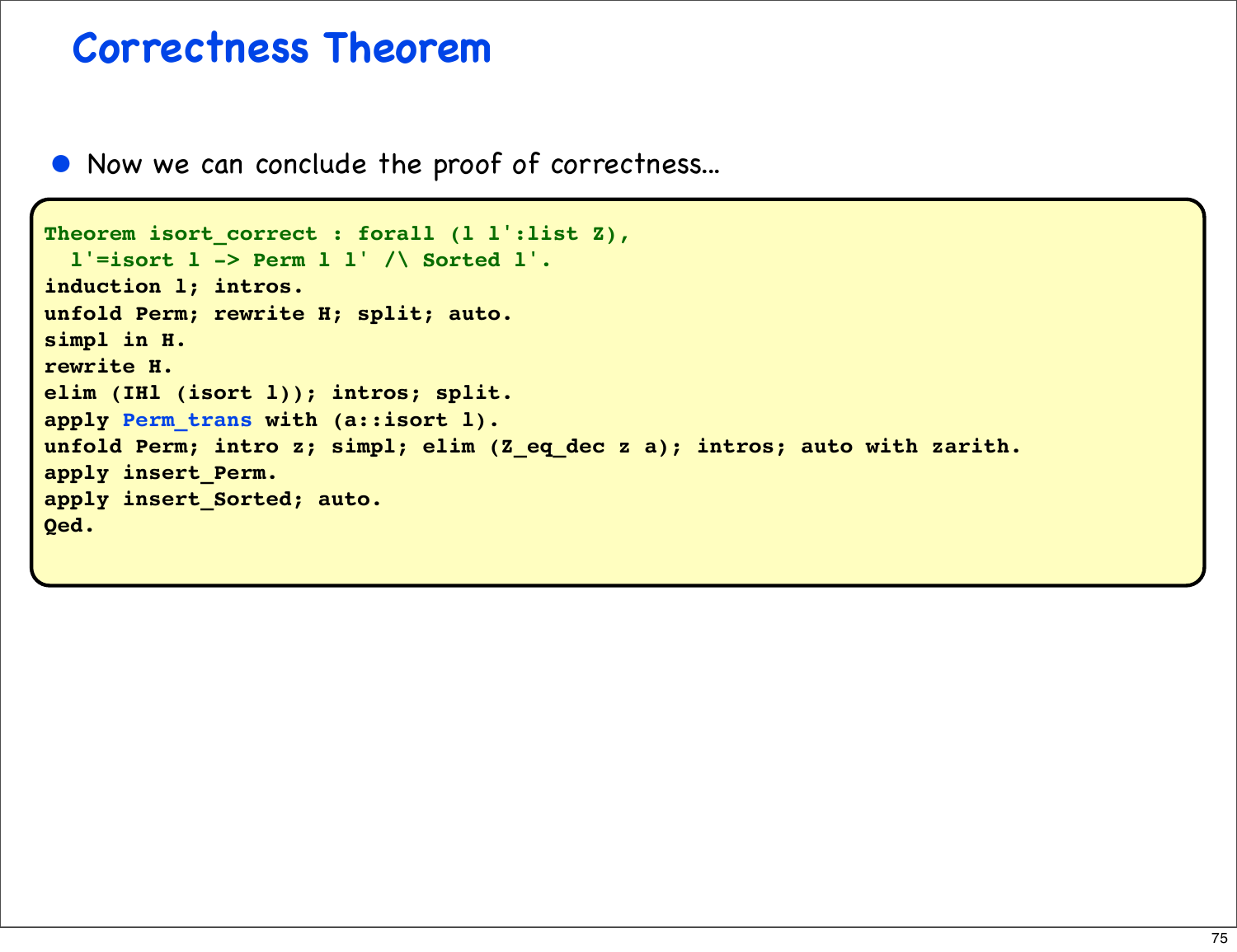# Correctness Theorem

- Now we can conclude the proof of correctness...

```
Theorem isort_correct : forall (l l':list Z),
  l'=isort l -> Perm l l' /\ Sorted l'.
induction l; intros.
unfold Perm; rewrite H; split; auto.
simpl in H.
rewrite H.
elim (IHl (isort l)); intros; split.
apply Perm_trans with (a::isort l).
unfold Perm; intro z; simpl; elim (Z_eq_dec z a); intros; auto with zarith.
apply insert_Perm.
apply insert_Sorted; auto.
Qed.
```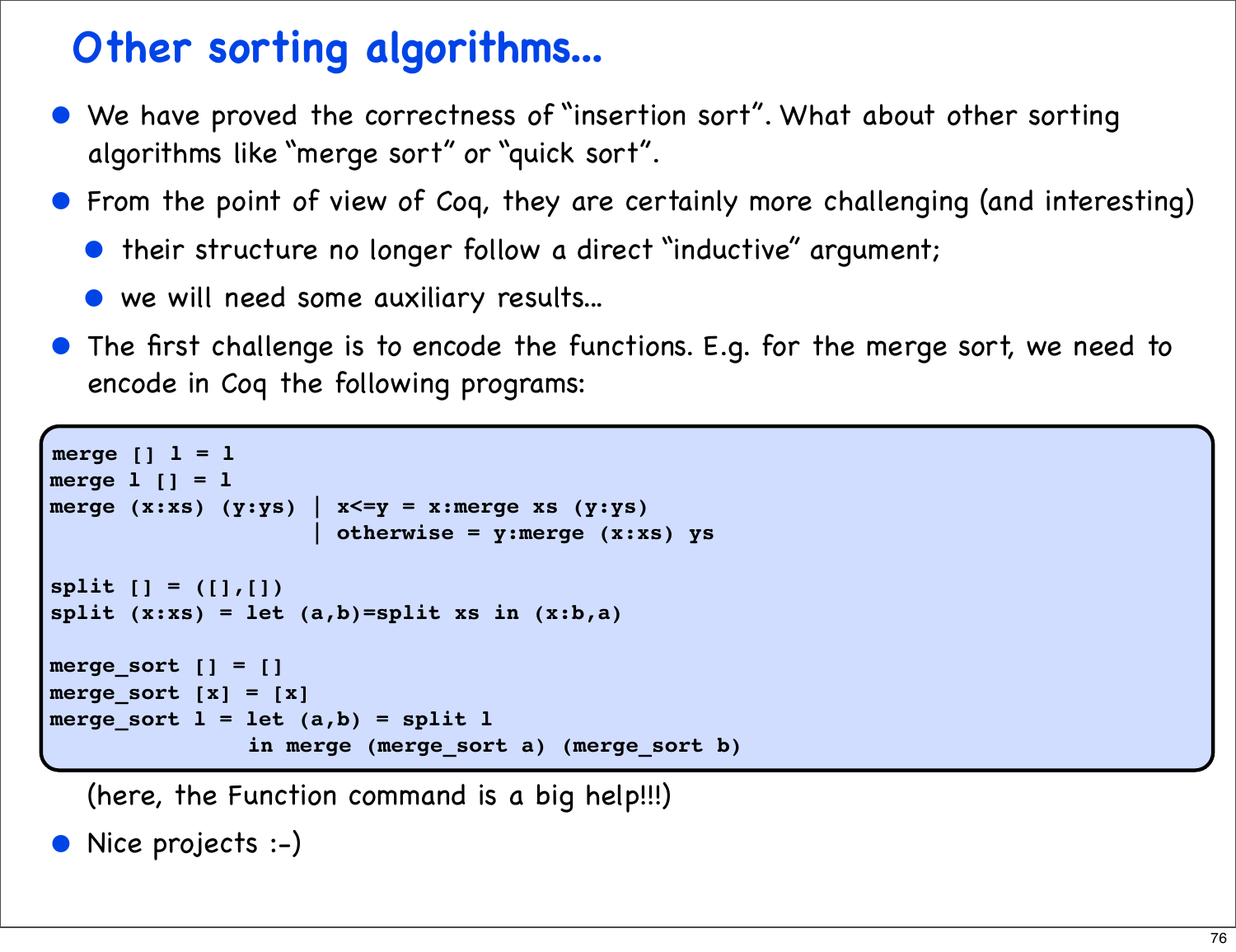# Other sorting algorithms...

- We have proved the correctness of "insertion sort". What about other sorting algorithms like "merge sort" or "quick sort".
- From the point of view of Coq, they are certainly more challenging (and interesting)
  - their structure no longer follow a direct "inductive" argument;
  - we will need some auxiliary results...
- The first challenge is to encode the functions. E.g. for the merge sort, we need to encode in Coq the following programs:

```
merge [] l = l
merge l [] = l
merge (x:xs) (y:ys) | x<=y = x:merge xs (y:ys)
                    | otherwise = y:merge (x:xs) ys

split [] = ([],[])
split (x:xs) = let (a,b)=split xs in (x:b,a)

merge_sort [] = []
merge_sort [x] = [x]
merge_sort l = let (a,b) = split l
               in merge (merge_sort a) (merge_sort b)
```

  (here, the Function command is a big help!!!)

- Nice projects :-)